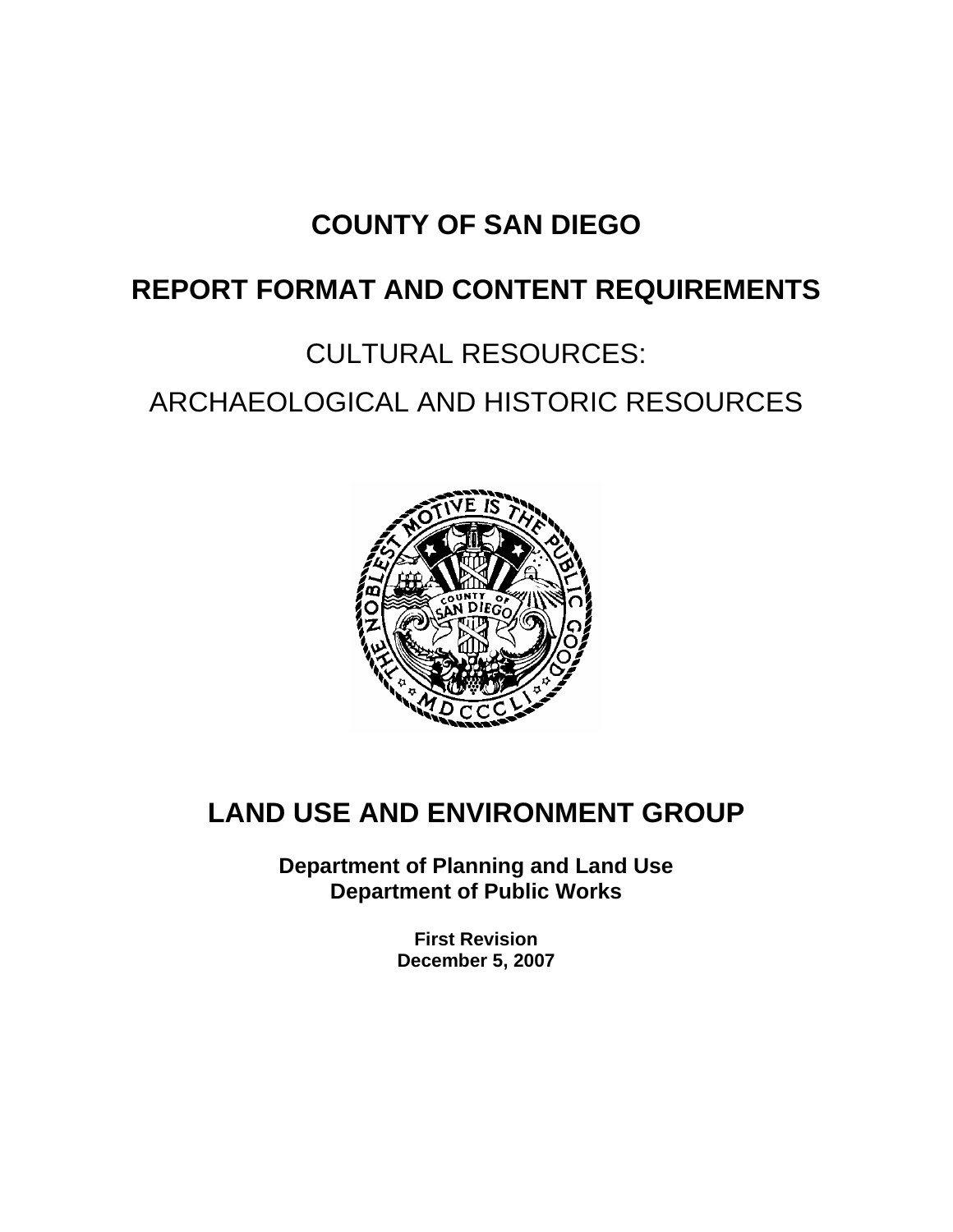# COUNTY OF SAN DIEGO

# REPORT FORMAT AND CONTENT REQUIREMENTS

CULTURAL RESOURCES:

ARCHAEOLOGICAL AND HISTORIC RESOURCES

## LAND USE AND ENVIRONMENT GROUP

**Department of Planning and Land Use**
**Department of Public Works**

**First Revision**
**December 5, 2007**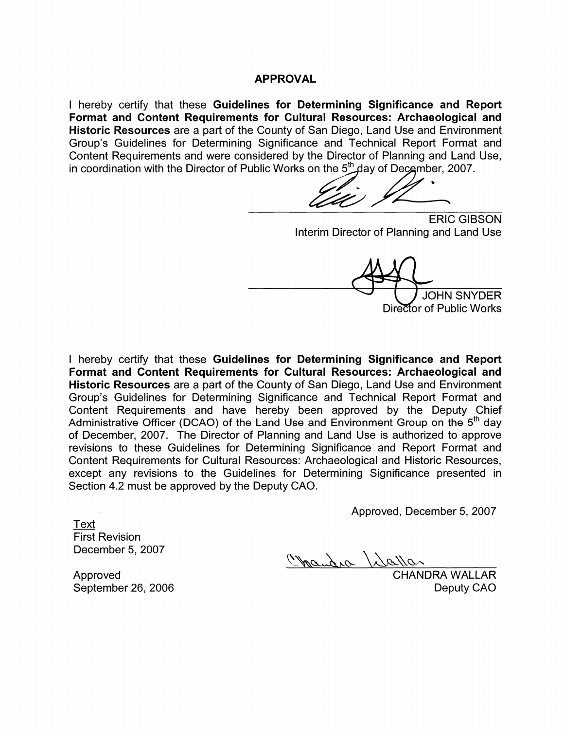# APPROVAL

I hereby certify that these **Guidelines for Determining Significance and Report Format and Content Requirements for Cultural Resources: Archaeological and Historic Resources** are a part of the County of San Diego, Land Use and Environment Group's Guidelines for Determining Significance and Technical Report Format and Content Requirements and were considered by the Director of Planning and Land Use, in coordination with the Director of Public Works on the 5th day of December, 2007.

ERIC GIBSON
Interim Director of Planning and Land Use

JOHN SNYDER
Director of Public Works

I hereby certify that these **Guidelines for Determining Significance and Report Format and Content Requirements for Cultural Resources: Archaeological and Historic Resources** are a part of the County of San Diego, Land Use and Environment Group's Guidelines for Determining Significance and Technical Report Format and Content Requirements and have hereby been approved by the Deputy Chief Administrative Officer (DCAO) of the Land Use and Environment Group on the 5th day of December, 2007. The Director of Planning and Land Use is authorized to approve revisions to these Guidelines for Determining Significance and Report Format and Content Requirements for Cultural Resources: Archaeological and Historic Resources, except any revisions to the Guidelines for Determining Significance presented in Section 4.2 must be approved by the Deputy CAO.

Approved, December 5, 2007

<u>Text</u>
First Revision
December 5, 2007

Approved
September 26, 2006

CHANDRA WALLAR
Deputy CAO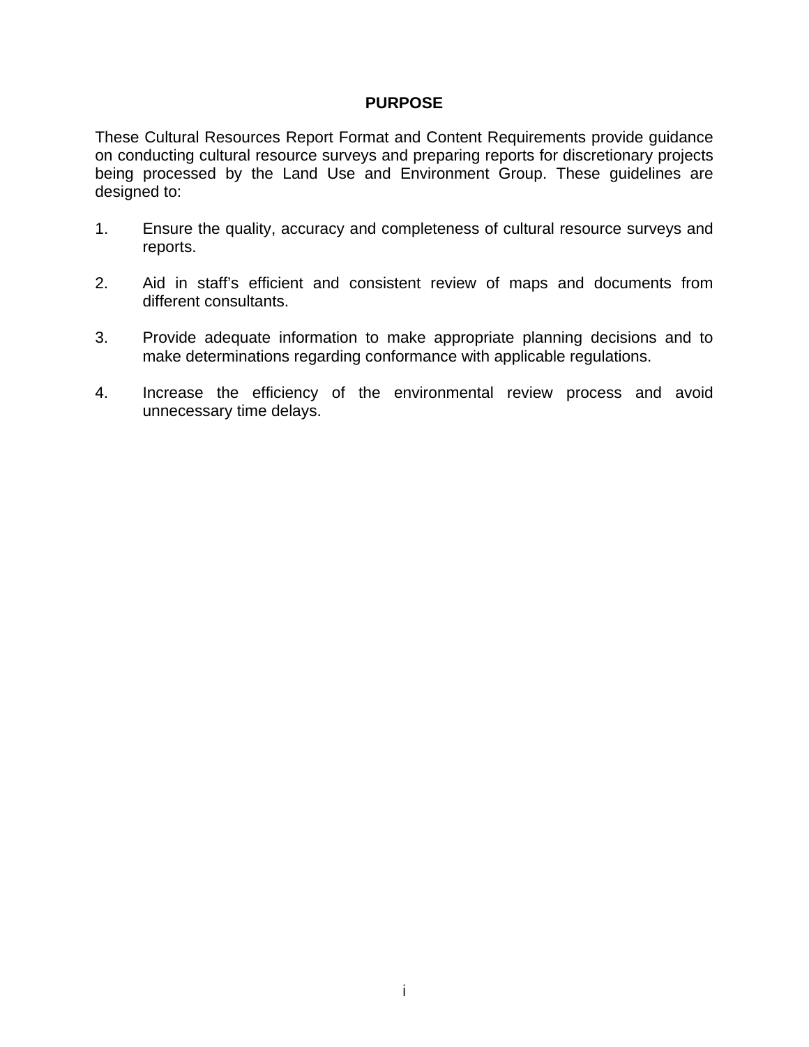# PURPOSE

These Cultural Resources Report Format and Content Requirements provide guidance on conducting cultural resource surveys and preparing reports for discretionary projects being processed by the Land Use and Environment Group. These guidelines are designed to:

1. Ensure the quality, accuracy and completeness of cultural resource surveys and reports.

2. Aid in staff's efficient and consistent review of maps and documents from different consultants.

3. Provide adequate information to make appropriate planning decisions and to make determinations regarding conformance with applicable regulations.

4. Increase the efficiency of the environmental review process and avoid unnecessary time delays.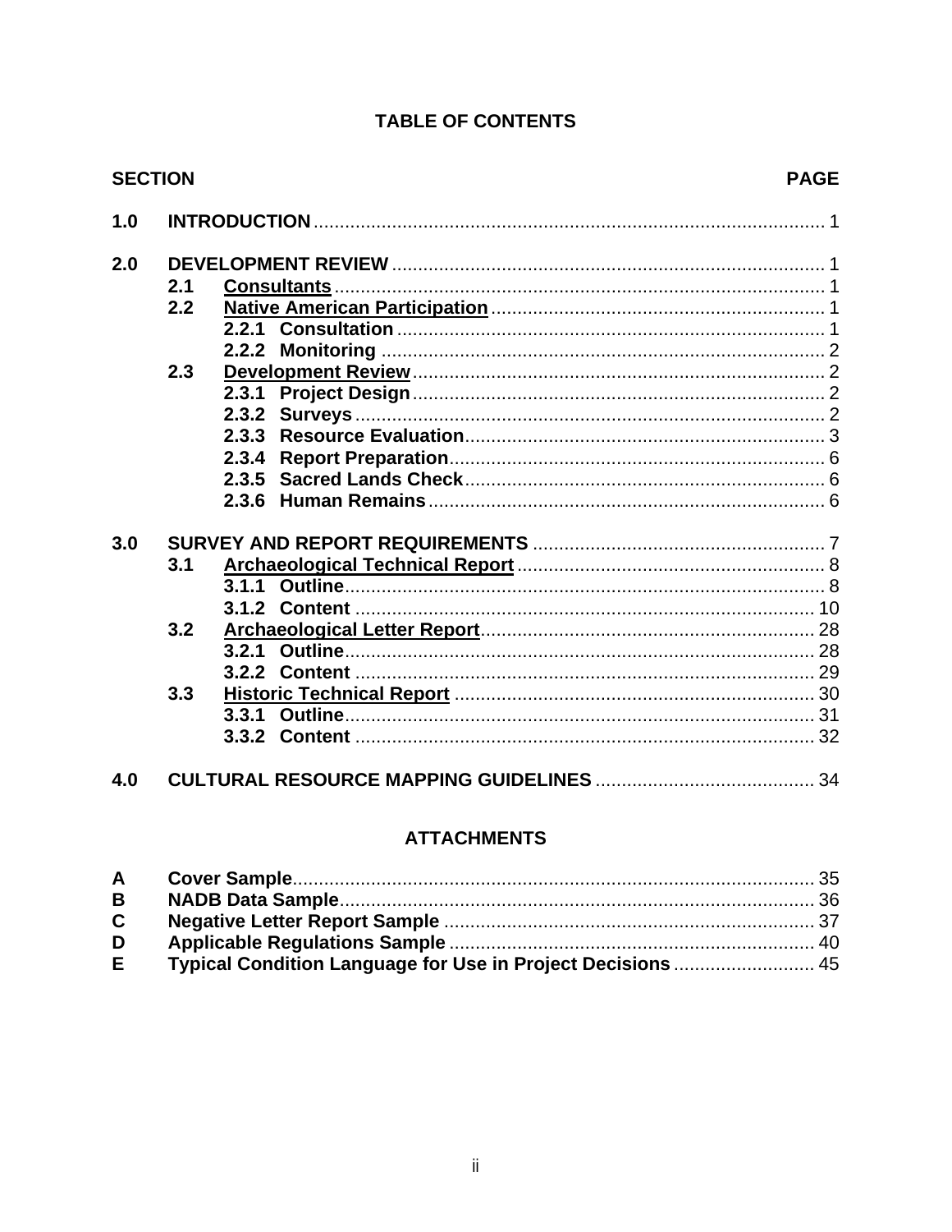# TABLE OF CONTENTS

| SECTION | | | PAGE |
|---|---|---|---|
| **1.0** | **INTRODUCTION** | | 1 |
| **2.0** | **DEVELOPMENT REVIEW** | | 1 |
| | **2.1** | **Consultants** | 1 |
| | **2.2** | **Native American Participation** | 1 |
| | | **2.2.1 Consultation** | 1 |
| | | **2.2.2 Monitoring** | 2 |
| | **2.3** | **Development Review** | 2 |
| | | **2.3.1 Project Design** | 2 |
| | | **2.3.2 Surveys** | 2 |
| | | **2.3.3 Resource Evaluation** | 3 |
| | | **2.3.4 Report Preparation** | 6 |
| | | **2.3.5 Sacred Lands Check** | 6 |
| | | **2.3.6 Human Remains** | 6 |
| **3.0** | **SURVEY AND REPORT REQUIREMENTS** | | 7 |
| | **3.1** | **Archaeological Technical Report** | 8 |
| | | **3.1.1 Outline** | 8 |
| | | **3.1.2 Content** | 10 |
| | **3.2** | **Archaeological Letter Report** | 28 |
| | | **3.2.1 Outline** | 28 |
| | | **3.2.2 Content** | 29 |
| | **3.3** | **Historic Technical Report** | 30 |
| | | **3.3.1 Outline** | 31 |
| | | **3.3.2 Content** | 32 |
| **4.0** | **CULTURAL RESOURCE MAPPING GUIDELINES** | | 34 |

## ATTACHMENTS

| | | |
|---|---|---|
| **A** | **Cover Sample** | 35 |
| **B** | **NADB Data Sample** | 36 |
| **C** | **Negative Letter Report Sample** | 37 |
| **D** | **Applicable Regulations Sample** | 40 |
| **E** | **Typical Condition Language for Use in Project Decisions** | 45 |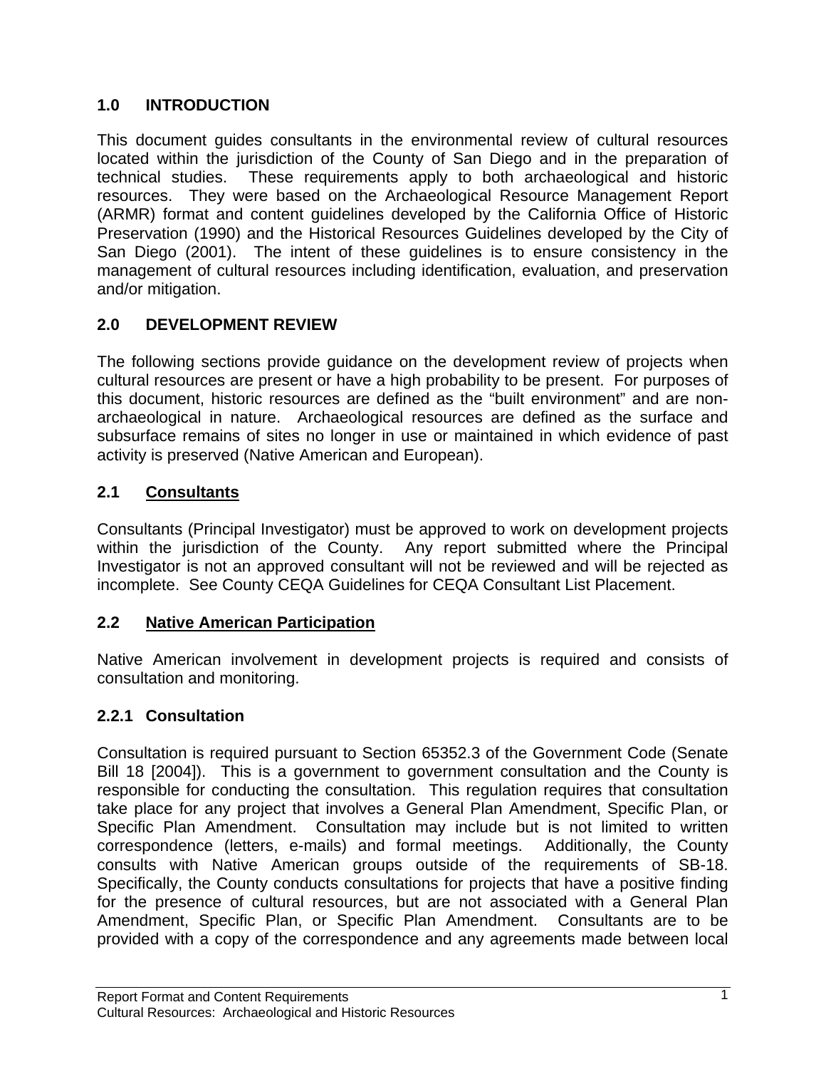## 1.0 INTRODUCTION

This document guides consultants in the environmental review of cultural resources located within the jurisdiction of the County of San Diego and in the preparation of technical studies. These requirements apply to both archaeological and historic resources. They were based on the Archaeological Resource Management Report (ARMR) format and content guidelines developed by the California Office of Historic Preservation (1990) and the Historical Resources Guidelines developed by the City of San Diego (2001). The intent of these guidelines is to ensure consistency in the management of cultural resources including identification, evaluation, and preservation and/or mitigation.

## 2.0 DEVELOPMENT REVIEW

The following sections provide guidance on the development review of projects when cultural resources are present or have a high probability to be present. For purposes of this document, historic resources are defined as the "built environment" and are non-archaeological in nature. Archaeological resources are defined as the surface and subsurface remains of sites no longer in use or maintained in which evidence of past activity is preserved (Native American and European).

### 2.1 Consultants

Consultants (Principal Investigator) must be approved to work on development projects within the jurisdiction of the County. Any report submitted where the Principal Investigator is not an approved consultant will not be reviewed and will be rejected as incomplete. See County CEQA Guidelines for CEQA Consultant List Placement.

### 2.2 Native American Participation

Native American involvement in development projects is required and consists of consultation and monitoring.

#### 2.2.1 Consultation

Consultation is required pursuant to Section 65352.3 of the Government Code (Senate Bill 18 [2004]). This is a government to government consultation and the County is responsible for conducting the consultation. This regulation requires that consultation take place for any project that involves a General Plan Amendment, Specific Plan, or Specific Plan Amendment. Consultation may include but is not limited to written correspondence (letters, e-mails) and formal meetings. Additionally, the County consults with Native American groups outside of the requirements of SB-18. Specifically, the County conducts consultations for projects that have a positive finding for the presence of cultural resources, but are not associated with a General Plan Amendment, Specific Plan, or Specific Plan Amendment. Consultants are to be provided with a copy of the correspondence and any agreements made between local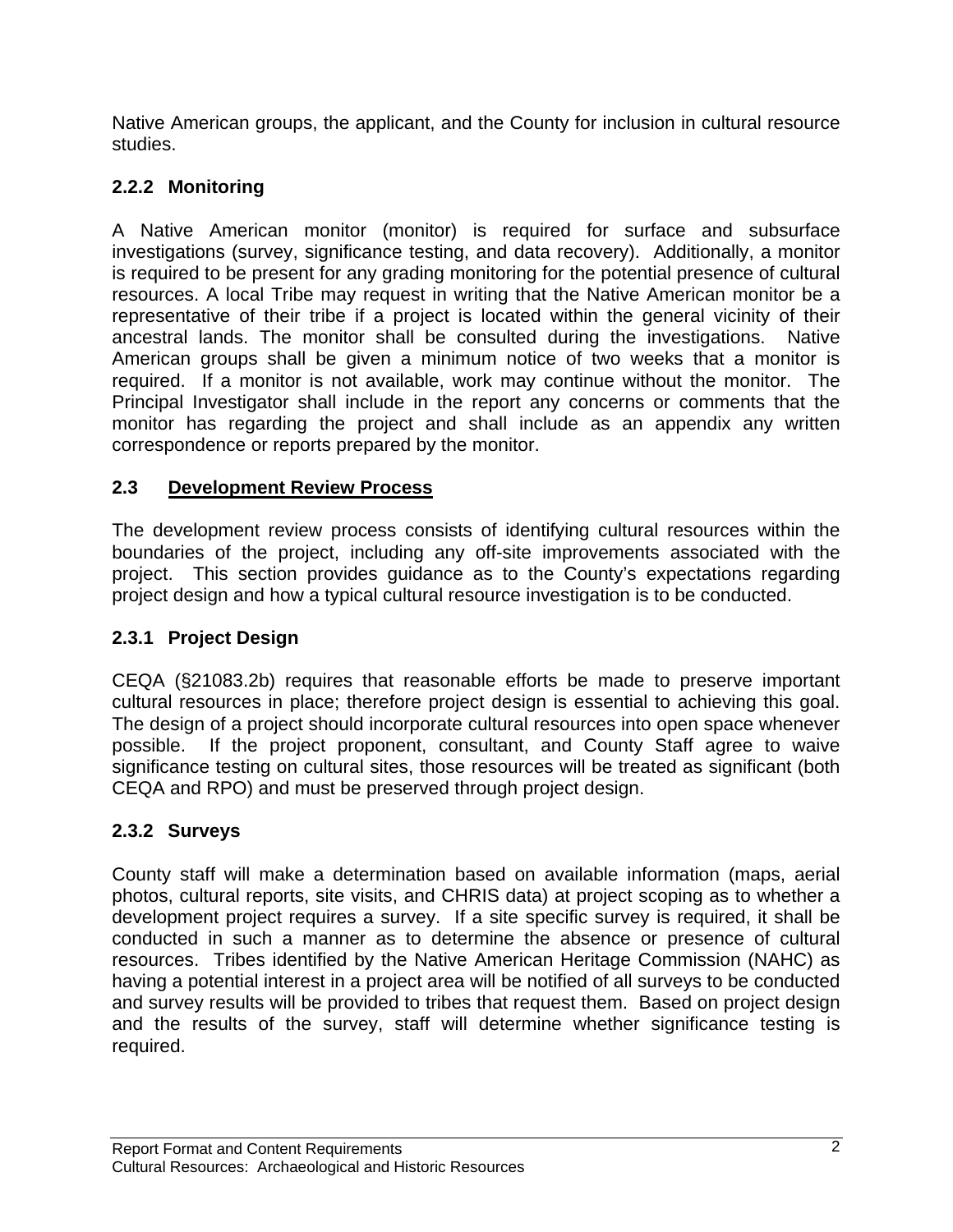Native American groups, the applicant, and the County for inclusion in cultural resource studies.

### 2.2.2 Monitoring

A Native American monitor (monitor) is required for surface and subsurface investigations (survey, significance testing, and data recovery). Additionally, a monitor is required to be present for any grading monitoring for the potential presence of cultural resources. A local Tribe may request in writing that the Native American monitor be a representative of their tribe if a project is located within the general vicinity of their ancestral lands. The monitor shall be consulted during the investigations. Native American groups shall be given a minimum notice of two weeks that a monitor is required. If a monitor is not available, work may continue without the monitor. The Principal Investigator shall include in the report any concerns or comments that the monitor has regarding the project and shall include as an appendix any written correspondence or reports prepared by the monitor.

## 2.3 Development Review Process

The development review process consists of identifying cultural resources within the boundaries of the project, including any off-site improvements associated with the project. This section provides guidance as to the County's expectations regarding project design and how a typical cultural resource investigation is to be conducted.

### 2.3.1 Project Design

CEQA (§21083.2b) requires that reasonable efforts be made to preserve important cultural resources in place; therefore project design is essential to achieving this goal. The design of a project should incorporate cultural resources into open space whenever possible. If the project proponent, consultant, and County Staff agree to waive significance testing on cultural sites, those resources will be treated as significant (both CEQA and RPO) and must be preserved through project design.

### 2.3.2 Surveys

County staff will make a determination based on available information (maps, aerial photos, cultural reports, site visits, and CHRIS data) at project scoping as to whether a development project requires a survey. If a site specific survey is required, it shall be conducted in such a manner as to determine the absence or presence of cultural resources. Tribes identified by the Native American Heritage Commission (NAHC) as having a potential interest in a project area will be notified of all surveys to be conducted and survey results will be provided to tribes that request them. Based on project design and the results of the survey, staff will determine whether significance testing is required.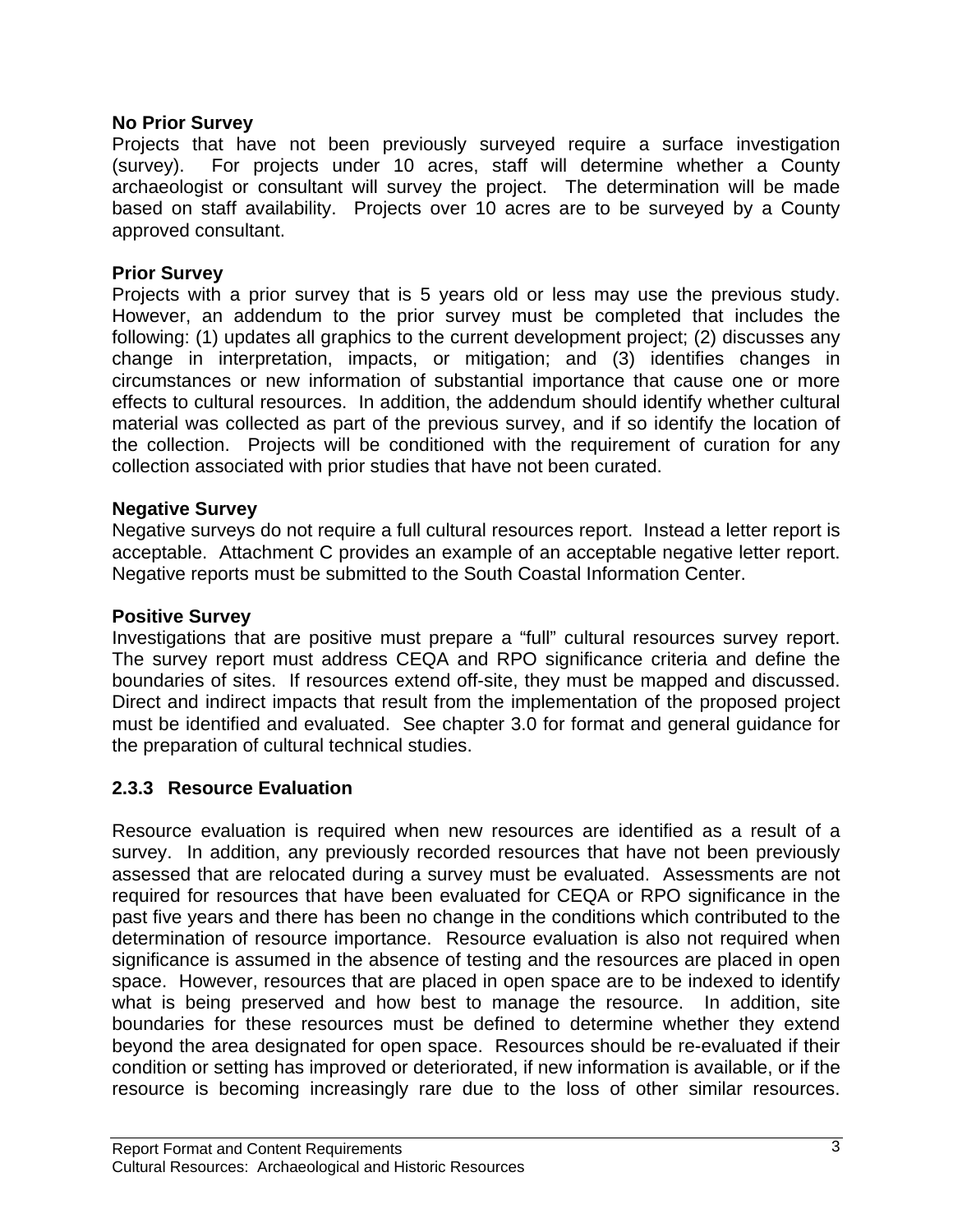**No Prior Survey**
Projects that have not been previously surveyed require a surface investigation (survey). For projects under 10 acres, staff will determine whether a County archaeologist or consultant will survey the project. The determination will be made based on staff availability. Projects over 10 acres are to be surveyed by a County approved consultant.

**Prior Survey**
Projects with a prior survey that is 5 years old or less may use the previous study. However, an addendum to the prior survey must be completed that includes the following: (1) updates all graphics to the current development project; (2) discusses any change in interpretation, impacts, or mitigation; and (3) identifies changes in circumstances or new information of substantial importance that cause one or more effects to cultural resources. In addition, the addendum should identify whether cultural material was collected as part of the previous survey, and if so identify the location of the collection. Projects will be conditioned with the requirement of curation for any collection associated with prior studies that have not been curated.

**Negative Survey**
Negative surveys do not require a full cultural resources report. Instead a letter report is acceptable. Attachment C provides an example of an acceptable negative letter report. Negative reports must be submitted to the South Coastal Information Center.

**Positive Survey**
Investigations that are positive must prepare a "full" cultural resources survey report. The survey report must address CEQA and RPO significance criteria and define the boundaries of sites. If resources extend off-site, they must be mapped and discussed. Direct and indirect impacts that result from the implementation of the proposed project must be identified and evaluated. See chapter 3.0 for format and general guidance for the preparation of cultural technical studies.

### 2.3.3 Resource Evaluation

Resource evaluation is required when new resources are identified as a result of a survey. In addition, any previously recorded resources that have not been previously assessed that are relocated during a survey must be evaluated. Assessments are not required for resources that have been evaluated for CEQA or RPO significance in the past five years and there has been no change in the conditions which contributed to the determination of resource importance. Resource evaluation is also not required when significance is assumed in the absence of testing and the resources are placed in open space. However, resources that are placed in open space are to be indexed to identify what is being preserved and how best to manage the resource. In addition, site boundaries for these resources must be defined to determine whether they extend beyond the area designated for open space. Resources should be re-evaluated if their condition or setting has improved or deteriorated, if new information is available, or if the resource is becoming increasingly rare due to the loss of other similar resources.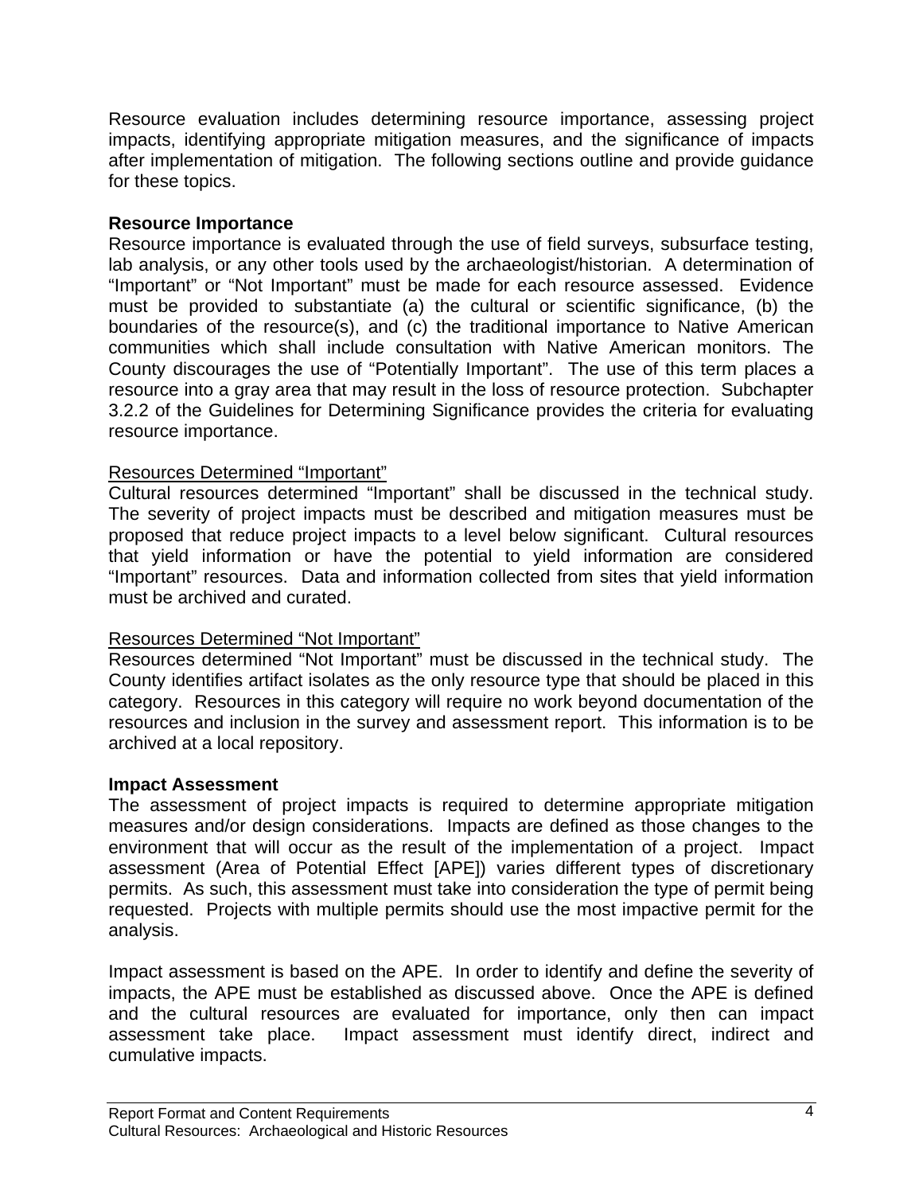Resource evaluation includes determining resource importance, assessing project impacts, identifying appropriate mitigation measures, and the significance of impacts after implementation of mitigation. The following sections outline and provide guidance for these topics.

**Resource Importance**

Resource importance is evaluated through the use of field surveys, subsurface testing, lab analysis, or any other tools used by the archaeologist/historian. A determination of "Important" or "Not Important" must be made for each resource assessed. Evidence must be provided to substantiate (a) the cultural or scientific significance, (b) the boundaries of the resource(s), and (c) the traditional importance to Native American communities which shall include consultation with Native American monitors. The County discourages the use of "Potentially Important". The use of this term places a resource into a gray area that may result in the loss of resource protection. Subchapter 3.2.2 of the Guidelines for Determining Significance provides the criteria for evaluating resource importance.

<u>Resources Determined "Important"</u>

Cultural resources determined "Important" shall be discussed in the technical study. The severity of project impacts must be described and mitigation measures must be proposed that reduce project impacts to a level below significant. Cultural resources that yield information or have the potential to yield information are considered "Important" resources. Data and information collected from sites that yield information must be archived and curated.

<u>Resources Determined "Not Important"</u>

Resources determined "Not Important" must be discussed in the technical study. The County identifies artifact isolates as the only resource type that should be placed in this category. Resources in this category will require no work beyond documentation of the resources and inclusion in the survey and assessment report. This information is to be archived at a local repository.

**Impact Assessment**

The assessment of project impacts is required to determine appropriate mitigation measures and/or design considerations. Impacts are defined as those changes to the environment that will occur as the result of the implementation of a project. Impact assessment (Area of Potential Effect [APE]) varies different types of discretionary permits. As such, this assessment must take into consideration the type of permit being requested. Projects with multiple permits should use the most impactive permit for the analysis.

Impact assessment is based on the APE. In order to identify and define the severity of impacts, the APE must be established as discussed above. Once the APE is defined and the cultural resources are evaluated for importance, only then can impact assessment take place. Impact assessment must identify direct, indirect and cumulative impacts.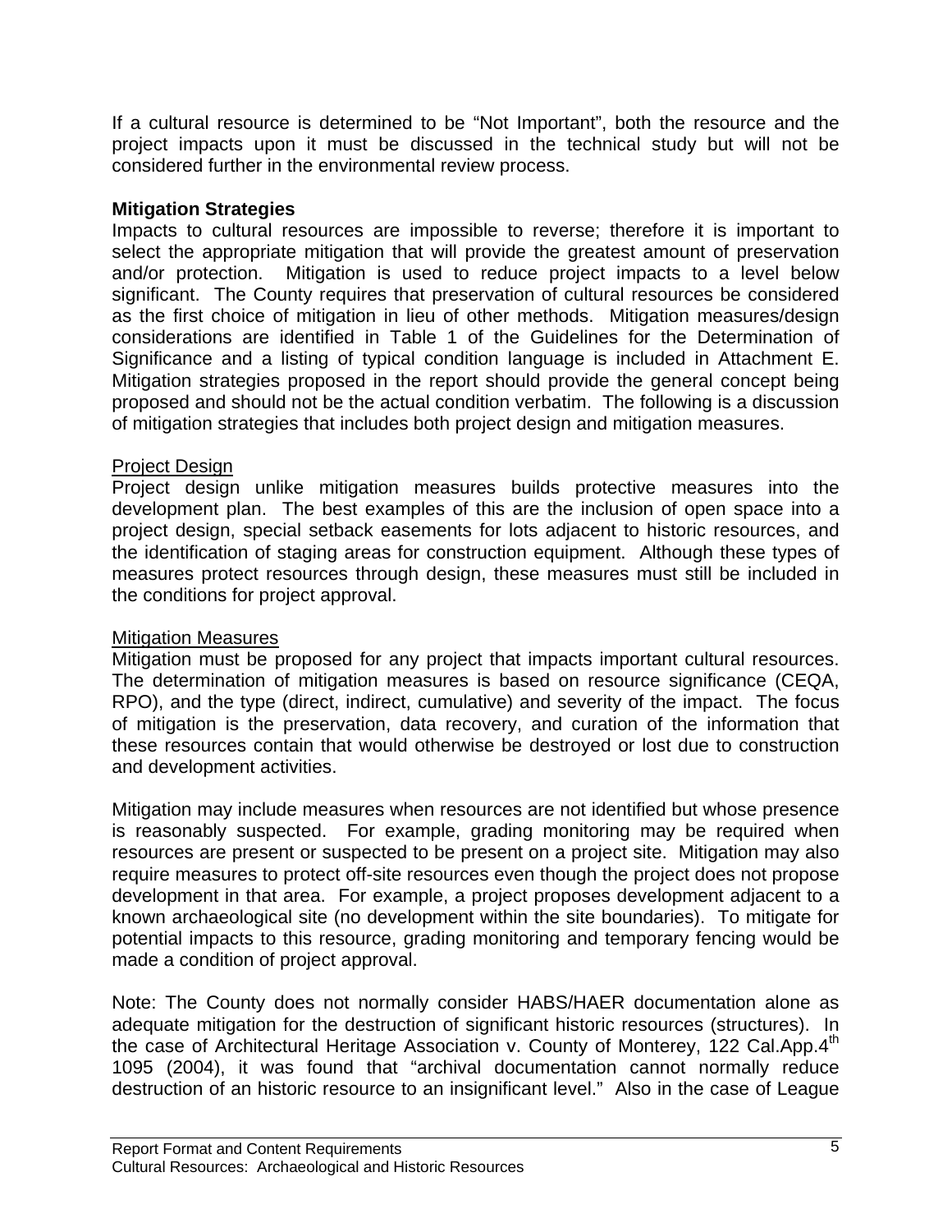If a cultural resource is determined to be “Not Important”, both the resource and the project impacts upon it must be discussed in the technical study but will not be considered further in the environmental review process.

**Mitigation Strategies**

Impacts to cultural resources are impossible to reverse; therefore it is important to select the appropriate mitigation that will provide the greatest amount of preservation and/or protection. Mitigation is used to reduce project impacts to a level below significant. The County requires that preservation of cultural resources be considered as the first choice of mitigation in lieu of other methods. Mitigation measures/design considerations are identified in Table 1 of the Guidelines for the Determination of Significance and a listing of typical condition language is included in Attachment E. Mitigation strategies proposed in the report should provide the general concept being proposed and should not be the actual condition verbatim. The following is a discussion of mitigation strategies that includes both project design and mitigation measures.

<u>Project Design</u>

Project design unlike mitigation measures builds protective measures into the development plan. The best examples of this are the inclusion of open space into a project design, special setback easements for lots adjacent to historic resources, and the identification of staging areas for construction equipment. Although these types of measures protect resources through design, these measures must still be included in the conditions for project approval.

<u>Mitigation Measures</u>

Mitigation must be proposed for any project that impacts important cultural resources. The determination of mitigation measures is based on resource significance (CEQA, RPO), and the type (direct, indirect, cumulative) and severity of the impact. The focus of mitigation is the preservation, data recovery, and curation of the information that these resources contain that would otherwise be destroyed or lost due to construction and development activities.

Mitigation may include measures when resources are not identified but whose presence is reasonably suspected. For example, grading monitoring may be required when resources are present or suspected to be present on a project site. Mitigation may also require measures to protect off-site resources even though the project does not propose development in that area. For example, a project proposes development adjacent to a known archaeological site (no development within the site boundaries). To mitigate for potential impacts to this resource, grading monitoring and temporary fencing would be made a condition of project approval.

Note: The County does not normally consider HABS/HAER documentation alone as adequate mitigation for the destruction of significant historic resources (structures). In the case of Architectural Heritage Association v. County of Monterey, 122 Cal.App.4th 1095 (2004), it was found that “archival documentation cannot normally reduce destruction of an historic resource to an insignificant level.” Also in the case of League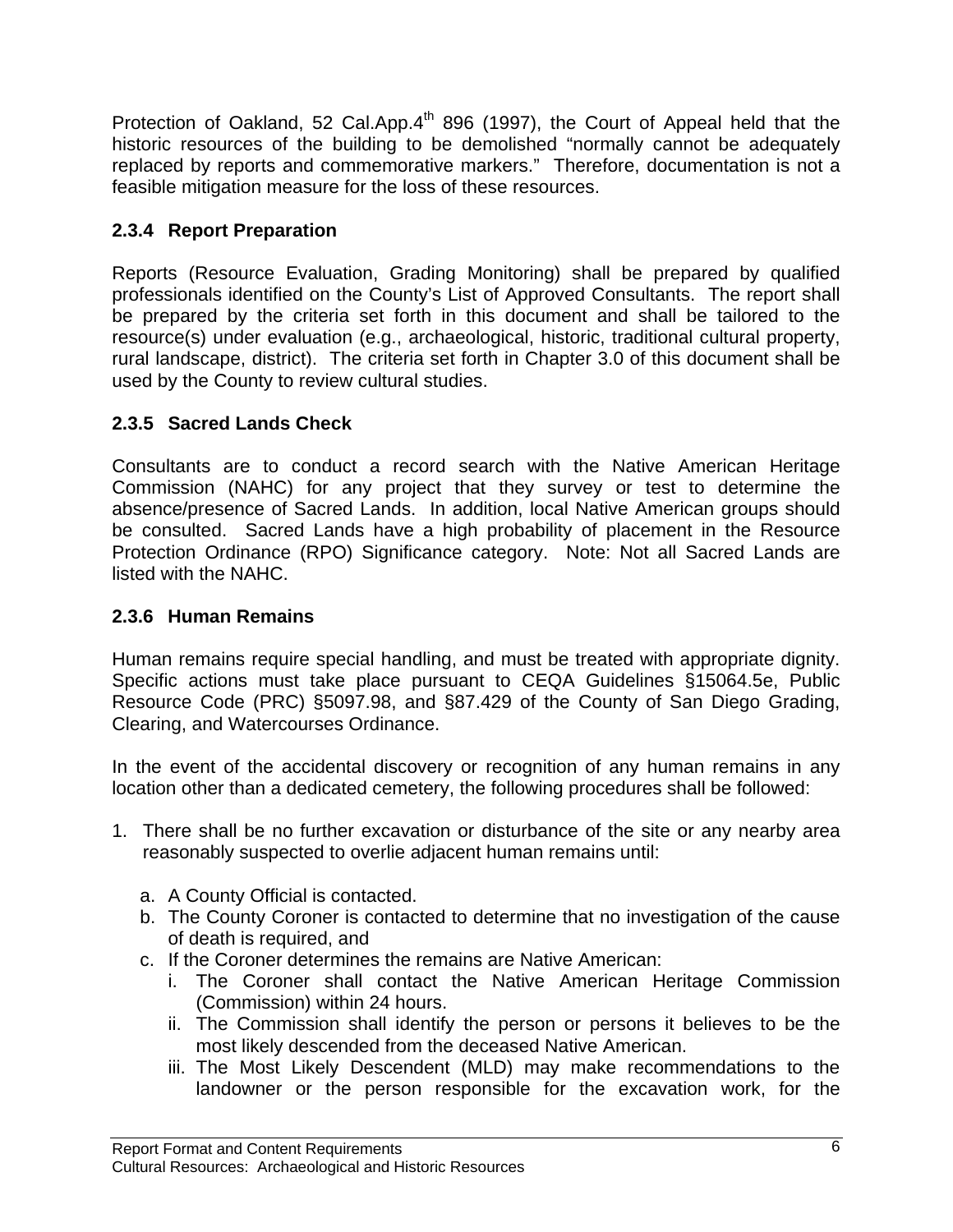Protection of Oakland, 52 Cal.App.4th 896 (1997), the Court of Appeal held that the historic resources of the building to be demolished "normally cannot be adequately replaced by reports and commemorative markers." Therefore, documentation is not a feasible mitigation measure for the loss of these resources.

### 2.3.4 Report Preparation

Reports (Resource Evaluation, Grading Monitoring) shall be prepared by qualified professionals identified on the County's List of Approved Consultants. The report shall be prepared by the criteria set forth in this document and shall be tailored to the resource(s) under evaluation (e.g., archaeological, historic, traditional cultural property, rural landscape, district). The criteria set forth in Chapter 3.0 of this document shall be used by the County to review cultural studies.

### 2.3.5 Sacred Lands Check

Consultants are to conduct a record search with the Native American Heritage Commission (NAHC) for any project that they survey or test to determine the absence/presence of Sacred Lands. In addition, local Native American groups should be consulted. Sacred Lands have a high probability of placement in the Resource Protection Ordinance (RPO) Significance category. Note: Not all Sacred Lands are listed with the NAHC.

### 2.3.6 Human Remains

Human remains require special handling, and must be treated with appropriate dignity. Specific actions must take place pursuant to CEQA Guidelines §15064.5e, Public Resource Code (PRC) §5097.98, and §87.429 of the County of San Diego Grading, Clearing, and Watercourses Ordinance.

In the event of the accidental discovery or recognition of any human remains in any location other than a dedicated cemetery, the following procedures shall be followed:

1. There shall be no further excavation or disturbance of the site or any nearby area reasonably suspected to overlie adjacent human remains until:
    a. A County Official is contacted.
    b. The County Coroner is contacted to determine that no investigation of the cause of death is required, and
    c. If the Coroner determines the remains are Native American:
        i. The Coroner shall contact the Native American Heritage Commission (Commission) within 24 hours.
        ii. The Commission shall identify the person or persons it believes to be the most likely descended from the deceased Native American.
        iii. The Most Likely Descendent (MLD) may make recommendations to the landowner or the person responsible for the excavation work, for the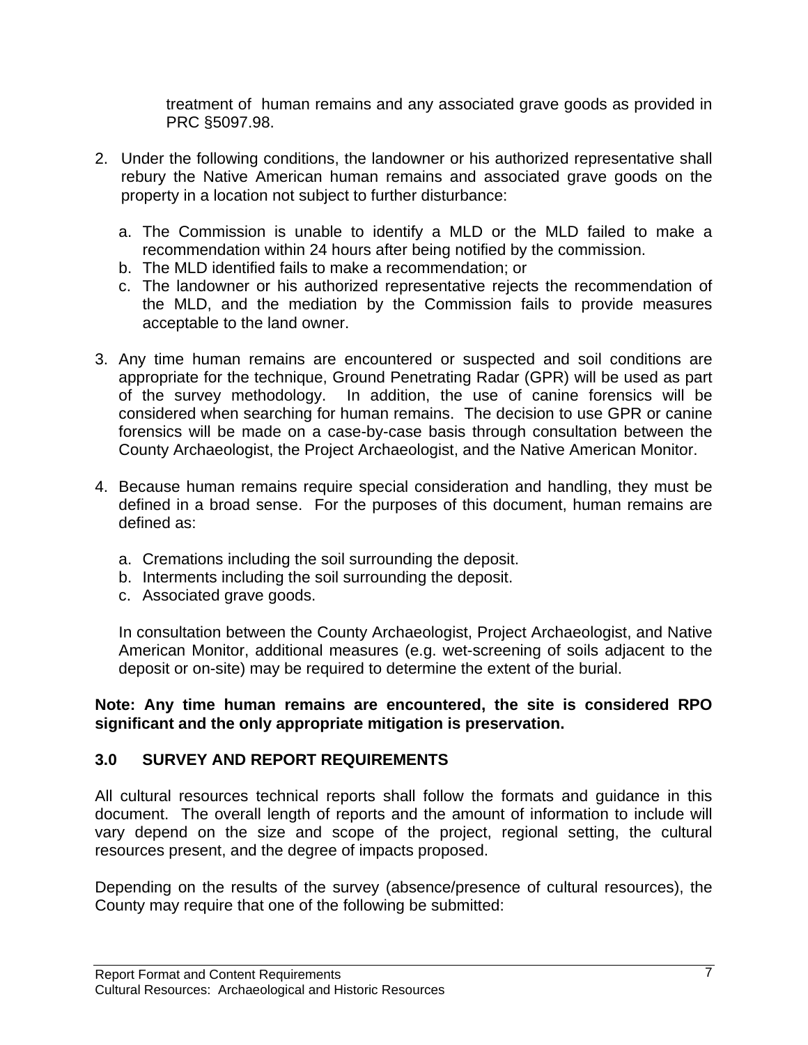treatment of human remains and any associated grave goods as provided in PRC §5097.98.

2. Under the following conditions, the landowner or his authorized representative shall rebury the Native American human remains and associated grave goods on the property in a location not subject to further disturbance:

   a. The Commission is unable to identify a MLD or the MLD failed to make a recommendation within 24 hours after being notified by the commission.
   b. The MLD identified fails to make a recommendation; or
   c. The landowner or his authorized representative rejects the recommendation of the MLD, and the mediation by the Commission fails to provide measures acceptable to the land owner.

3. Any time human remains are encountered or suspected and soil conditions are appropriate for the technique, Ground Penetrating Radar (GPR) will be used as part of the survey methodology. In addition, the use of canine forensics will be considered when searching for human remains. The decision to use GPR or canine forensics will be made on a case-by-case basis through consultation between the County Archaeologist, the Project Archaeologist, and the Native American Monitor.

4. Because human remains require special consideration and handling, they must be defined in a broad sense. For the purposes of this document, human remains are defined as:

   a. Cremations including the soil surrounding the deposit.
   b. Interments including the soil surrounding the deposit.
   c. Associated grave goods.

   In consultation between the County Archaeologist, Project Archaeologist, and Native American Monitor, additional measures (e.g. wet-screening of soils adjacent to the deposit or on-site) may be required to determine the extent of the burial.

**Note: Any time human remains are encountered, the site is considered RPO significant and the only appropriate mitigation is preservation.**

## 3.0 SURVEY AND REPORT REQUIREMENTS

All cultural resources technical reports shall follow the formats and guidance in this document. The overall length of reports and the amount of information to include will vary depend on the size and scope of the project, regional setting, the cultural resources present, and the degree of impacts proposed.

Depending on the results of the survey (absence/presence of cultural resources), the County may require that one of the following be submitted: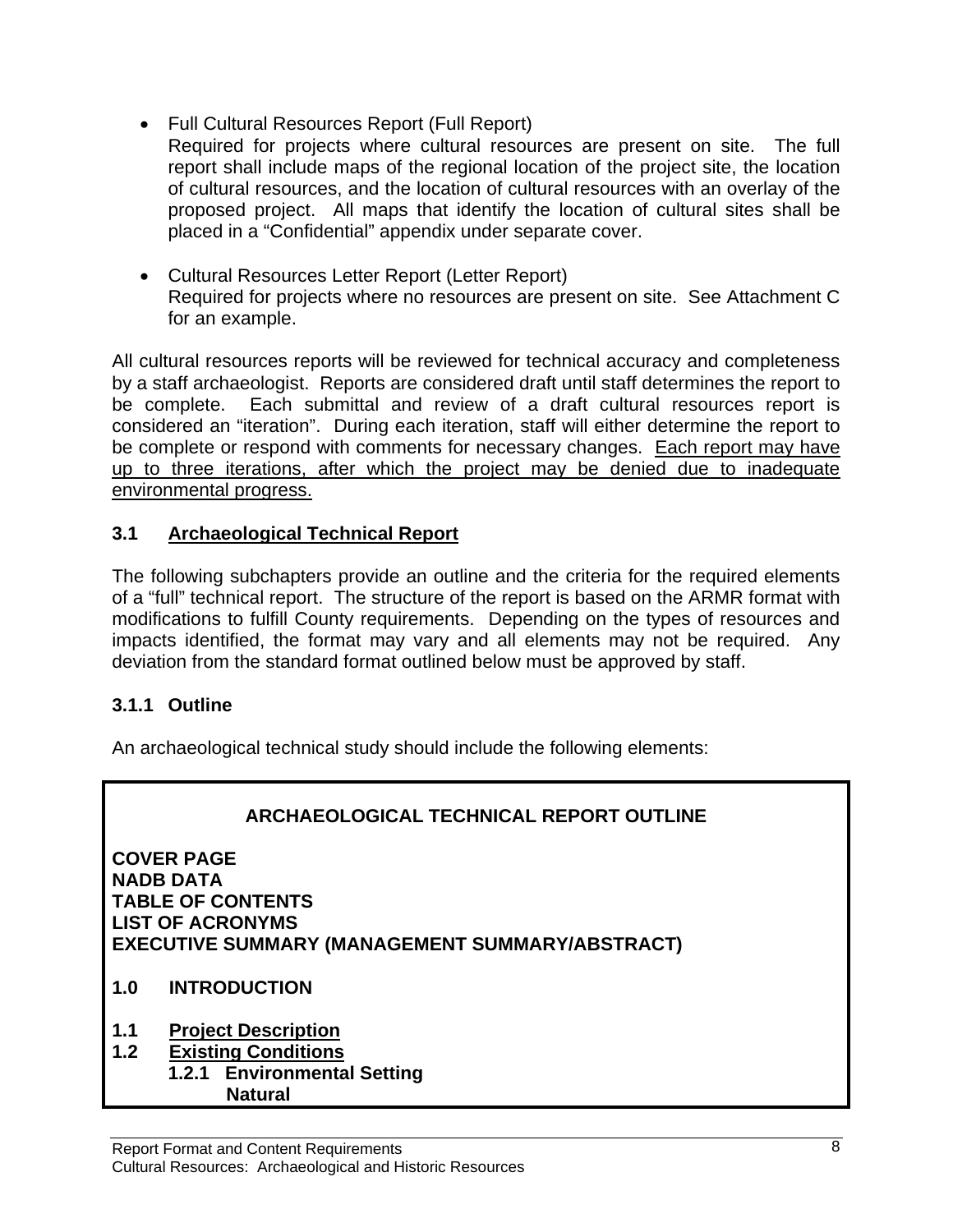- Full Cultural Resources Report (Full Report)
  Required for projects where cultural resources are present on site. The full report shall include maps of the regional location of the project site, the location of cultural resources, and the location of cultural resources with an overlay of the proposed project. All maps that identify the location of cultural sites shall be placed in a "Confidential" appendix under separate cover.

- Cultural Resources Letter Report (Letter Report)
  Required for projects where no resources are present on site. See Attachment C for an example.

All cultural resources reports will be reviewed for technical accuracy and completeness by a staff archaeologist. Reports are considered draft until staff determines the report to be complete. Each submittal and review of a draft cultural resources report is considered an "iteration". During each iteration, staff will either determine the report to be complete or respond with comments for necessary changes. <u>Each report may have up to three iterations, after which the project may be denied due to inadequate environmental progress.</u>

## 3.1 <u>Archaeological Technical Report</u>

The following subchapters provide an outline and the criteria for the required elements of a "full" technical report. The structure of the report is based on the ARMR format with modifications to fulfill County requirements. Depending on the types of resources and impacts identified, the format may vary and all elements may not be required. Any deviation from the standard format outlined below must be approved by staff.

### 3.1.1 Outline

An archaeological technical study should include the following elements:

**ARCHAEOLOGICAL TECHNICAL REPORT OUTLINE**

**COVER PAGE**
**NADB DATA**
**TABLE OF CONTENTS**
**LIST OF ACRONYMS**
**EXECUTIVE SUMMARY (MANAGEMENT SUMMARY/ABSTRACT)**

**1.0 INTRODUCTION**

**1.1 <u>Project Description</u>**
**1.2 <u>Existing Conditions</u>**
  **1.2.1 Environmental Setting**
    **Natural**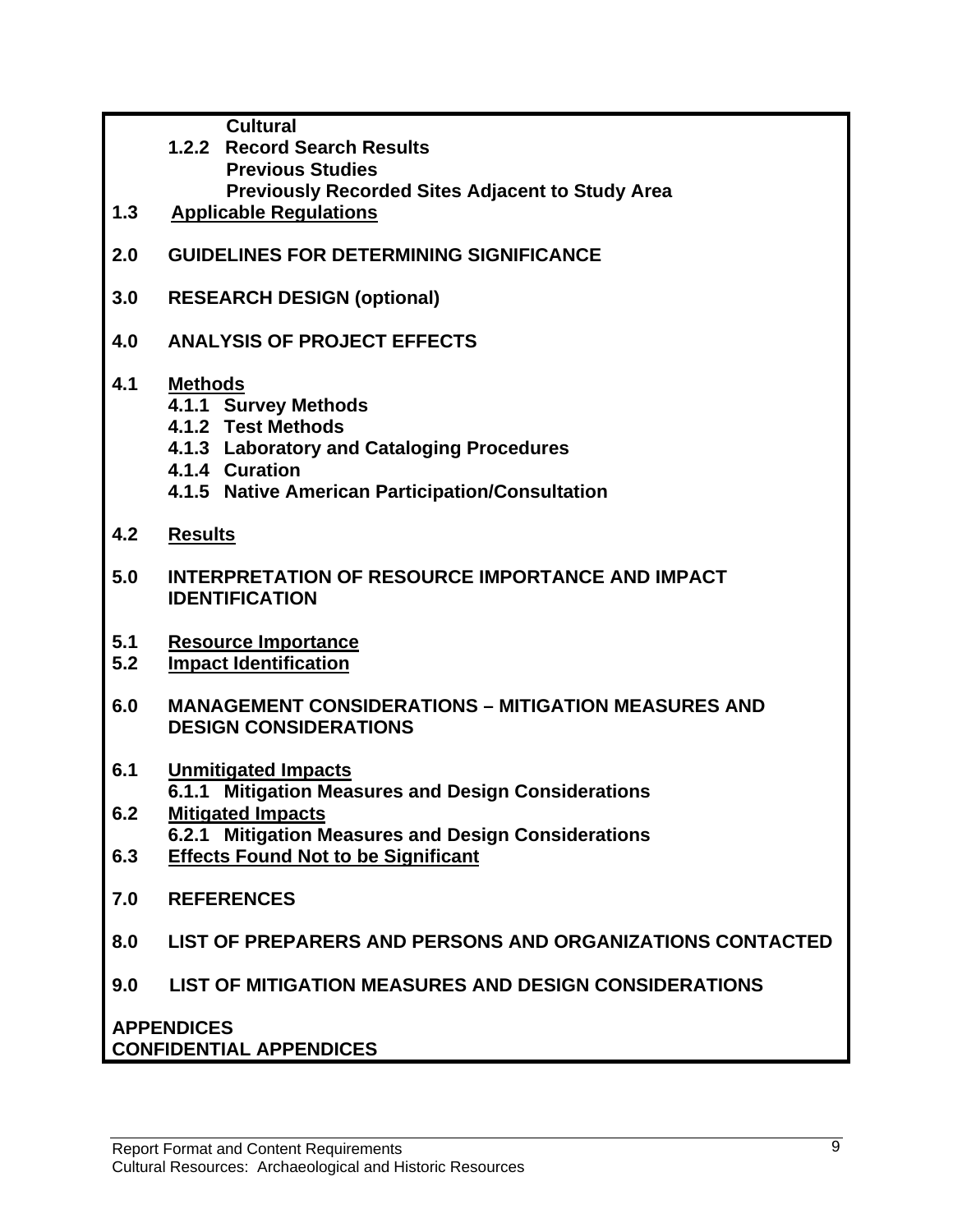**Cultural**

**1.2.2 Record Search Results**

**Previous Studies**

**Previously Recorded Sites Adjacent to Study Area**

**1.3 <u>Applicable Regulations</u>**

**2.0 GUIDELINES FOR DETERMINING SIGNIFICANCE**

**3.0 RESEARCH DESIGN (optional)**

**4.0 ANALYSIS OF PROJECT EFFECTS**

**4.1 <u>Methods</u>**

**4.1.1 Survey Methods**

**4.1.2 Test Methods**

**4.1.3 Laboratory and Cataloging Procedures**

**4.1.4 Curation**

**4.1.5 Native American Participation/Consultation**

**4.2 <u>Results</u>**

**5.0 INTERPRETATION OF RESOURCE IMPORTANCE AND IMPACT IDENTIFICATION**

**5.1 <u>Resource Importance</u>**

**5.2 <u>Impact Identification</u>**

**6.0 MANAGEMENT CONSIDERATIONS – MITIGATION MEASURES AND DESIGN CONSIDERATIONS**

**6.1 <u>Unmitigated Impacts</u>**

**6.1.1 Mitigation Measures and Design Considerations**

**6.2 <u>Mitigated Impacts</u>**

**6.2.1 Mitigation Measures and Design Considerations**

**6.3 <u>Effects Found Not to be Significant</u>**

**7.0 REFERENCES**

**8.0 LIST OF PREPARERS AND PERSONS AND ORGANIZATIONS CONTACTED**

**9.0 LIST OF MITIGATION MEASURES AND DESIGN CONSIDERATIONS**

**APPENDICES**

**CONFIDENTIAL APPENDICES**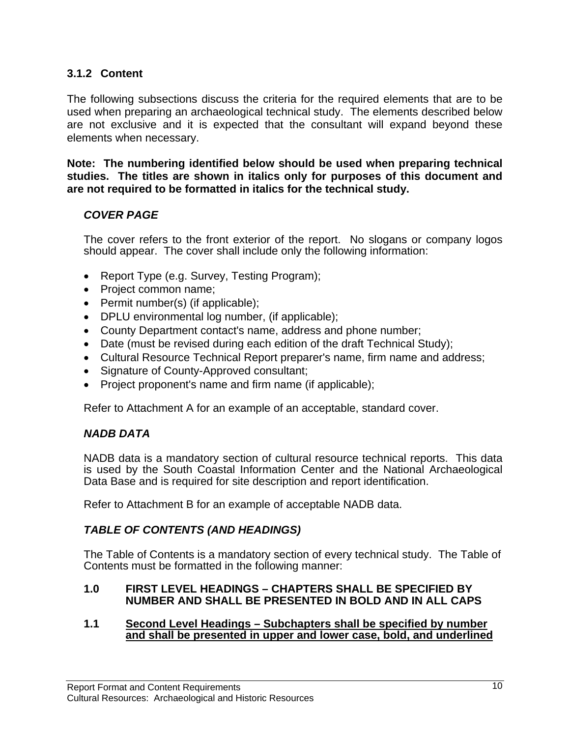### 3.1.2 Content

The following subsections discuss the criteria for the required elements that are to be used when preparing an archaeological technical study. The elements described below are not exclusive and it is expected that the consultant will expand beyond these elements when necessary.

**Note: The numbering identified below should be used when preparing technical studies. The titles are shown in italics only for purposes of this document and are not required to be formatted in italics for the technical study.**

***COVER PAGE***

The cover refers to the front exterior of the report. No slogans or company logos should appear. The cover shall include only the following information:

- Report Type (e.g. Survey, Testing Program);
- Project common name;
- Permit number(s) (if applicable);
- DPLU environmental log number, (if applicable);
- County Department contact's name, address and phone number;
- Date (must be revised during each edition of the draft Technical Study);
- Cultural Resource Technical Report preparer's name, firm name and address;
- Signature of County-Approved consultant;
- Project proponent's name and firm name (if applicable);

Refer to Attachment A for an example of an acceptable, standard cover.

***NADB DATA***

NADB data is a mandatory section of cultural resource technical reports. This data is used by the South Coastal Information Center and the National Archaeological Data Base and is required for site description and report identification.

Refer to Attachment B for an example of acceptable NADB data.

***TABLE OF CONTENTS (AND HEADINGS)***

The Table of Contents is a mandatory section of every technical study. The Table of Contents must be formatted in the following manner:

**1.0 FIRST LEVEL HEADINGS – CHAPTERS SHALL BE SPECIFIED BY NUMBER AND SHALL BE PRESENTED IN BOLD AND IN ALL CAPS**

**1.1 <u>Second Level Headings – Subchapters shall be specified by number and shall be presented in upper and lower case, bold, and underlined</u>**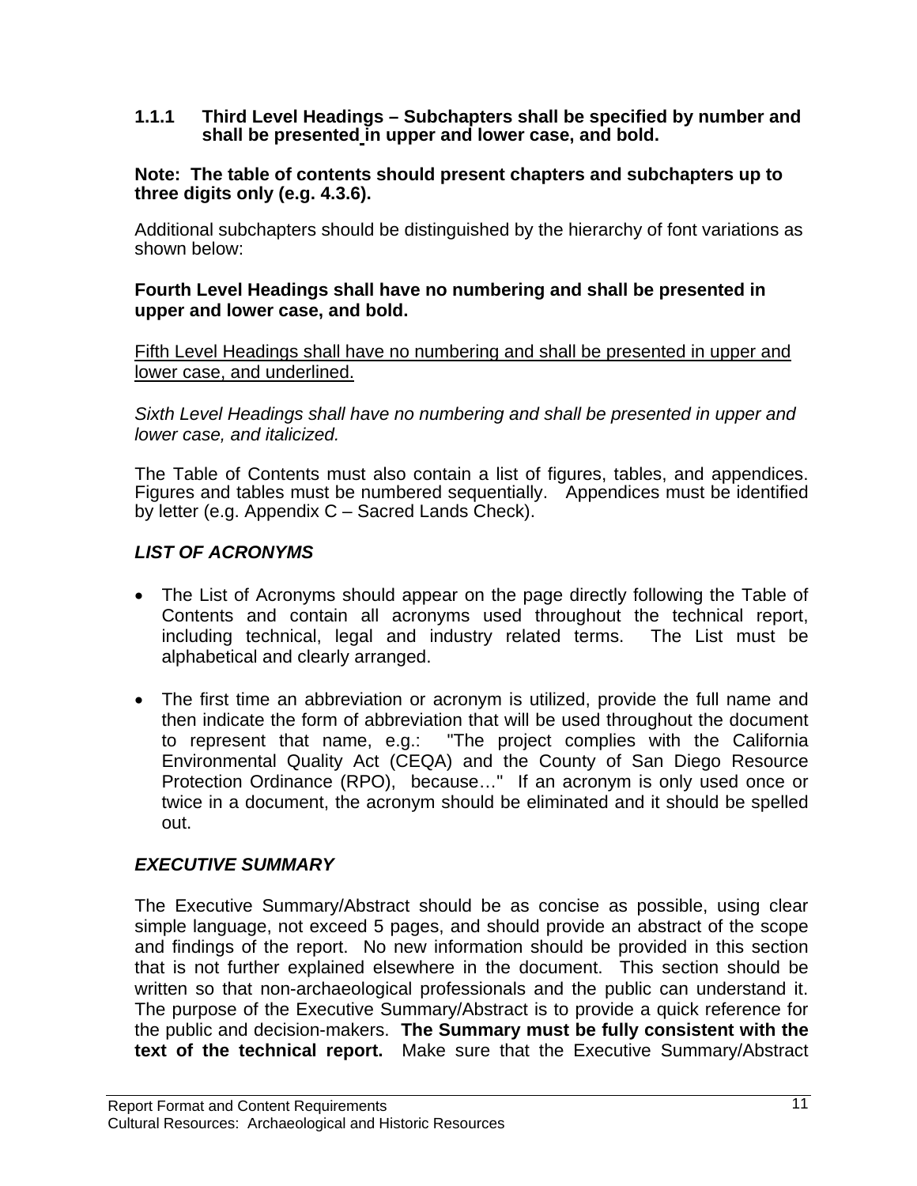### 1.1.1 Third Level Headings – Subchapters shall be specified by number and shall be presented in upper and lower case, and bold.

**Note: The table of contents should present chapters and subchapters up to three digits only (e.g. 4.3.6).**

Additional subchapters should be distinguished by the hierarchy of font variations as shown below:

**Fourth Level Headings shall have no numbering and shall be presented in upper and lower case, and bold.**

<u>Fifth Level Headings shall have no numbering and shall be presented in upper and lower case, and underlined.</u>

*Sixth Level Headings shall have no numbering and shall be presented in upper and lower case, and italicized.*

The Table of Contents must also contain a list of figures, tables, and appendices. Figures and tables must be numbered sequentially. Appendices must be identified by letter (e.g. Appendix C – Sacred Lands Check).

***LIST OF ACRONYMS***

- The List of Acronyms should appear on the page directly following the Table of Contents and contain all acronyms used throughout the technical report, including technical, legal and industry related terms. The List must be alphabetical and clearly arranged.

- The first time an abbreviation or acronym is utilized, provide the full name and then indicate the form of abbreviation that will be used throughout the document to represent that name, e.g.: "The project complies with the California Environmental Quality Act (CEQA) and the County of San Diego Resource Protection Ordinance (RPO), because…" If an acronym is only used once or twice in a document, the acronym should be eliminated and it should be spelled out.

***EXECUTIVE SUMMARY***

The Executive Summary/Abstract should be as concise as possible, using clear simple language, not exceed 5 pages, and should provide an abstract of the scope and findings of the report. No new information should be provided in this section that is not further explained elsewhere in the document. This section should be written so that non-archaeological professionals and the public can understand it. The purpose of the Executive Summary/Abstract is to provide a quick reference for the public and decision-makers. **The Summary must be fully consistent with the text of the technical report.** Make sure that the Executive Summary/Abstract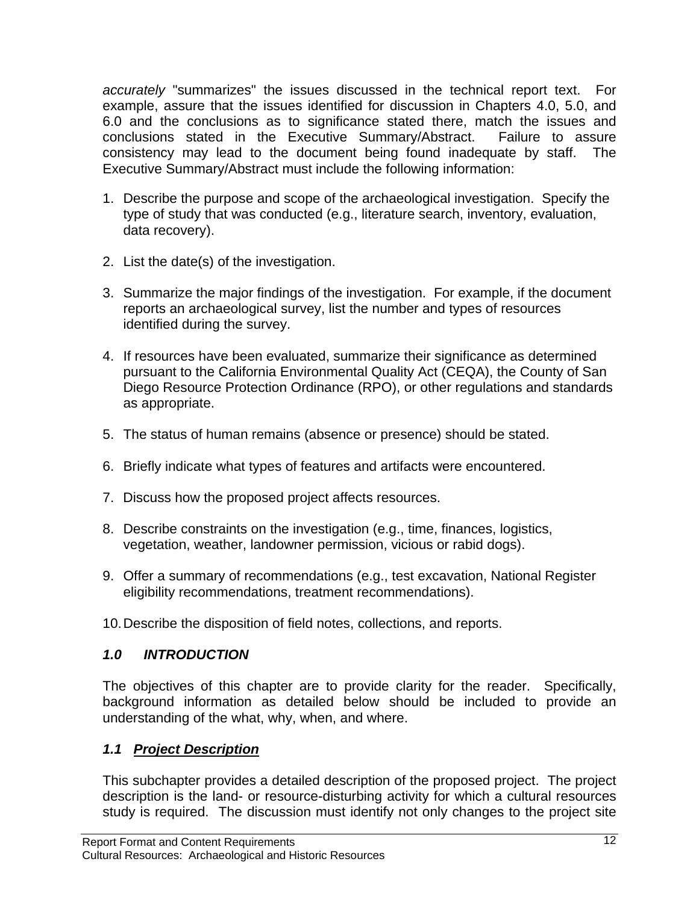*accurately* "summarizes" the issues discussed in the technical report text. For example, assure that the issues identified for discussion in Chapters 4.0, 5.0, and 6.0 and the conclusions as to significance stated there, match the issues and conclusions stated in the Executive Summary/Abstract. Failure to assure consistency may lead to the document being found inadequate by staff. The Executive Summary/Abstract must include the following information:

1. Describe the purpose and scope of the archaeological investigation. Specify the type of study that was conducted (e.g., literature search, inventory, evaluation, data recovery).
2. List the date(s) of the investigation.
3. Summarize the major findings of the investigation. For example, if the document reports an archaeological survey, list the number and types of resources identified during the survey.
4. If resources have been evaluated, summarize their significance as determined pursuant to the California Environmental Quality Act (CEQA), the County of San Diego Resource Protection Ordinance (RPO), or other regulations and standards as appropriate.
5. The status of human remains (absence or presence) should be stated.
6. Briefly indicate what types of features and artifacts were encountered.
7. Discuss how the proposed project affects resources.
8. Describe constraints on the investigation (e.g., time, finances, logistics, vegetation, weather, landowner permission, vicious or rabid dogs).
9. Offer a summary of recommendations (e.g., test excavation, National Register eligibility recommendations, treatment recommendations).
10. Describe the disposition of field notes, collections, and reports.

## *1.0 INTRODUCTION*

The objectives of this chapter are to provide clarity for the reader. Specifically, background information as detailed below should be included to provide an understanding of the what, why, when, and where.

### *1.1 Project Description*

This subchapter provides a detailed description of the proposed project. The project description is the land- or resource-disturbing activity for which a cultural resources study is required. The discussion must identify not only changes to the project site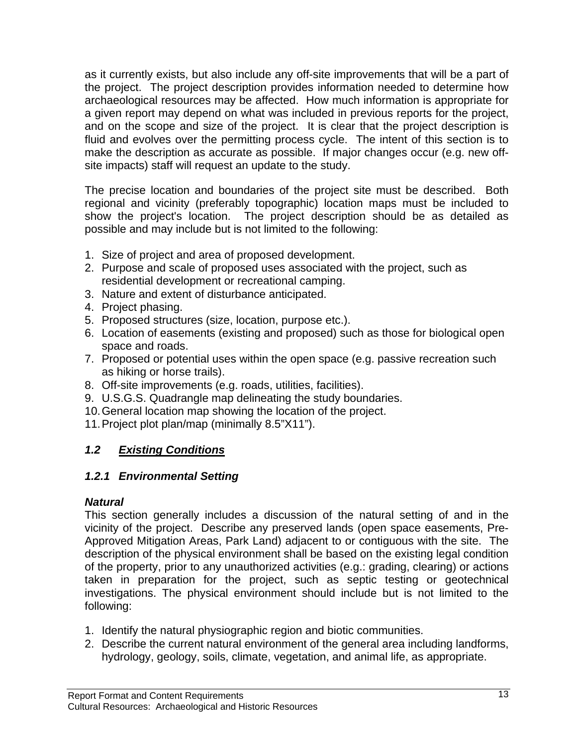as it currently exists, but also include any off-site improvements that will be a part of the project. The project description provides information needed to determine how archaeological resources may be affected. How much information is appropriate for a given report may depend on what was included in previous reports for the project, and on the scope and size of the project. It is clear that the project description is fluid and evolves over the permitting process cycle. The intent of this section is to make the description as accurate as possible. If major changes occur (e.g. new off-site impacts) staff will request an update to the study.

The precise location and boundaries of the project site must be described. Both regional and vicinity (preferably topographic) location maps must be included to show the project's location. The project description should be as detailed as possible and may include but is not limited to the following:

1. Size of project and area of proposed development.
2. Purpose and scale of proposed uses associated with the project, such as residential development or recreational camping.
3. Nature and extent of disturbance anticipated.
4. Project phasing.
5. Proposed structures (size, location, purpose etc.).
6. Location of easements (existing and proposed) such as those for biological open space and roads.
7. Proposed or potential uses within the open space (e.g. passive recreation such as hiking or horse trails).
8. Off-site improvements (e.g. roads, utilities, facilities).
9. U.S.G.S. Quadrangle map delineating the study boundaries.
10. General location map showing the location of the project.
11. Project plot plan/map (minimally 8.5"X11").

## *1.2 <u>Existing Conditions</u>*

### *1.2.1 Environmental Setting*

***Natural***

This section generally includes a discussion of the natural setting of and in the vicinity of the project. Describe any preserved lands (open space easements, Pre-Approved Mitigation Areas, Park Land) adjacent to or contiguous with the site. The description of the physical environment shall be based on the existing legal condition of the property, prior to any unauthorized activities (e.g.: grading, clearing) or actions taken in preparation for the project, such as septic testing or geotechnical investigations. The physical environment should include but is not limited to the following:

1. Identify the natural physiographic region and biotic communities.
2. Describe the current natural environment of the general area including landforms, hydrology, geology, soils, climate, vegetation, and animal life, as appropriate.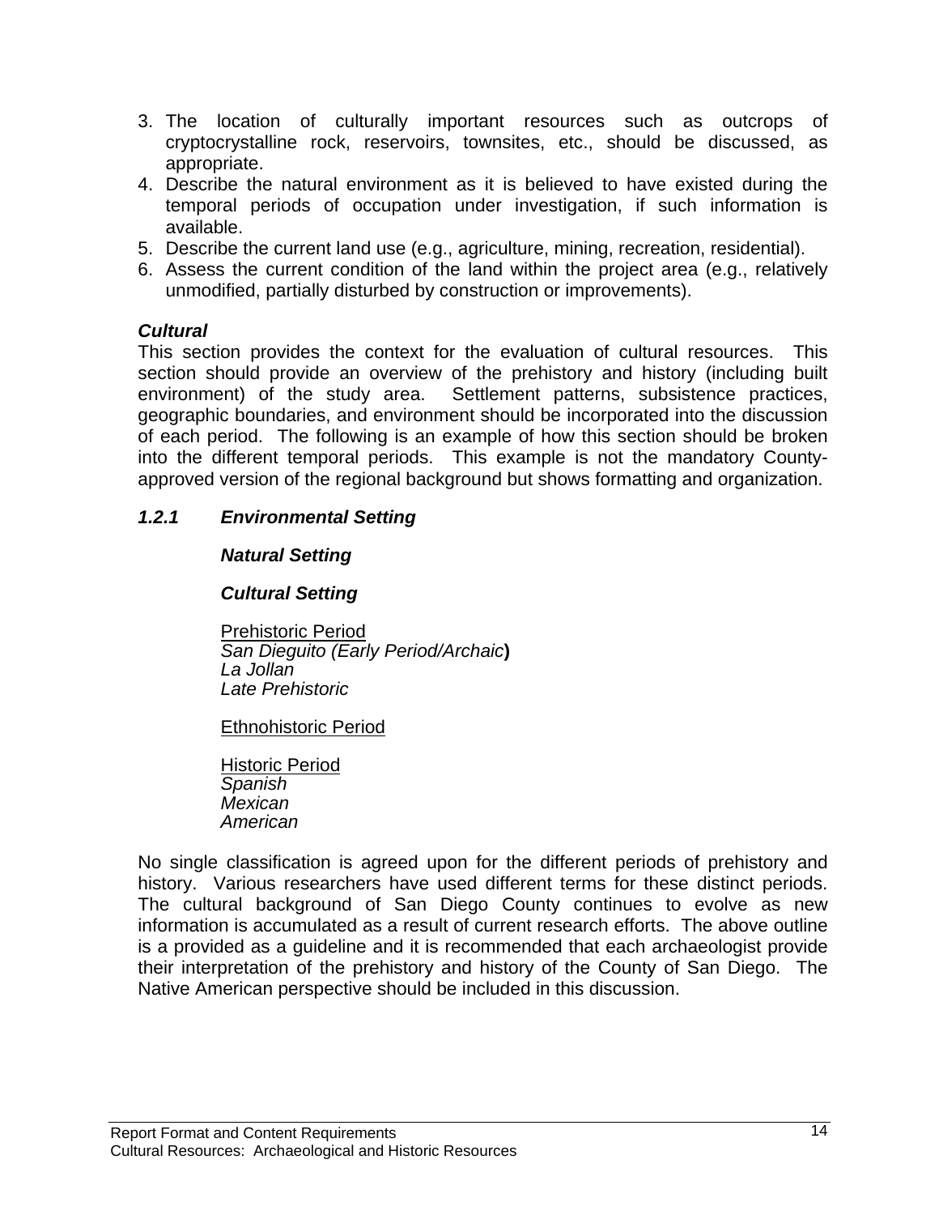3. The location of culturally important resources such as outcrops of cryptocrystalline rock, reservoirs, townsites, etc., should be discussed, as appropriate.
4. Describe the natural environment as it is believed to have existed during the temporal periods of occupation under investigation, if such information is available.
5. Describe the current land use (e.g., agriculture, mining, recreation, residential).
6. Assess the current condition of the land within the project area (e.g., relatively unmodified, partially disturbed by construction or improvements).

***Cultural***

This section provides the context for the evaluation of cultural resources. This section should provide an overview of the prehistory and history (including built environment) of the study area. Settlement patterns, subsistence practices, geographic boundaries, and environment should be incorporated into the discussion of each period. The following is an example of how this section should be broken into the different temporal periods. This example is not the mandatory County-approved version of the regional background but shows formatting and organization.

### *1.2.1 Environmental Setting*

***Natural Setting***

***Cultural Setting***

<u>Prehistoric Period</u>
*San Dieguito (Early Period/Archaic*)
*La Jollan*
*Late Prehistoric*

<u>Ethnohistoric Period</u>

<u>Historic Period</u>
*Spanish*
*Mexican*
*American*

No single classification is agreed upon for the different periods of prehistory and history. Various researchers have used different terms for these distinct periods. The cultural background of San Diego County continues to evolve as new information is accumulated as a result of current research efforts. The above outline is a provided as a guideline and it is recommended that each archaeologist provide their interpretation of the prehistory and history of the County of San Diego. The Native American perspective should be included in this discussion.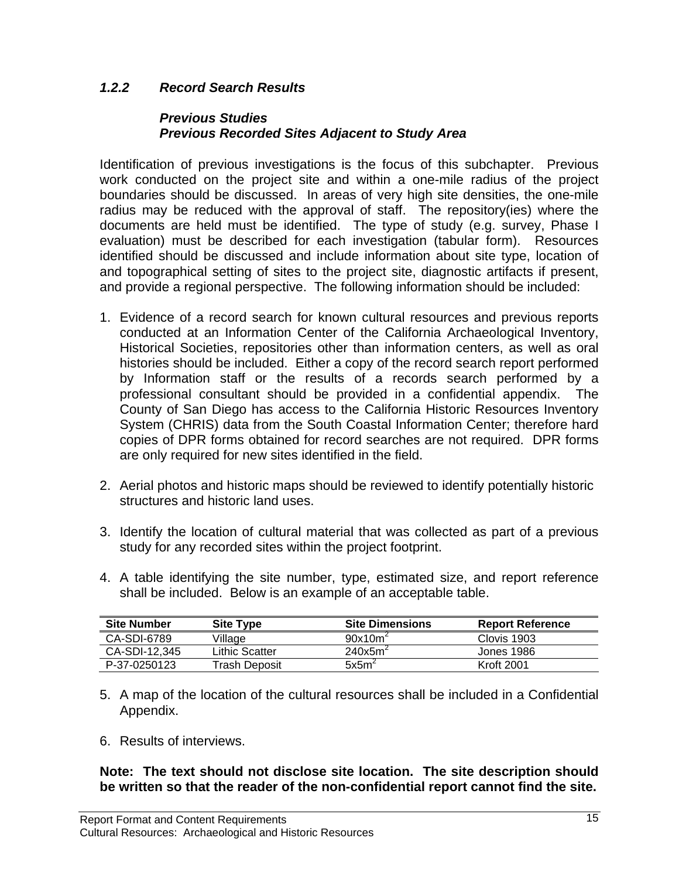### *1.2.2 Record Search Results*

***Previous Studies***
***Previous Recorded Sites Adjacent to Study Area***

Identification of previous investigations is the focus of this subchapter. Previous work conducted on the project site and within a one-mile radius of the project boundaries should be discussed. In areas of very high site densities, the one-mile radius may be reduced with the approval of staff. The repository(ies) where the documents are held must be identified. The type of study (e.g. survey, Phase I evaluation) must be described for each investigation (tabular form). Resources identified should be discussed and include information about site type, location of and topographical setting of sites to the project site, diagnostic artifacts if present, and provide a regional perspective. The following information should be included:

1. Evidence of a record search for known cultural resources and previous reports conducted at an Information Center of the California Archaeological Inventory, Historical Societies, repositories other than information centers, as well as oral histories should be included. Either a copy of the record search report performed by Information staff or the results of a records search performed by a professional consultant should be provided in a confidential appendix. The County of San Diego has access to the California Historic Resources Inventory System (CHRIS) data from the South Coastal Information Center; therefore hard copies of DPR forms obtained for record searches are not required. DPR forms are only required for new sites identified in the field.

2. Aerial photos and historic maps should be reviewed to identify potentially historic structures and historic land uses.

3. Identify the location of cultural material that was collected as part of a previous study for any recorded sites within the project footprint.

4. A table identifying the site number, type, estimated size, and report reference shall be included. Below is an example of an acceptable table.

| Site Number | Site Type | Site Dimensions | Report Reference |
|---|---|---|---|
| CA-SDI-6789 | Village | 90x10m$^2$ | Clovis 1903 |
| CA-SDI-12,345 | Lithic Scatter | 240x5m$^2$ | Jones 1986 |
| P-37-0250123 | Trash Deposit | 5x5m$^2$ | Kroft 2001 |

5. A map of the location of the cultural resources shall be included in a Confidential Appendix.

6. Results of interviews.

**Note: The text should not disclose site location. The site description should be written so that the reader of the non-confidential report cannot find the site.**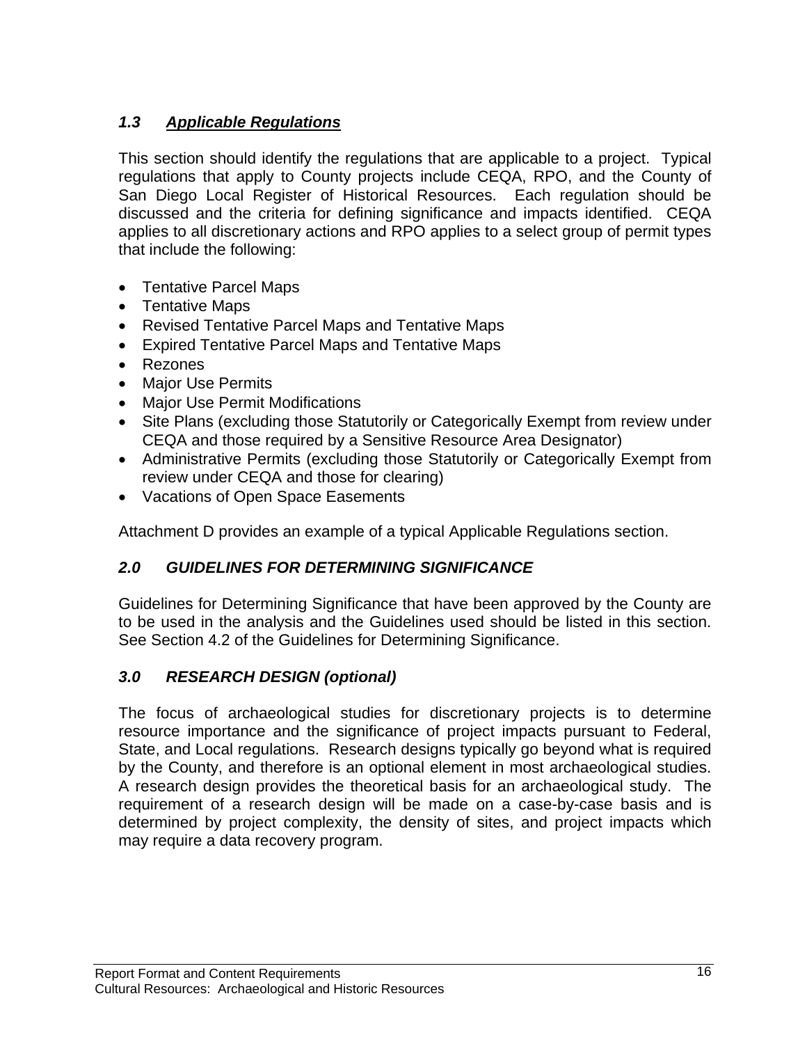### *1.3 Applicable Regulations*

This section should identify the regulations that are applicable to a project. Typical regulations that apply to County projects include CEQA, RPO, and the County of San Diego Local Register of Historical Resources. Each regulation should be discussed and the criteria for defining significance and impacts identified. CEQA applies to all discretionary actions and RPO applies to a select group of permit types that include the following:

- Tentative Parcel Maps
- Tentative Maps
- Revised Tentative Parcel Maps and Tentative Maps
- Expired Tentative Parcel Maps and Tentative Maps
- Rezones
- Major Use Permits
- Major Use Permit Modifications
- Site Plans (excluding those Statutorily or Categorically Exempt from review under CEQA and those required by a Sensitive Resource Area Designator)
- Administrative Permits (excluding those Statutorily or Categorically Exempt from review under CEQA and those for clearing)
- Vacations of Open Space Easements

Attachment D provides an example of a typical Applicable Regulations section.

## *2.0 GUIDELINES FOR DETERMINING SIGNIFICANCE*

Guidelines for Determining Significance that have been approved by the County are to be used in the analysis and the Guidelines used should be listed in this section. See Section 4.2 of the Guidelines for Determining Significance.

## *3.0 RESEARCH DESIGN (optional)*

The focus of archaeological studies for discretionary projects is to determine resource importance and the significance of project impacts pursuant to Federal, State, and Local regulations. Research designs typically go beyond what is required by the County, and therefore is an optional element in most archaeological studies. A research design provides the theoretical basis for an archaeological study. The requirement of a research design will be made on a case-by-case basis and is determined by project complexity, the density of sites, and project impacts which may require a data recovery program.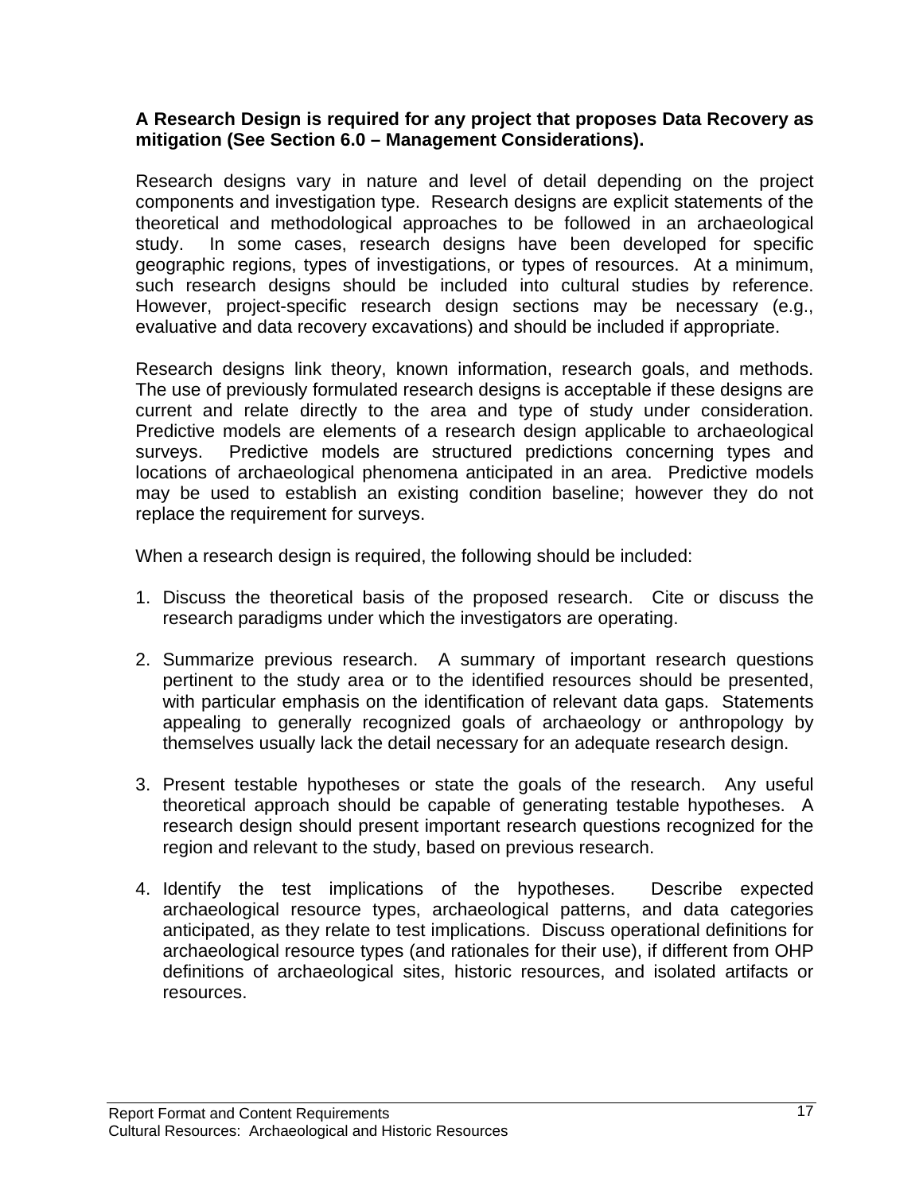**A Research Design is required for any project that proposes Data Recovery as mitigation (See Section 6.0 – Management Considerations).**

Research designs vary in nature and level of detail depending on the project components and investigation type. Research designs are explicit statements of the theoretical and methodological approaches to be followed in an archaeological study. In some cases, research designs have been developed for specific geographic regions, types of investigations, or types of resources. At a minimum, such research designs should be included into cultural studies by reference. However, project-specific research design sections may be necessary (e.g., evaluative and data recovery excavations) and should be included if appropriate.

Research designs link theory, known information, research goals, and methods. The use of previously formulated research designs is acceptable if these designs are current and relate directly to the area and type of study under consideration. Predictive models are elements of a research design applicable to archaeological surveys. Predictive models are structured predictions concerning types and locations of archaeological phenomena anticipated in an area. Predictive models may be used to establish an existing condition baseline; however they do not replace the requirement for surveys.

When a research design is required, the following should be included:

1. Discuss the theoretical basis of the proposed research. Cite or discuss the research paradigms under which the investigators are operating.

2. Summarize previous research. A summary of important research questions pertinent to the study area or to the identified resources should be presented, with particular emphasis on the identification of relevant data gaps. Statements appealing to generally recognized goals of archaeology or anthropology by themselves usually lack the detail necessary for an adequate research design.

3. Present testable hypotheses or state the goals of the research. Any useful theoretical approach should be capable of generating testable hypotheses. A research design should present important research questions recognized for the region and relevant to the study, based on previous research.

4. Identify the test implications of the hypotheses. Describe expected archaeological resource types, archaeological patterns, and data categories anticipated, as they relate to test implications. Discuss operational definitions for archaeological resource types (and rationales for their use), if different from OHP definitions of archaeological sites, historic resources, and isolated artifacts or resources.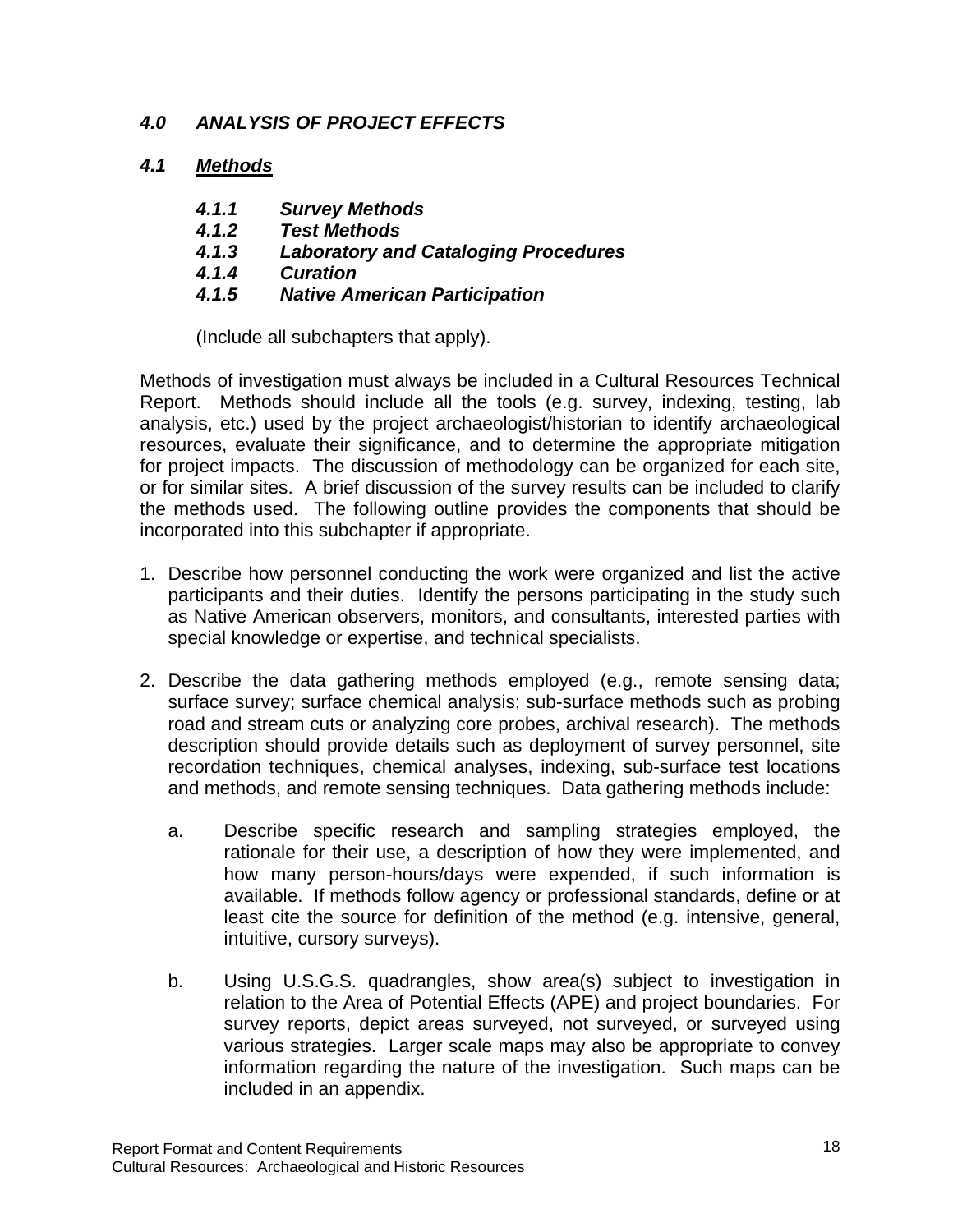# *4.0 ANALYSIS OF PROJECT EFFECTS*

## *4.1 <u>Methods</u>*

### *4.1.1 Survey Methods*
### *4.1.2 Test Methods*
### *4.1.3 Laboratory and Cataloging Procedures*
### *4.1.4 Curation*
### *4.1.5 Native American Participation*

(Include all subchapters that apply).

Methods of investigation must always be included in a Cultural Resources Technical Report. Methods should include all the tools (e.g. survey, indexing, testing, lab analysis, etc.) used by the project archaeologist/historian to identify archaeological resources, evaluate their significance, and to determine the appropriate mitigation for project impacts. The discussion of methodology can be organized for each site, or for similar sites. A brief discussion of the survey results can be included to clarify the methods used. The following outline provides the components that should be incorporated into this subchapter if appropriate.

1. Describe how personnel conducting the work were organized and list the active participants and their duties. Identify the persons participating in the study such as Native American observers, monitors, and consultants, interested parties with special knowledge or expertise, and technical specialists.

2. Describe the data gathering methods employed (e.g., remote sensing data; surface survey; surface chemical analysis; sub-surface methods such as probing road and stream cuts or analyzing core probes, archival research). The methods description should provide details such as deployment of survey personnel, site recordation techniques, chemical analyses, indexing, sub-surface test locations and methods, and remote sensing techniques. Data gathering methods include:

   a. Describe specific research and sampling strategies employed, the rationale for their use, a description of how they were implemented, and how many person-hours/days were expended, if such information is available. If methods follow agency or professional standards, define or at least cite the source for definition of the method (e.g. intensive, general, intuitive, cursory surveys).

   b. Using U.S.G.S. quadrangles, show area(s) subject to investigation in relation to the Area of Potential Effects (APE) and project boundaries. For survey reports, depict areas surveyed, not surveyed, or surveyed using various strategies. Larger scale maps may also be appropriate to convey information regarding the nature of the investigation. Such maps can be included in an appendix.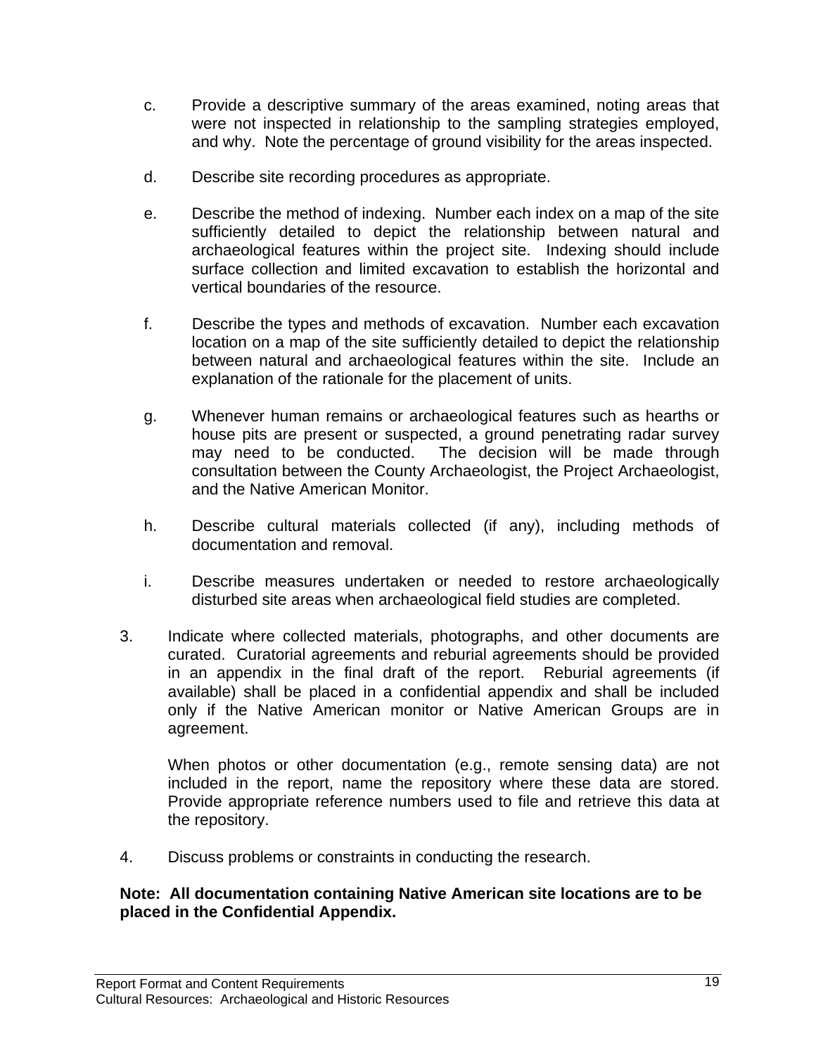c. Provide a descriptive summary of the areas examined, noting areas that were not inspected in relationship to the sampling strategies employed, and why. Note the percentage of ground visibility for the areas inspected.

d. Describe site recording procedures as appropriate.

e. Describe the method of indexing. Number each index on a map of the site sufficiently detailed to depict the relationship between natural and archaeological features within the project site. Indexing should include surface collection and limited excavation to establish the horizontal and vertical boundaries of the resource.

f. Describe the types and methods of excavation. Number each excavation location on a map of the site sufficiently detailed to depict the relationship between natural and archaeological features within the site. Include an explanation of the rationale for the placement of units.

g. Whenever human remains or archaeological features such as hearths or house pits are present or suspected, a ground penetrating radar survey may need to be conducted. The decision will be made through consultation between the County Archaeologist, the Project Archaeologist, and the Native American Monitor.

h. Describe cultural materials collected (if any), including methods of documentation and removal.

i. Describe measures undertaken or needed to restore archaeologically disturbed site areas when archaeological field studies are completed.

3. Indicate where collected materials, photographs, and other documents are curated. Curatorial agreements and reburial agreements should be provided in an appendix in the final draft of the report. Reburial agreements (if available) shall be placed in a confidential appendix and shall be included only if the Native American monitor or Native American Groups are in agreement.

   When photos or other documentation (e.g., remote sensing data) are not included in the report, name the repository where these data are stored. Provide appropriate reference numbers used to file and retrieve this data at the repository.

4. Discuss problems or constraints in conducting the research.

**Note: All documentation containing Native American site locations are to be placed in the Confidential Appendix.**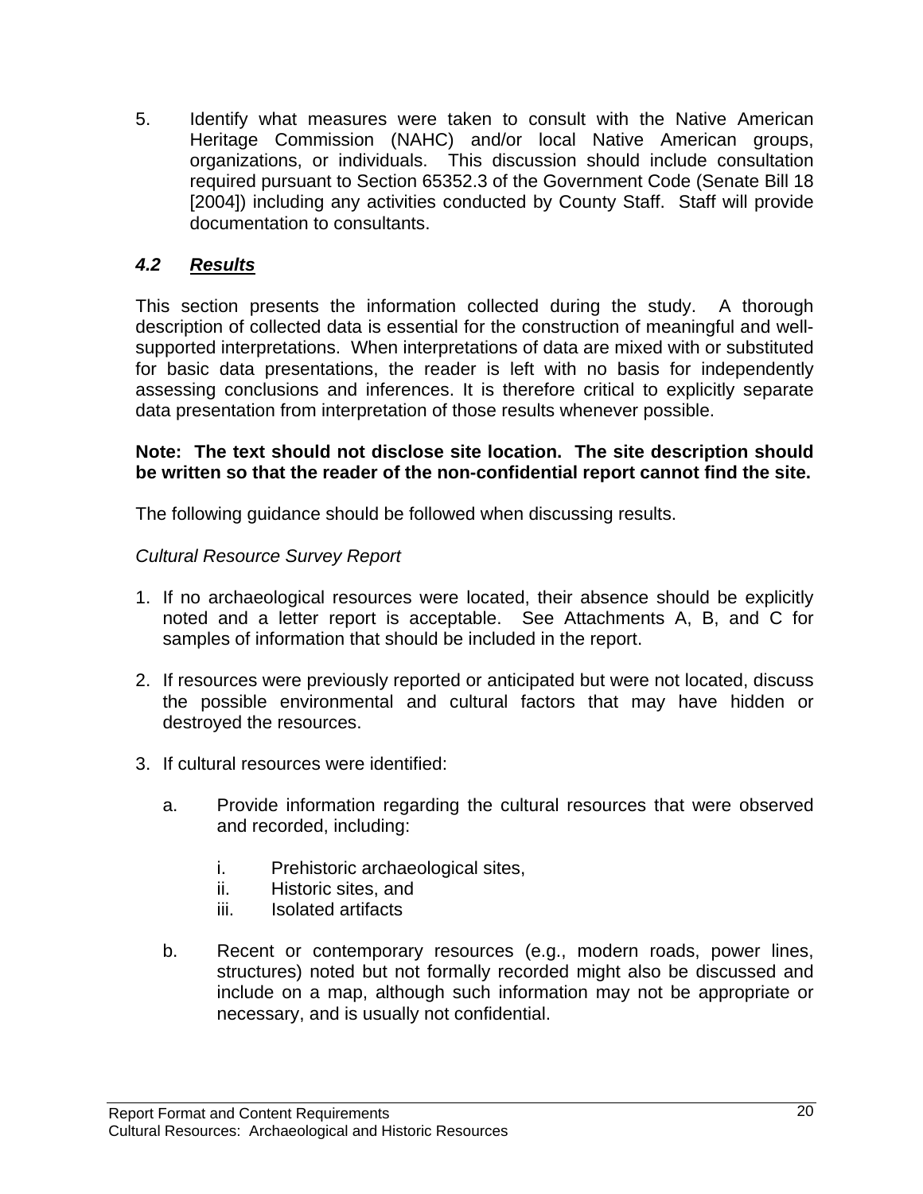5. Identify what measures were taken to consult with the Native American Heritage Commission (NAHC) and/or local Native American groups, organizations, or individuals. This discussion should include consultation required pursuant to Section 65352.3 of the Government Code (Senate Bill 18 [2004]) including any activities conducted by County Staff. Staff will provide documentation to consultants.

### *4.2 Results*

This section presents the information collected during the study. A thorough description of collected data is essential for the construction of meaningful and well-supported interpretations. When interpretations of data are mixed with or substituted for basic data presentations, the reader is left with no basis for independently assessing conclusions and inferences. It is therefore critical to explicitly separate data presentation from interpretation of those results whenever possible.

**Note: The text should not disclose site location. The site description should be written so that the reader of the non-confidential report cannot find the site.**

The following guidance should be followed when discussing results.

*Cultural Resource Survey Report*

1. If no archaeological resources were located, their absence should be explicitly noted and a letter report is acceptable. See Attachments A, B, and C for samples of information that should be included in the report.

2. If resources were previously reported or anticipated but were not located, discuss the possible environmental and cultural factors that may have hidden or destroyed the resources.

3. If cultural resources were identified:

   a. Provide information regarding the cultural resources that were observed and recorded, including:

      i. Prehistoric archaeological sites,
      ii. Historic sites, and
      iii. Isolated artifacts

   b. Recent or contemporary resources (e.g., modern roads, power lines, structures) noted but not formally recorded might also be discussed and include on a map, although such information may not be appropriate or necessary, and is usually not confidential.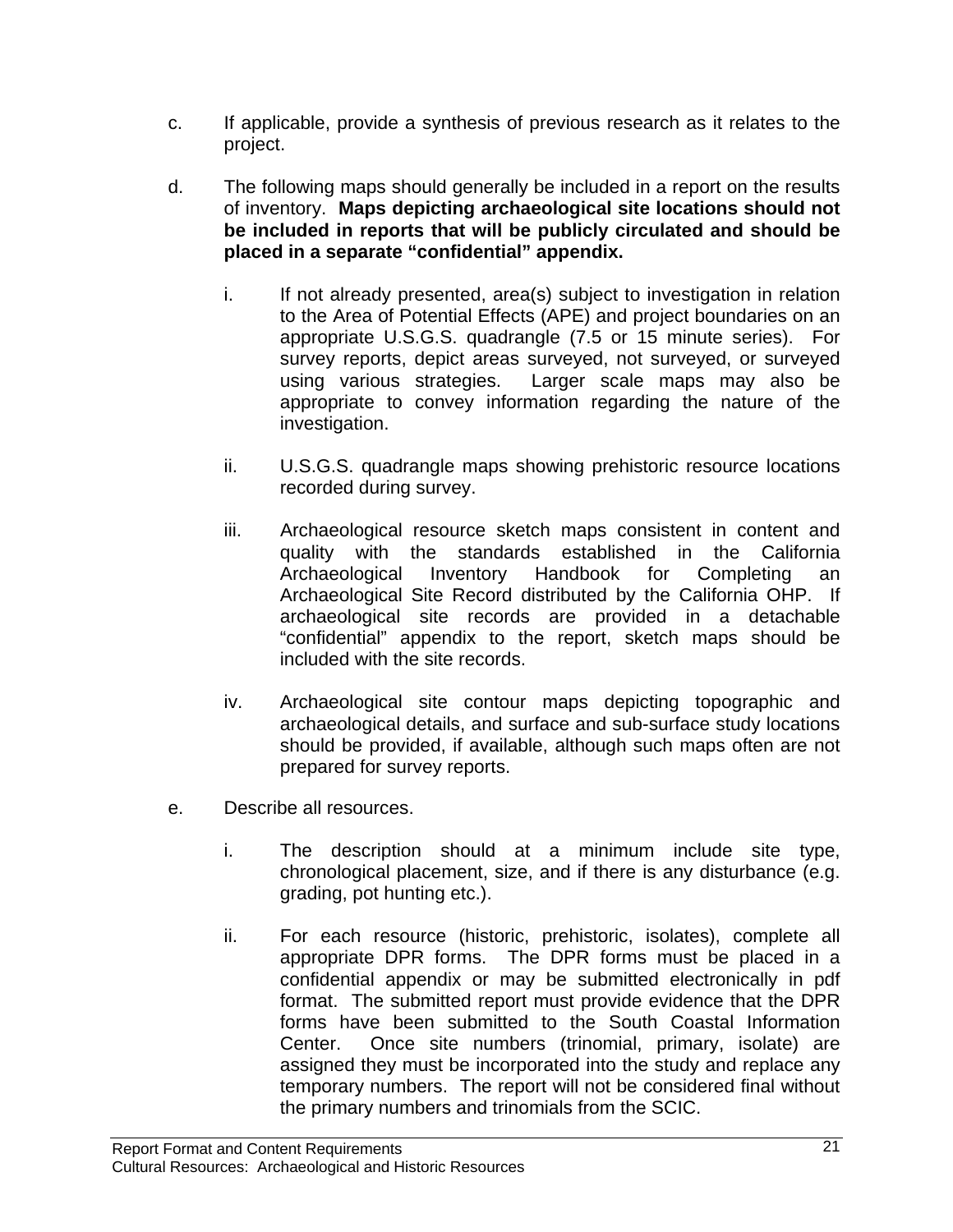c. If applicable, provide a synthesis of previous research as it relates to the project.

d. The following maps should generally be included in a report on the results of inventory. **Maps depicting archaeological site locations should not be included in reports that will be publicly circulated and should be placed in a separate "confidential" appendix.**

   i. If not already presented, area(s) subject to investigation in relation to the Area of Potential Effects (APE) and project boundaries on an appropriate U.S.G.S. quadrangle (7.5 or 15 minute series). For survey reports, depict areas surveyed, not surveyed, or surveyed using various strategies. Larger scale maps may also be appropriate to convey information regarding the nature of the investigation.

   ii. U.S.G.S. quadrangle maps showing prehistoric resource locations recorded during survey.

   iii. Archaeological resource sketch maps consistent in content and quality with the standards established in the California Archaeological Inventory Handbook for Completing an Archaeological Site Record distributed by the California OHP. If archaeological site records are provided in a detachable "confidential" appendix to the report, sketch maps should be included with the site records.

   iv. Archaeological site contour maps depicting topographic and archaeological details, and surface and sub-surface study locations should be provided, if available, although such maps often are not prepared for survey reports.

e. Describe all resources.

   i. The description should at a minimum include site type, chronological placement, size, and if there is any disturbance (e.g. grading, pot hunting etc.).

   ii. For each resource (historic, prehistoric, isolates), complete all appropriate DPR forms. The DPR forms must be placed in a confidential appendix or may be submitted electronically in pdf format. The submitted report must provide evidence that the DPR forms have been submitted to the South Coastal Information Center. Once site numbers (trinomial, primary, isolate) are assigned they must be incorporated into the study and replace any temporary numbers. The report will not be considered final without the primary numbers and trinomials from the SCIC.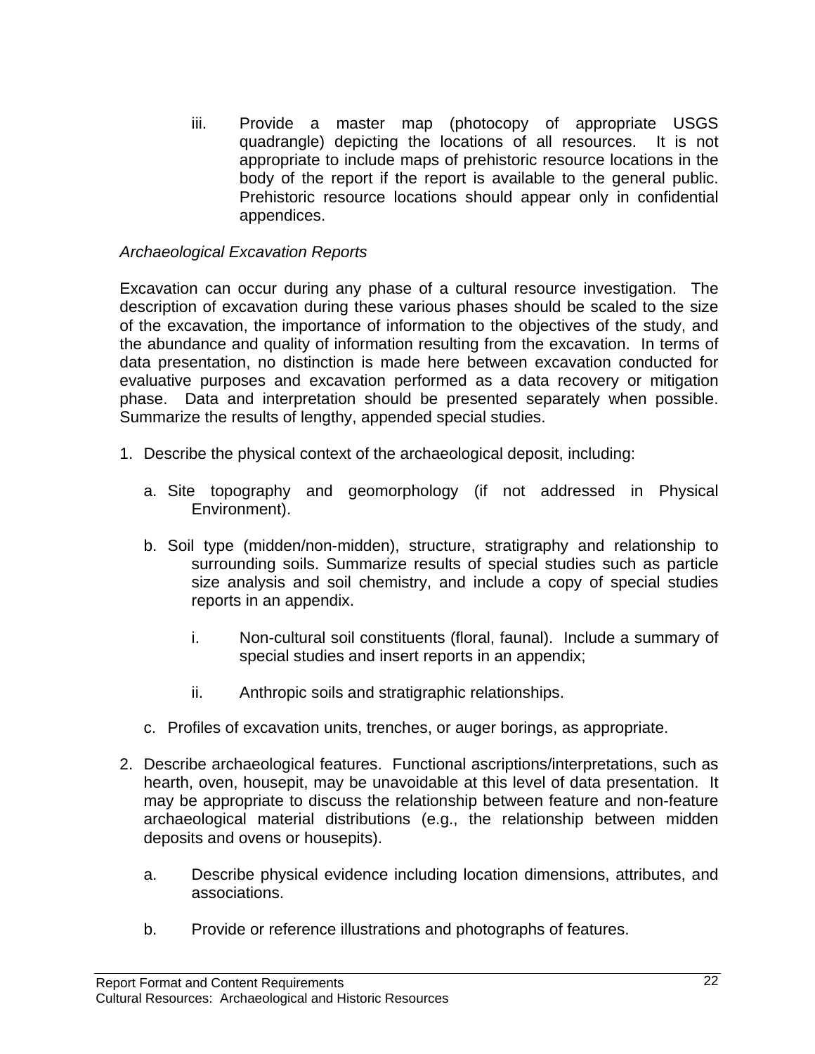iii. Provide a master map (photocopy of appropriate USGS quadrangle) depicting the locations of all resources. It is not appropriate to include maps of prehistoric resource locations in the body of the report if the report is available to the general public. Prehistoric resource locations should appear only in confidential appendices.

*Archaeological Excavation Reports*

Excavation can occur during any phase of a cultural resource investigation. The description of excavation during these various phases should be scaled to the size of the excavation, the importance of information to the objectives of the study, and the abundance and quality of information resulting from the excavation. In terms of data presentation, no distinction is made here between excavation conducted for evaluative purposes and excavation performed as a data recovery or mitigation phase. Data and interpretation should be presented separately when possible. Summarize the results of lengthy, appended special studies.

1. Describe the physical context of the archaeological deposit, including:

   a. Site topography and geomorphology (if not addressed in Physical Environment).

   b. Soil type (midden/non-midden), structure, stratigraphy and relationship to surrounding soils. Summarize results of special studies such as particle size analysis and soil chemistry, and include a copy of special studies reports in an appendix.

      i. Non-cultural soil constituents (floral, faunal). Include a summary of special studies and insert reports in an appendix;

      ii. Anthropic soils and stratigraphic relationships.

   c. Profiles of excavation units, trenches, or auger borings, as appropriate.

2. Describe archaeological features. Functional ascriptions/interpretations, such as hearth, oven, housepit, may be unavoidable at this level of data presentation. It may be appropriate to discuss the relationship between feature and non-feature archaeological material distributions (e.g., the relationship between midden deposits and ovens or housepits).

   a. Describe physical evidence including location dimensions, attributes, and associations.

   b. Provide or reference illustrations and photographs of features.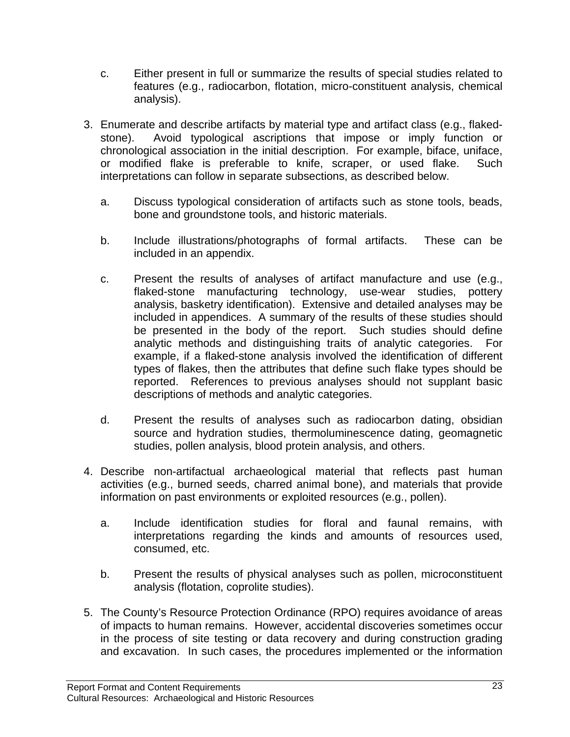c. Either present in full or summarize the results of special studies related to features (e.g., radiocarbon, flotation, micro-constituent analysis, chemical analysis).

3. Enumerate and describe artifacts by material type and artifact class (e.g., flaked-stone). Avoid typological ascriptions that impose or imply function or chronological association in the initial description. For example, biface, uniface, or modified flake is preferable to knife, scraper, or used flake. Such interpretations can follow in separate subsections, as described below.

   a. Discuss typological consideration of artifacts such as stone tools, beads, bone and groundstone tools, and historic materials.

   b. Include illustrations/photographs of formal artifacts. These can be included in an appendix.

   c. Present the results of analyses of artifact manufacture and use (e.g., flaked-stone manufacturing technology, use-wear studies, pottery analysis, basketry identification). Extensive and detailed analyses may be included in appendices. A summary of the results of these studies should be presented in the body of the report. Such studies should define analytic methods and distinguishing traits of analytic categories. For example, if a flaked-stone analysis involved the identification of different types of flakes, then the attributes that define such flake types should be reported. References to previous analyses should not supplant basic descriptions of methods and analytic categories.

   d. Present the results of analyses such as radiocarbon dating, obsidian source and hydration studies, thermoluminescence dating, geomagnetic studies, pollen analysis, blood protein analysis, and others.

4. Describe non-artifactual archaeological material that reflects past human activities (e.g., burned seeds, charred animal bone), and materials that provide information on past environments or exploited resources (e.g., pollen).

   a. Include identification studies for floral and faunal remains, with interpretations regarding the kinds and amounts of resources used, consumed, etc.

   b. Present the results of physical analyses such as pollen, microconstituent analysis (flotation, coprolite studies).

5. The County's Resource Protection Ordinance (RPO) requires avoidance of areas of impacts to human remains. However, accidental discoveries sometimes occur in the process of site testing or data recovery and during construction grading and excavation. In such cases, the procedures implemented or the information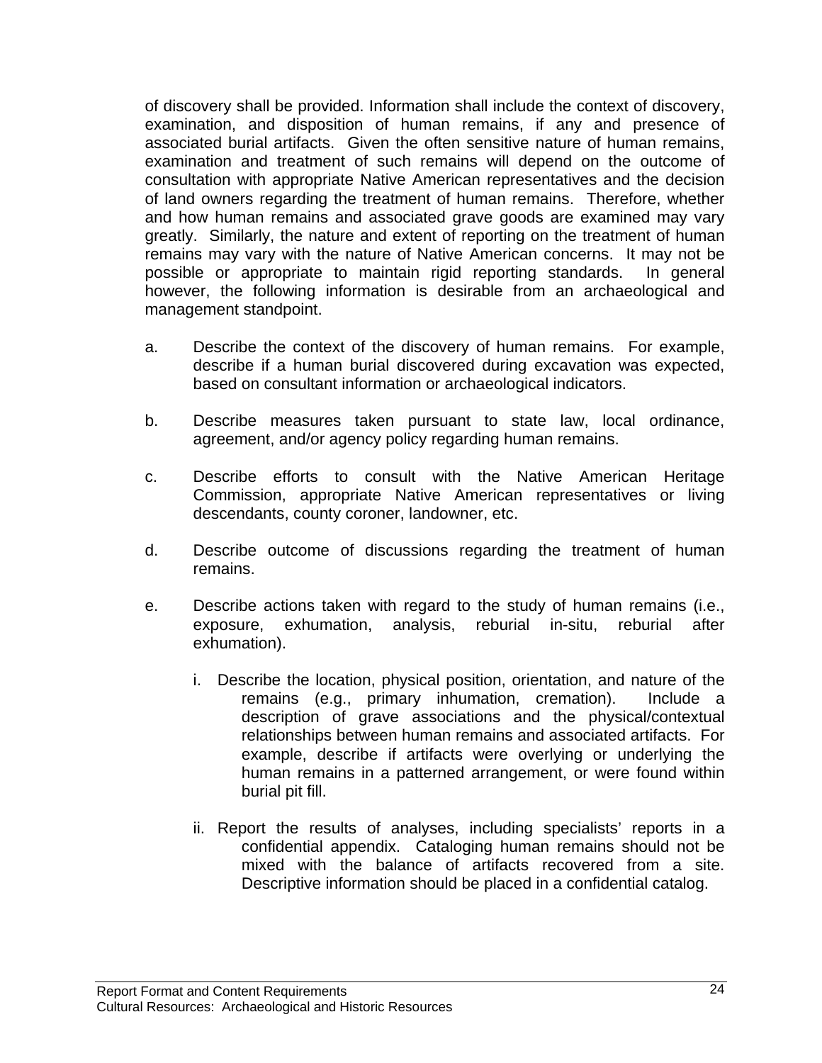of discovery shall be provided. Information shall include the context of discovery, examination, and disposition of human remains, if any and presence of associated burial artifacts. Given the often sensitive nature of human remains, examination and treatment of such remains will depend on the outcome of consultation with appropriate Native American representatives and the decision of land owners regarding the treatment of human remains. Therefore, whether and how human remains and associated grave goods are examined may vary greatly. Similarly, the nature and extent of reporting on the treatment of human remains may vary with the nature of Native American concerns. It may not be possible or appropriate to maintain rigid reporting standards. In general however, the following information is desirable from an archaeological and management standpoint.

a. Describe the context of the discovery of human remains. For example, describe if a human burial discovered during excavation was expected, based on consultant information or archaeological indicators.

b. Describe measures taken pursuant to state law, local ordinance, agreement, and/or agency policy regarding human remains.

c. Describe efforts to consult with the Native American Heritage Commission, appropriate Native American representatives or living descendants, county coroner, landowner, etc.

d. Describe outcome of discussions regarding the treatment of human remains.

e. Describe actions taken with regard to the study of human remains (i.e., exposure, exhumation, analysis, reburial in-situ, reburial after exhumation).

   i. Describe the location, physical position, orientation, and nature of the remains (e.g., primary inhumation, cremation). Include a description of grave associations and the physical/contextual relationships between human remains and associated artifacts. For example, describe if artifacts were overlying or underlying the human remains in a patterned arrangement, or were found within burial pit fill.

   ii. Report the results of analyses, including specialists' reports in a confidential appendix. Cataloging human remains should not be mixed with the balance of artifacts recovered from a site. Descriptive information should be placed in a confidential catalog.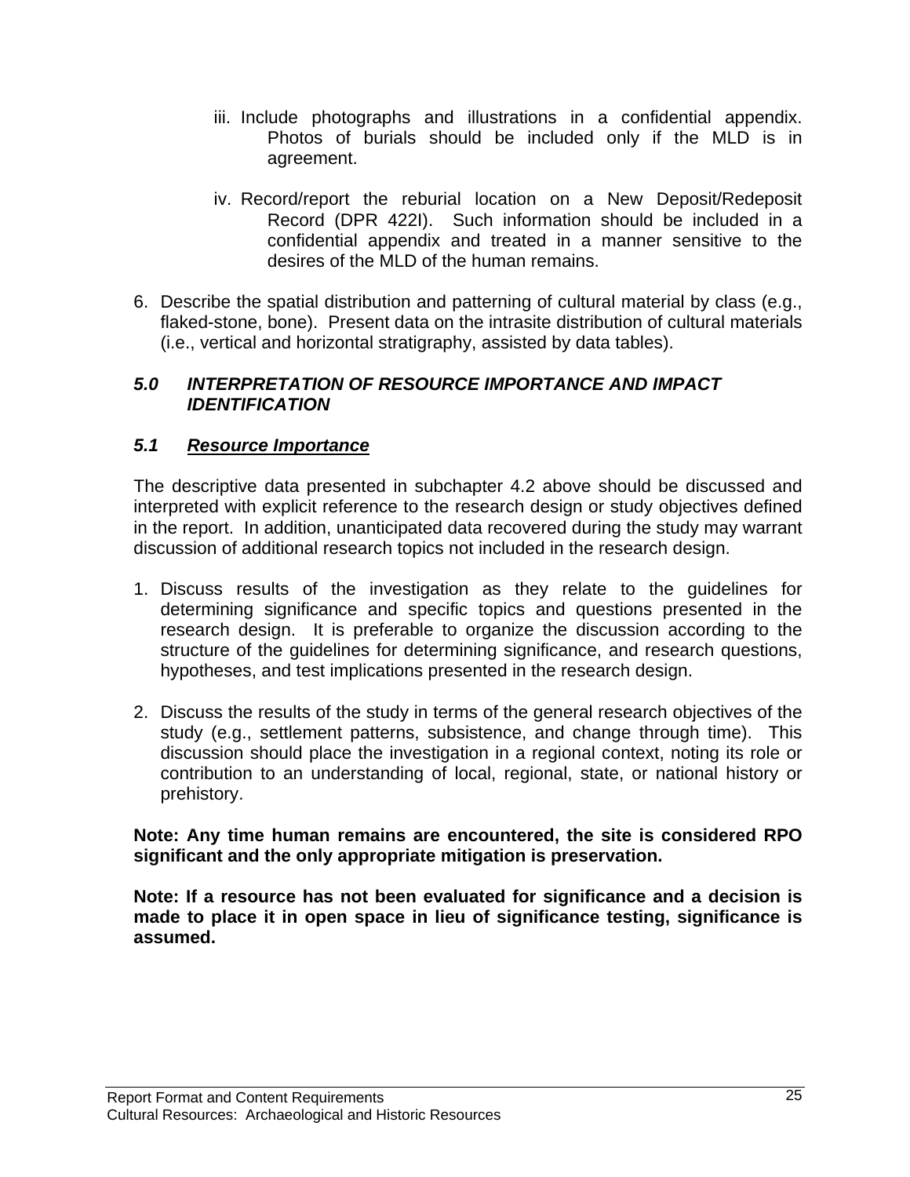iii. Include photographs and illustrations in a confidential appendix. Photos of burials should be included only if the MLD is in agreement.

   iv. Record/report the reburial location on a New Deposit/Redeposit Record (DPR 422I). Such information should be included in a confidential appendix and treated in a manner sensitive to the desires of the MLD of the human remains.

6. Describe the spatial distribution and patterning of cultural material by class (e.g., flaked-stone, bone). Present data on the intrasite distribution of cultural materials (i.e., vertical and horizontal stratigraphy, assisted by data tables).

## *5.0 INTERPRETATION OF RESOURCE IMPORTANCE AND IMPACT IDENTIFICATION*

### *5.1 Resource Importance*

The descriptive data presented in subchapter 4.2 above should be discussed and interpreted with explicit reference to the research design or study objectives defined in the report. In addition, unanticipated data recovered during the study may warrant discussion of additional research topics not included in the research design.

1. Discuss results of the investigation as they relate to the guidelines for determining significance and specific topics and questions presented in the research design. It is preferable to organize the discussion according to the structure of the guidelines for determining significance, and research questions, hypotheses, and test implications presented in the research design.

2. Discuss the results of the study in terms of the general research objectives of the study (e.g., settlement patterns, subsistence, and change through time). This discussion should place the investigation in a regional context, noting its role or contribution to an understanding of local, regional, state, or national history or prehistory.

**Note: Any time human remains are encountered, the site is considered RPO significant and the only appropriate mitigation is preservation.**

**Note: If a resource has not been evaluated for significance and a decision is made to place it in open space in lieu of significance testing, significance is assumed.**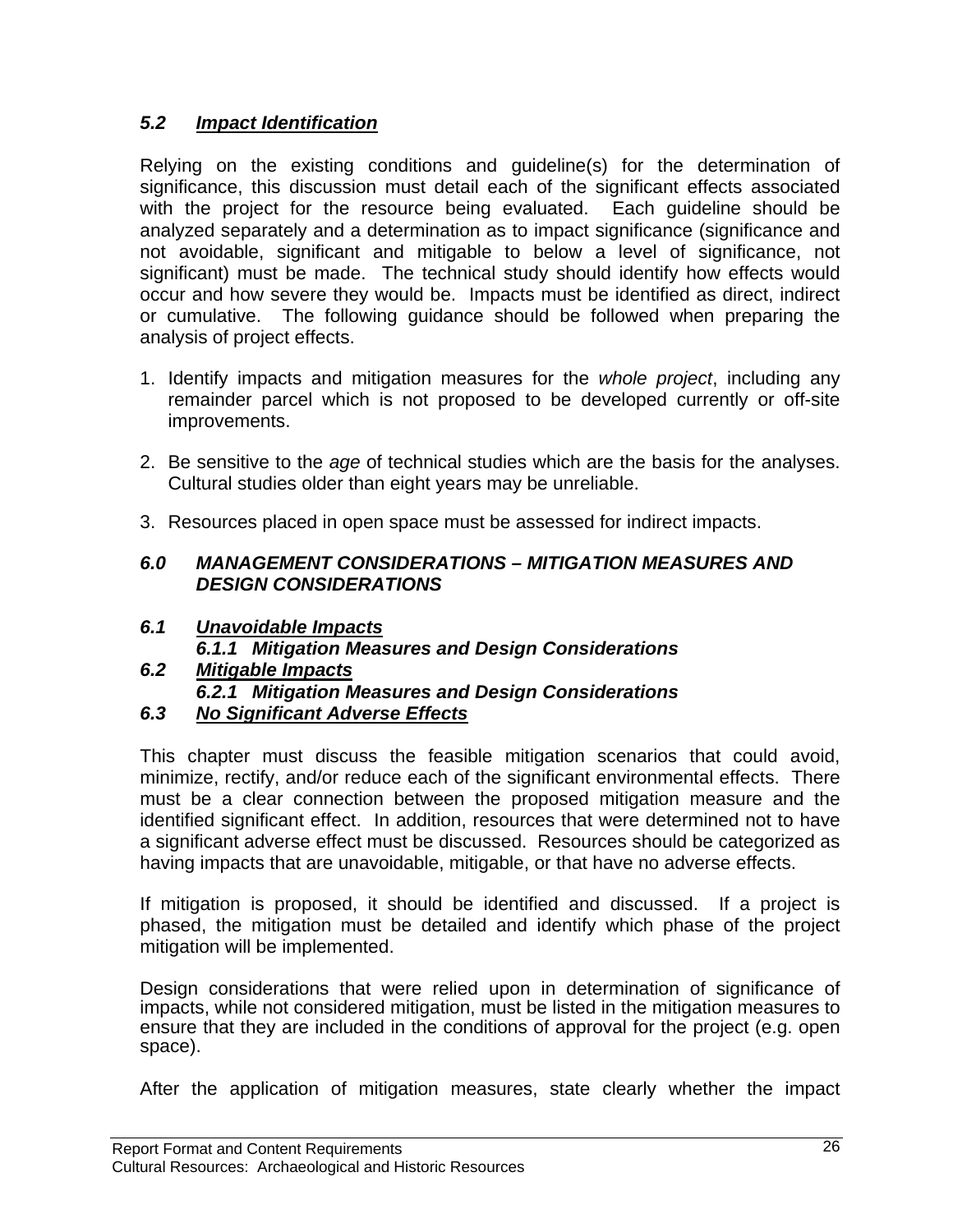### *5.2 Impact Identification*

Relying on the existing conditions and guideline(s) for the determination of significance, this discussion must detail each of the significant effects associated with the project for the resource being evaluated. Each guideline should be analyzed separately and a determination as to impact significance (significance and not avoidable, significant and mitigable to below a level of significance, not significant) must be made. The technical study should identify how effects would occur and how severe they would be. Impacts must be identified as direct, indirect or cumulative. The following guidance should be followed when preparing the analysis of project effects.

1. Identify impacts and mitigation measures for the *whole project*, including any remainder parcel which is not proposed to be developed currently or off-site improvements.

2. Be sensitive to the *age* of technical studies which are the basis for the analyses. Cultural studies older than eight years may be unreliable.

3. Resources placed in open space must be assessed for indirect impacts.

## *6.0 MANAGEMENT CONSIDERATIONS – MITIGATION MEASURES AND DESIGN CONSIDERATIONS*

### *6.1 Unavoidable Impacts*

#### *6.1.1 Mitigation Measures and Design Considerations*

### *6.2 Mitigable Impacts*

#### *6.2.1 Mitigation Measures and Design Considerations*

### *6.3 No Significant Adverse Effects*

This chapter must discuss the feasible mitigation scenarios that could avoid, minimize, rectify, and/or reduce each of the significant environmental effects. There must be a clear connection between the proposed mitigation measure and the identified significant effect. In addition, resources that were determined not to have a significant adverse effect must be discussed. Resources should be categorized as having impacts that are unavoidable, mitigable, or that have no adverse effects.

If mitigation is proposed, it should be identified and discussed. If a project is phased, the mitigation must be detailed and identify which phase of the project mitigation will be implemented.

Design considerations that were relied upon in determination of significance of impacts, while not considered mitigation, must be listed in the mitigation measures to ensure that they are included in the conditions of approval for the project (e.g. open space).

After the application of mitigation measures, state clearly whether the impact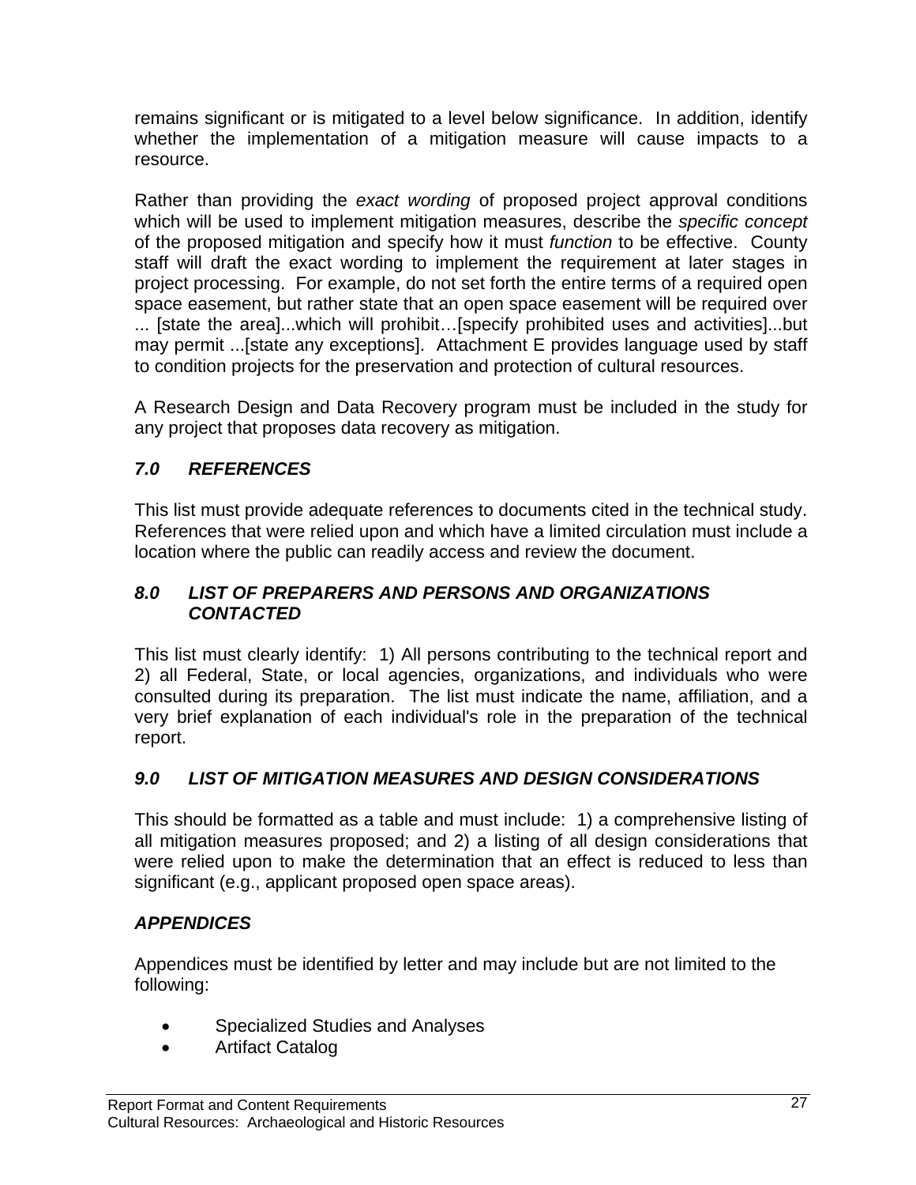remains significant or is mitigated to a level below significance. In addition, identify whether the implementation of a mitigation measure will cause impacts to a resource.

Rather than providing the *exact wording* of proposed project approval conditions which will be used to implement mitigation measures, describe the *specific concept* of the proposed mitigation and specify how it must *function* to be effective. County staff will draft the exact wording to implement the requirement at later stages in project processing. For example, do not set forth the entire terms of a required open space easement, but rather state that an open space easement will be required over ... [state the area]...which will prohibit…[specify prohibited uses and activities]...but may permit ...[state any exceptions]. Attachment E provides language used by staff to condition projects for the preservation and protection of cultural resources.

A Research Design and Data Recovery program must be included in the study for any project that proposes data recovery as mitigation.

### *7.0 REFERENCES*

This list must provide adequate references to documents cited in the technical study. References that were relied upon and which have a limited circulation must include a location where the public can readily access and review the document.

### *8.0 LIST OF PREPARERS AND PERSONS AND ORGANIZATIONS CONTACTED*

This list must clearly identify: 1) All persons contributing to the technical report and 2) all Federal, State, or local agencies, organizations, and individuals who were consulted during its preparation. The list must indicate the name, affiliation, and a very brief explanation of each individual's role in the preparation of the technical report.

### *9.0 LIST OF MITIGATION MEASURES AND DESIGN CONSIDERATIONS*

This should be formatted as a table and must include: 1) a comprehensive listing of all mitigation measures proposed; and 2) a listing of all design considerations that were relied upon to make the determination that an effect is reduced to less than significant (e.g., applicant proposed open space areas).

### *APPENDICES*

Appendices must be identified by letter and may include but are not limited to the following:

- Specialized Studies and Analyses
- Artifact Catalog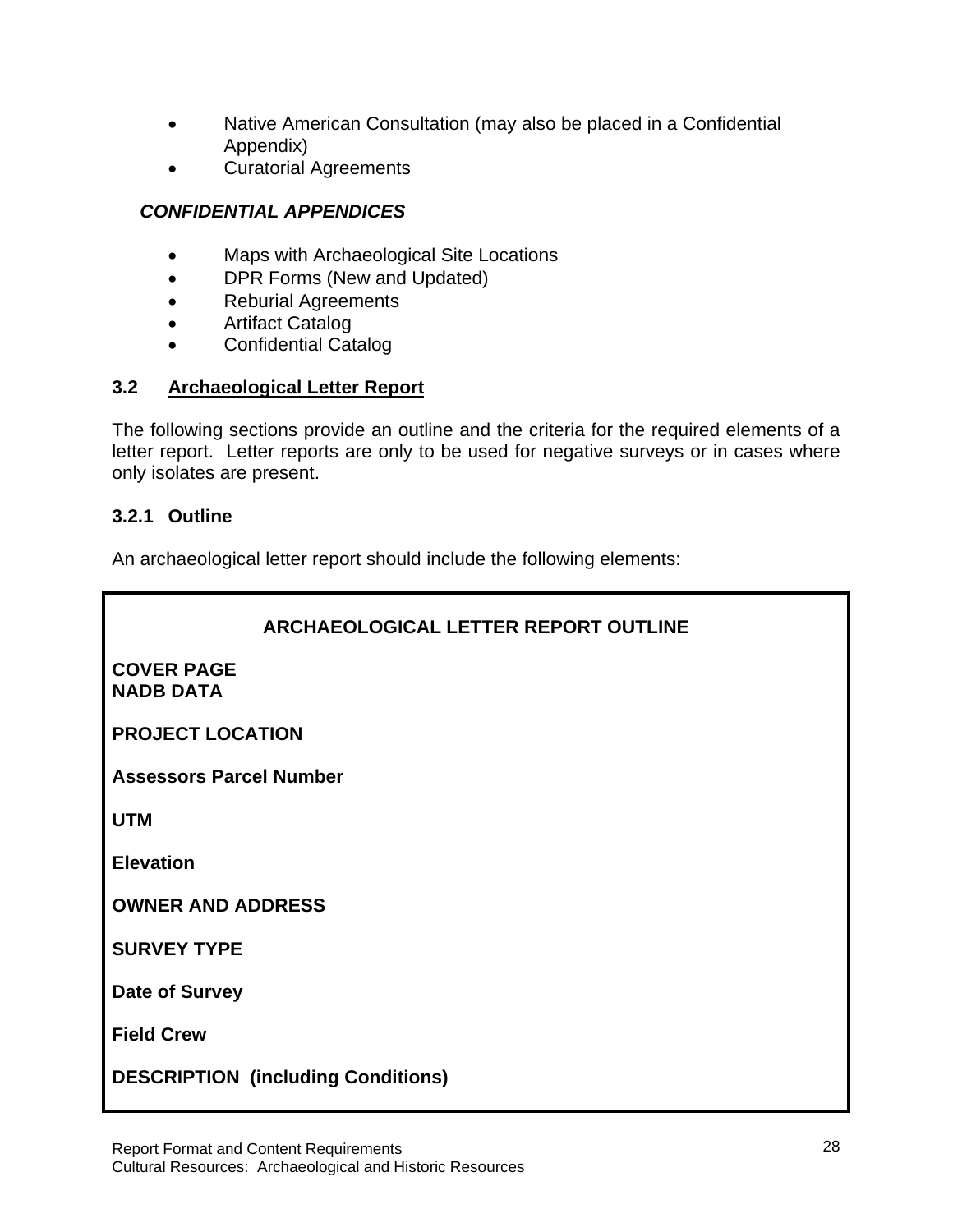- Native American Consultation (may also be placed in a Confidential Appendix)
- Curatorial Agreements

***CONFIDENTIAL APPENDICES***

- Maps with Archaeological Site Locations
- DPR Forms (New and Updated)
- Reburial Agreements
- Artifact Catalog
- Confidential Catalog

### 3.2 Archaeological Letter Report

The following sections provide an outline and the criteria for the required elements of a letter report. Letter reports are only to be used for negative surveys or in cases where only isolates are present.

#### 3.2.1 Outline

An archaeological letter report should include the following elements:

**ARCHAEOLOGICAL LETTER REPORT OUTLINE**

**COVER PAGE**
**NADB DATA**

**PROJECT LOCATION**

**Assessors Parcel Number**

**UTM**

**Elevation**

**OWNER AND ADDRESS**

**SURVEY TYPE**

**Date of Survey**

**Field Crew**

**DESCRIPTION (including Conditions)**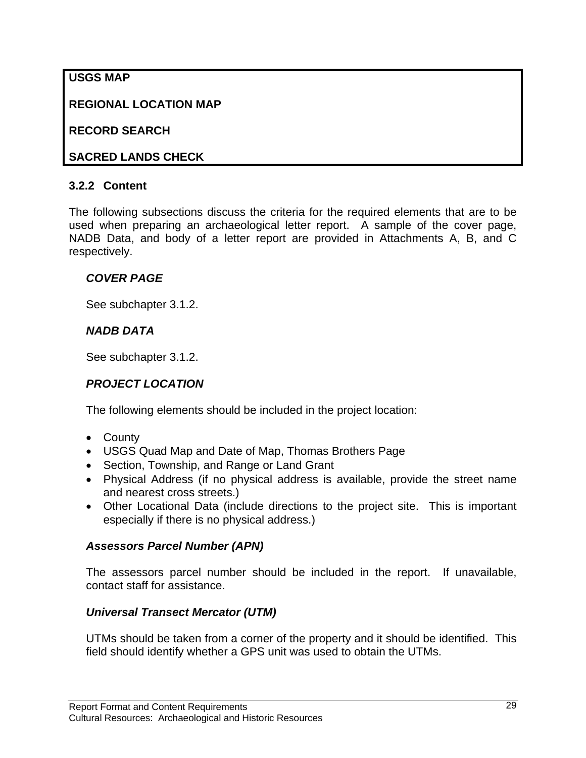**USGS MAP**

**REGIONAL LOCATION MAP**

**RECORD SEARCH**

**SACRED LANDS CHECK**

### 3.2.2 Content

The following subsections discuss the criteria for the required elements that are to be used when preparing an archaeological letter report. A sample of the cover page, NADB Data, and body of a letter report are provided in Attachments A, B, and C respectively.

***COVER PAGE***

See subchapter 3.1.2.

***NADB DATA***

See subchapter 3.1.2.

***PROJECT LOCATION***

The following elements should be included in the project location:

- County
- USGS Quad Map and Date of Map, Thomas Brothers Page
- Section, Township, and Range or Land Grant
- Physical Address (if no physical address is available, provide the street name and nearest cross streets.)
- Other Locational Data (include directions to the project site. This is important especially if there is no physical address.)

***Assessors Parcel Number (APN)***

The assessors parcel number should be included in the report. If unavailable, contact staff for assistance.

***Universal Transect Mercator (UTM)***

UTMs should be taken from a corner of the property and it should be identified. This field should identify whether a GPS unit was used to obtain the UTMs.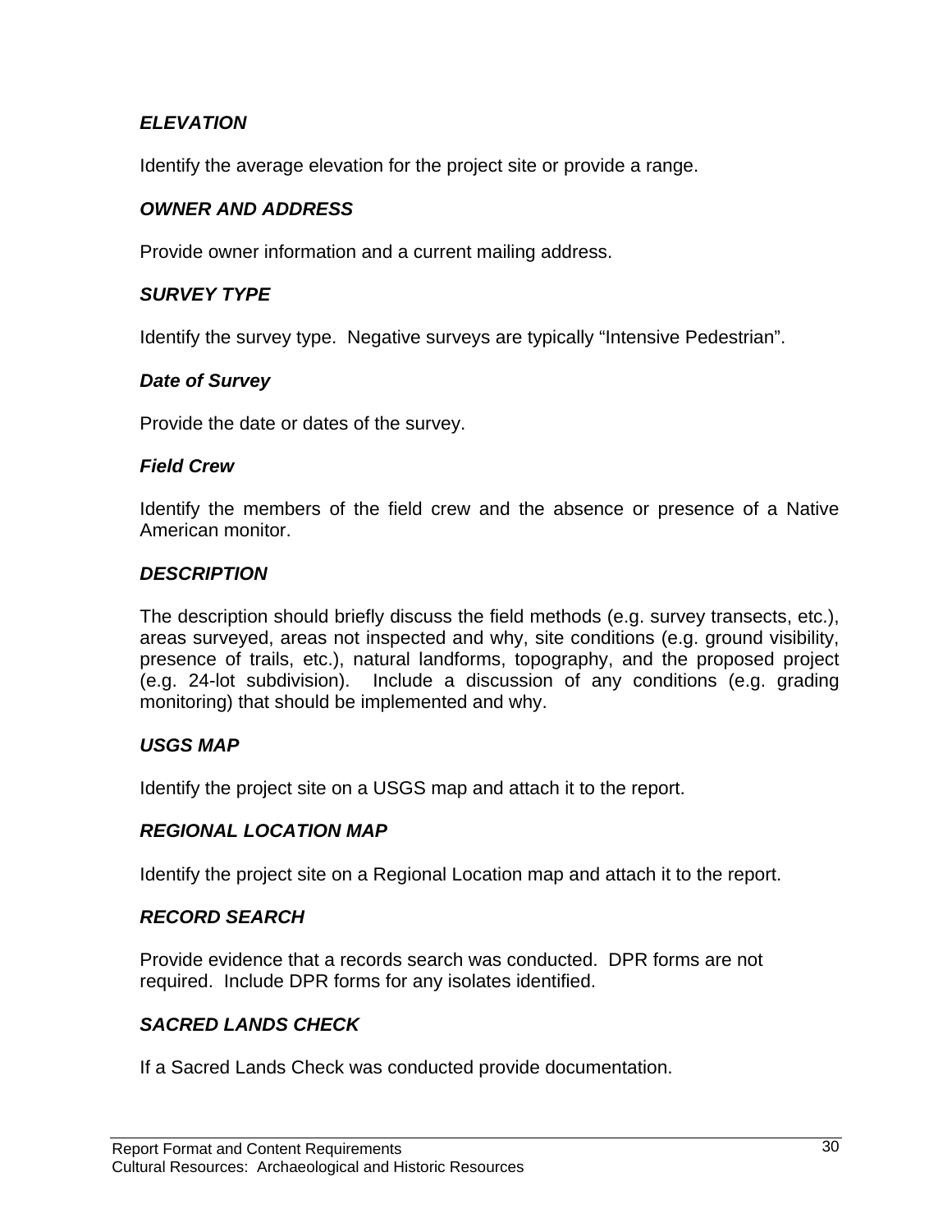### *ELEVATION*

Identify the average elevation for the project site or provide a range.

### *OWNER AND ADDRESS*

Provide owner information and a current mailing address.

### *SURVEY TYPE*

Identify the survey type. Negative surveys are typically “Intensive Pedestrian”.

#### *Date of Survey*

Provide the date or dates of the survey.

#### *Field Crew*

Identify the members of the field crew and the absence or presence of a Native American monitor.

### *DESCRIPTION*

The description should briefly discuss the field methods (e.g. survey transects, etc.), areas surveyed, areas not inspected and why, site conditions (e.g. ground visibility, presence of trails, etc.), natural landforms, topography, and the proposed project (e.g. 24-lot subdivision). Include a discussion of any conditions (e.g. grading monitoring) that should be implemented and why.

### *USGS MAP*

Identify the project site on a USGS map and attach it to the report.

### *REGIONAL LOCATION MAP*

Identify the project site on a Regional Location map and attach it to the report.

### *RECORD SEARCH*

Provide evidence that a records search was conducted. DPR forms are not required. Include DPR forms for any isolates identified.

### *SACRED LANDS CHECK*

If a Sacred Lands Check was conducted provide documentation.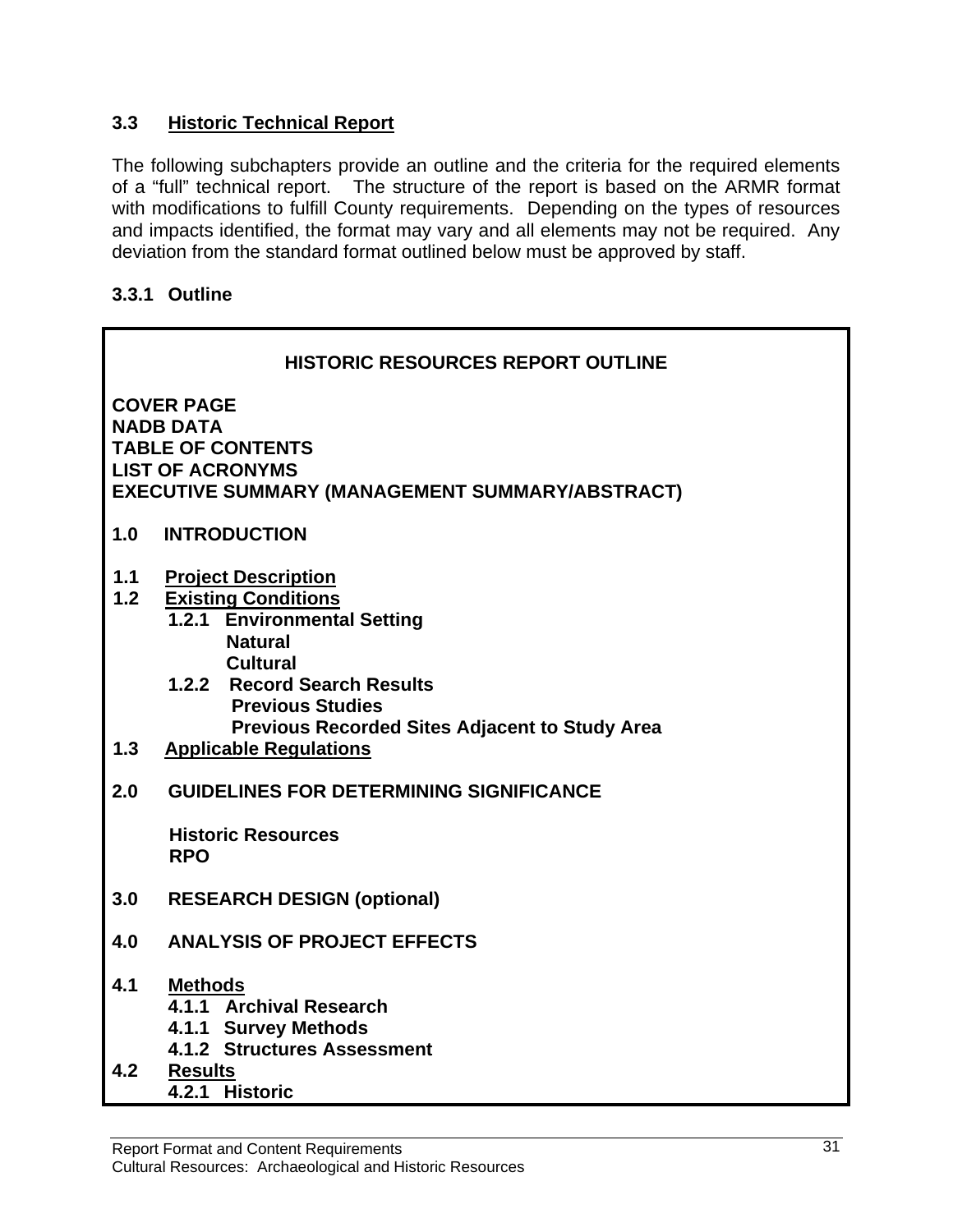## 3.3 Historic Technical Report

The following subchapters provide an outline and the criteria for the required elements of a “full” technical report. The structure of the report is based on the ARMR format with modifications to fulfill County requirements. Depending on the types of resources and impacts identified, the format may vary and all elements may not be required. Any deviation from the standard format outlined below must be approved by staff.

### 3.3.1 Outline

**HISTORIC RESOURCES REPORT OUTLINE**

**COVER PAGE**
**NADB DATA**
**TABLE OF CONTENTS**
**LIST OF ACRONYMS**
**EXECUTIVE SUMMARY (MANAGEMENT SUMMARY/ABSTRACT)**

**1.0 INTRODUCTION**

**1.1 Project Description**
**1.2 Existing Conditions**
- **1.2.1 Environmental Setting**
  - **Natural**
  - **Cultural**
- **1.2.2 Record Search Results**
  - **Previous Studies**
  - **Previous Recorded Sites Adjacent to Study Area**

**1.3 Applicable Regulations**

**2.0 GUIDELINES FOR DETERMINING SIGNIFICANCE**

- **Historic Resources**
- **RPO**

**3.0 RESEARCH DESIGN (optional)**

**4.0 ANALYSIS OF PROJECT EFFECTS**

**4.1 Methods**
- **4.1.1 Archival Research**
- **4.1.1 Survey Methods**
- **4.1.2 Structures Assessment**

**4.2 Results**
- **4.2.1 Historic**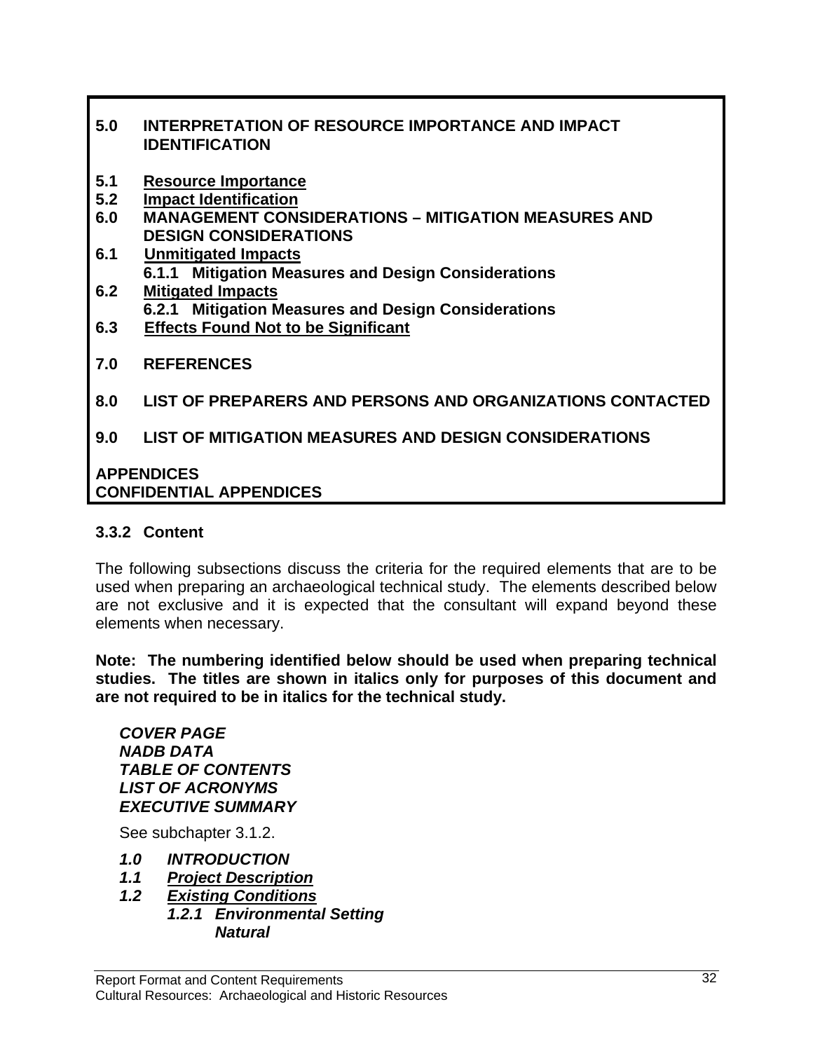**5.0 INTERPRETATION OF RESOURCE IMPORTANCE AND IMPACT IDENTIFICATION**

**5.1 <u>Resource Importance</u>**
**5.2 <u>Impact Identification</u>**
**6.0 MANAGEMENT CONSIDERATIONS – MITIGATION MEASURES AND DESIGN CONSIDERATIONS**
**6.1 <u>Unmitigated Impacts</u>**
**6.1.1 Mitigation Measures and Design Considerations**
**6.2 <u>Mitigated Impacts</u>**
**6.2.1 Mitigation Measures and Design Considerations**
**6.3 <u>Effects Found Not to be Significant</u>**

**7.0 REFERENCES**

**8.0 LIST OF PREPARERS AND PERSONS AND ORGANIZATIONS CONTACTED**

**9.0 LIST OF MITIGATION MEASURES AND DESIGN CONSIDERATIONS**

**APPENDICES**
**CONFIDENTIAL APPENDICES**

### 3.3.2 Content

The following subsections discuss the criteria for the required elements that are to be used when preparing an archaeological technical study. The elements described below are not exclusive and it is expected that the consultant will expand beyond these elements when necessary.

**Note: The numbering identified below should be used when preparing technical studies. The titles are shown in italics only for purposes of this document and are not required to be in italics for the technical study.**

***COVER PAGE***
***NADB DATA***
***TABLE OF CONTENTS***
***LIST OF ACRONYMS***
***EXECUTIVE SUMMARY***

See subchapter 3.1.2.

***1.0 INTRODUCTION***
***1.1 <u>Project Description</u>***
***1.2 <u>Existing Conditions</u>***
***1.2.1 Environmental Setting***
***Natural***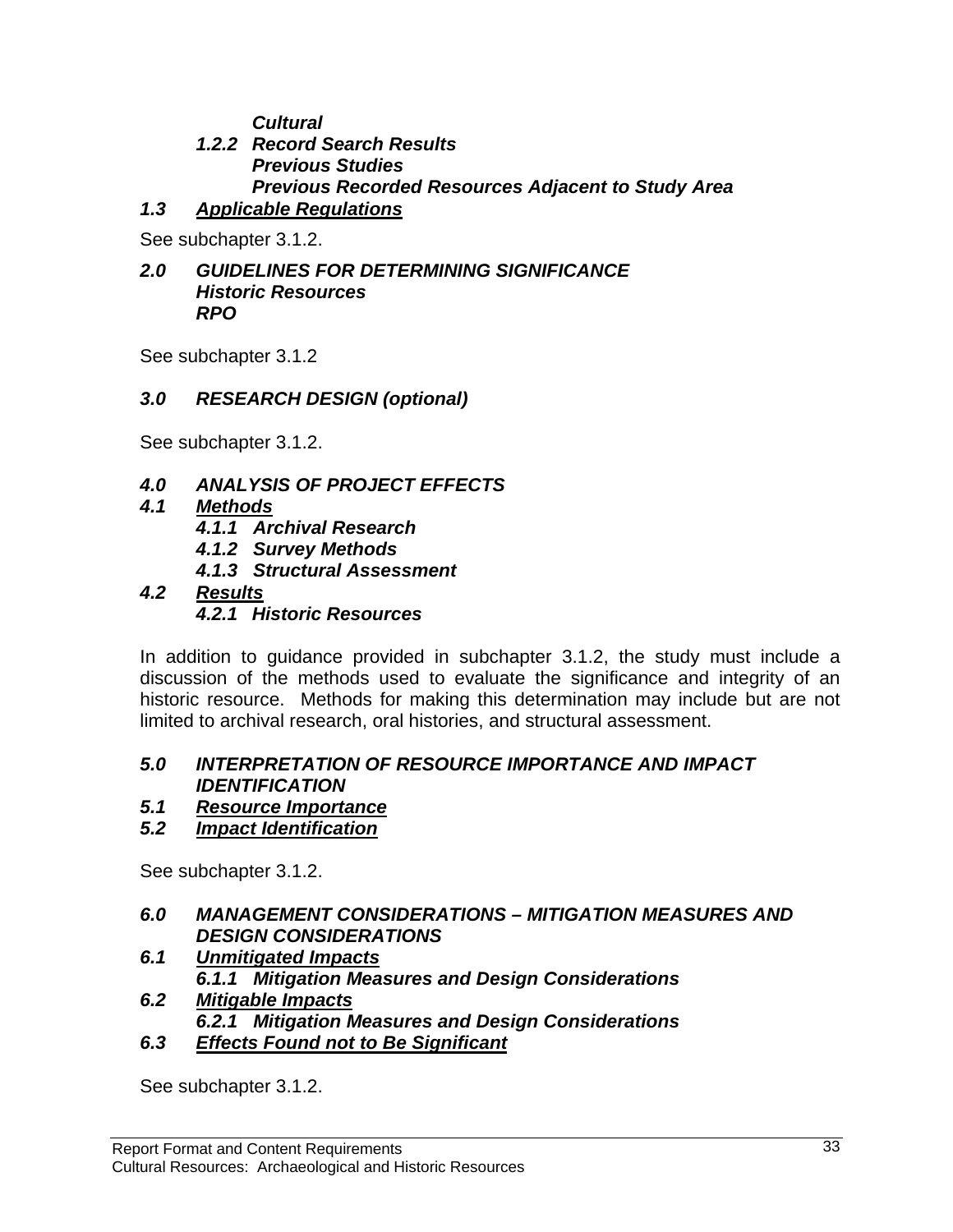***Cultural***

***1.2.2 Record Search Results***

***Previous Studies***

***Previous Recorded Resources Adjacent to Study Area***

### ***1.3 <u>Applicable Regulations</u>***

See subchapter 3.1.2.

## ***2.0 GUIDELINES FOR DETERMINING SIGNIFICANCE***

***Historic Resources***

***RPO***

See subchapter 3.1.2

## ***3.0 RESEARCH DESIGN (optional)***

See subchapter 3.1.2.

## ***4.0 ANALYSIS OF PROJECT EFFECTS***

### ***4.1 <u>Methods</u>***

***4.1.1 Archival Research***

***4.1.2 Survey Methods***

***4.1.3 Structural Assessment***

### ***4.2 <u>Results</u>***

***4.2.1 Historic Resources***

In addition to guidance provided in subchapter 3.1.2, the study must include a discussion of the methods used to evaluate the significance and integrity of an historic resource. Methods for making this determination may include but are not limited to archival research, oral histories, and structural assessment.

## ***5.0 INTERPRETATION OF RESOURCE IMPORTANCE AND IMPACT IDENTIFICATION***

### ***5.1 <u>Resource Importance</u>***

### ***5.2 <u>Impact Identification</u>***

See subchapter 3.1.2.

## ***6.0 MANAGEMENT CONSIDERATIONS – MITIGATION MEASURES AND DESIGN CONSIDERATIONS***

### ***6.1 <u>Unmitigated Impacts</u>***

***6.1.1 Mitigation Measures and Design Considerations***

### ***6.2 <u>Mitigable Impacts</u>***

***6.2.1 Mitigation Measures and Design Considerations***

### ***6.3 <u>Effects Found not to Be Significant</u>***

See subchapter 3.1.2.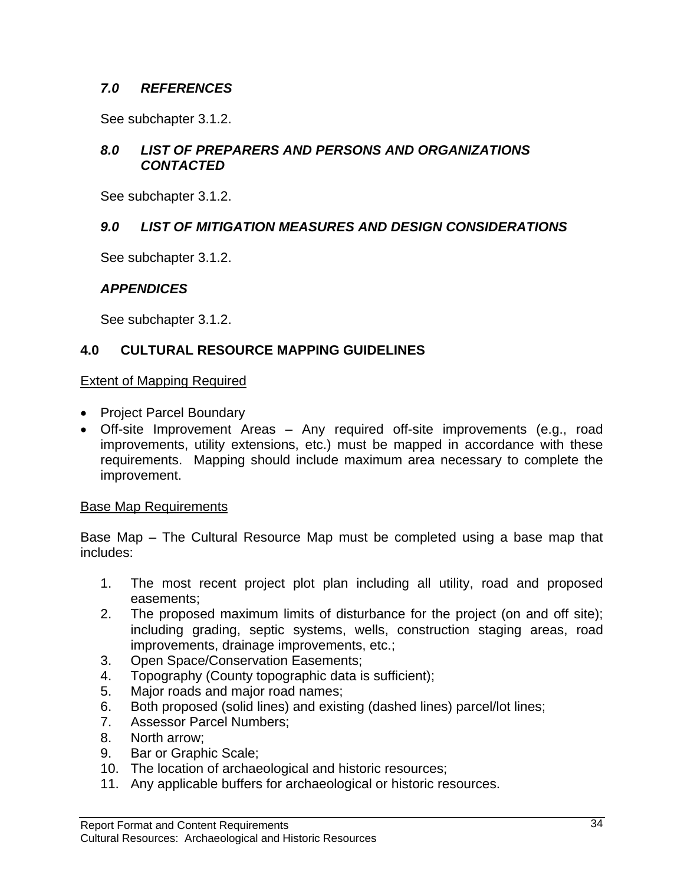### *7.0 REFERENCES*

See subchapter 3.1.2.

### *8.0 LIST OF PREPARERS AND PERSONS AND ORGANIZATIONS CONTACTED*

See subchapter 3.1.2.

### *9.0 LIST OF MITIGATION MEASURES AND DESIGN CONSIDERATIONS*

See subchapter 3.1.2.

### *APPENDICES*

See subchapter 3.1.2.

## 4.0 CULTURAL RESOURCE MAPPING GUIDELINES

<u>Extent of Mapping Required</u>

- Project Parcel Boundary
- Off-site Improvement Areas – Any required off-site improvements (e.g., road improvements, utility extensions, etc.) must be mapped in accordance with these requirements. Mapping should include maximum area necessary to complete the improvement.

<u>Base Map Requirements</u>

Base Map – The Cultural Resource Map must be completed using a base map that includes:

1. The most recent project plot plan including all utility, road and proposed easements;
2. The proposed maximum limits of disturbance for the project (on and off site); including grading, septic systems, wells, construction staging areas, road improvements, drainage improvements, etc.;
3. Open Space/Conservation Easements;
4. Topography (County topographic data is sufficient);
5. Major roads and major road names;
6. Both proposed (solid lines) and existing (dashed lines) parcel/lot lines;
7. Assessor Parcel Numbers;
8. North arrow;
9. Bar or Graphic Scale;
10. The location of archaeological and historic resources;
11. Any applicable buffers for archaeological or historic resources.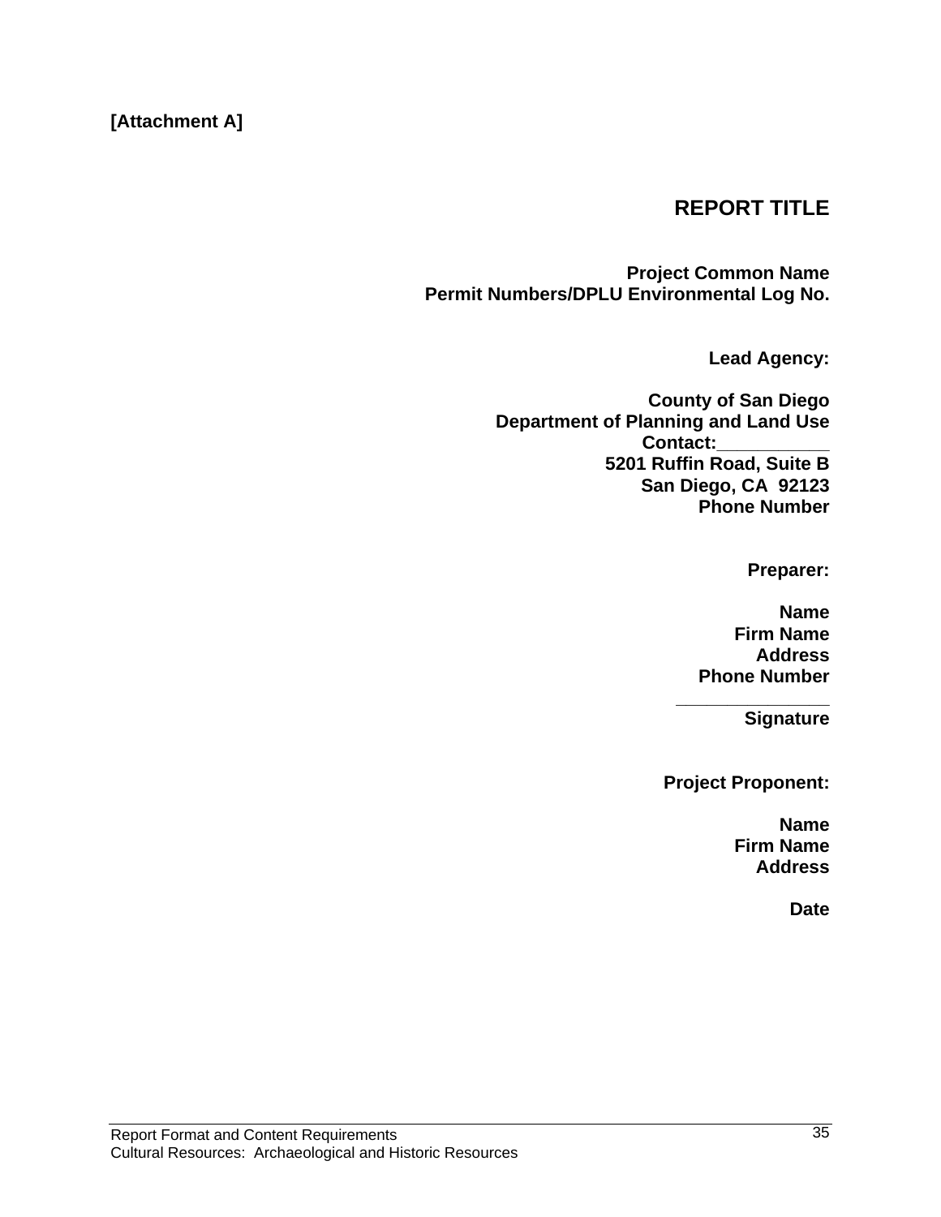**[Attachment A]**

# REPORT TITLE

**Project Common Name**
**Permit Numbers/DPLU Environmental Log No.**

**Lead Agency:**

**County of San Diego**
**Department of Planning and Land Use**
**Contact:__________**
**5201 Ruffin Road, Suite B**
**San Diego, CA 92123**
**Phone Number**

**Preparer:**

**Name**
**Firm Name**
**Address**
**Phone Number**

______________
**Signature**

**Project Proponent:**

**Name**
**Firm Name**
**Address**

**Date**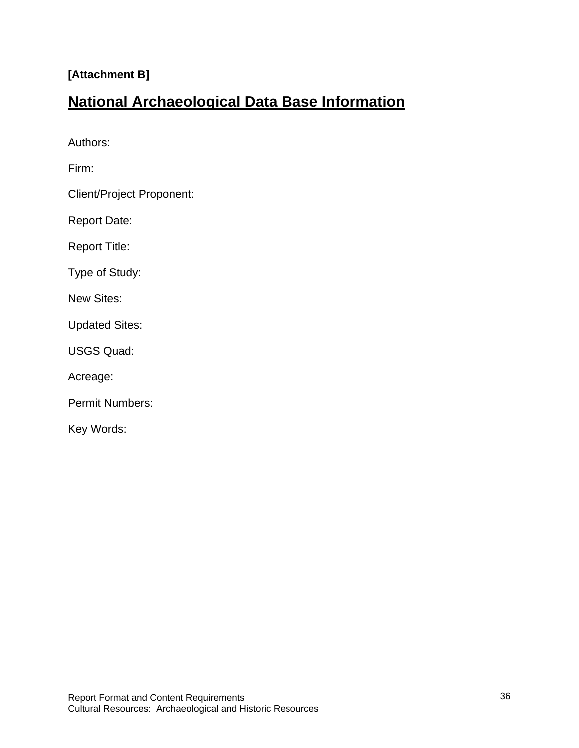**[Attachment B]**

## National Archaeological Data Base Information

Authors:

Firm:

Client/Project Proponent:

Report Date:

Report Title:

Type of Study:

New Sites:

Updated Sites:

USGS Quad:

Acreage:

Permit Numbers:

Key Words: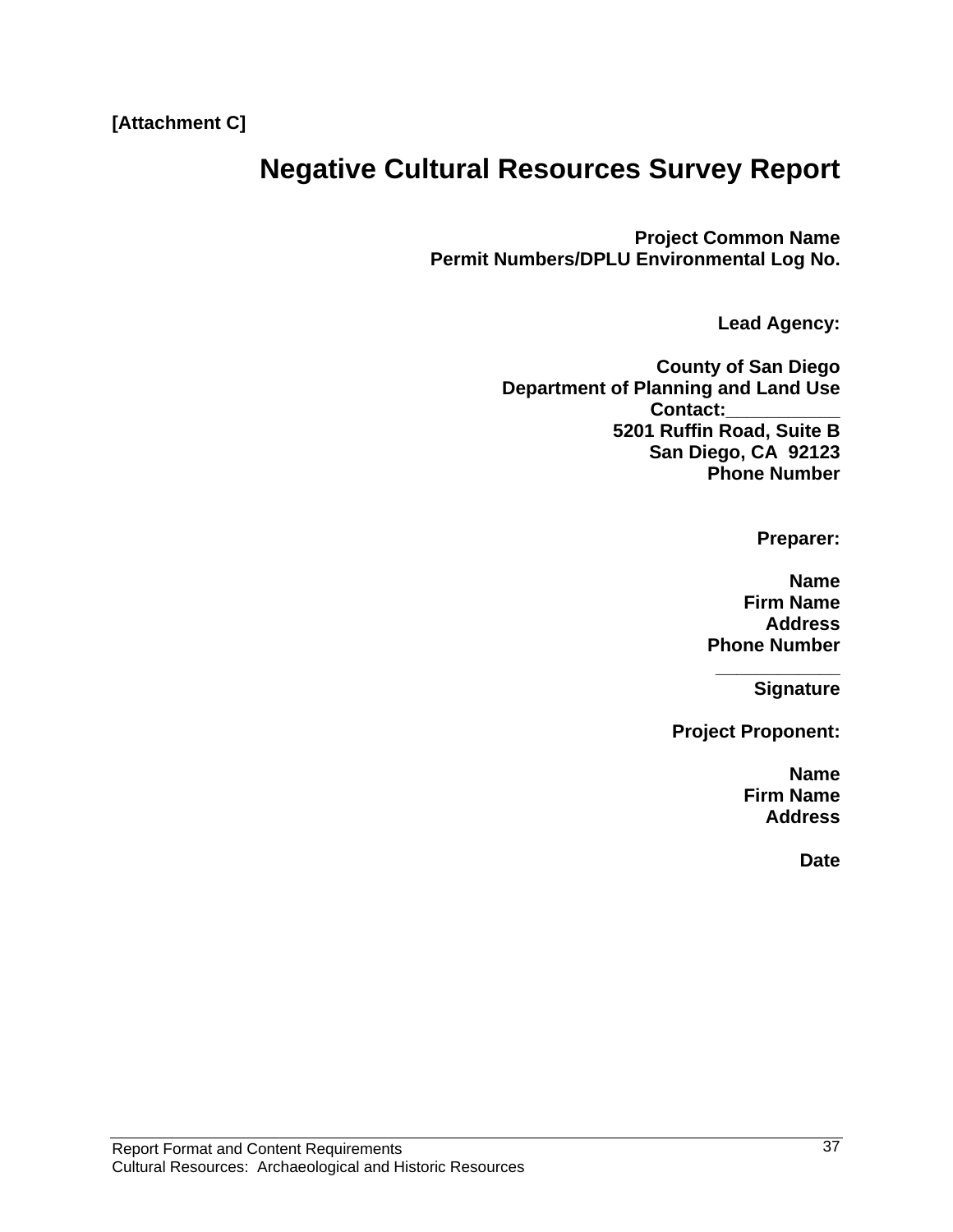**[Attachment C]**

# Negative Cultural Resources Survey Report

**Project Common Name**
**Permit Numbers/DPLU Environmental Log No.**

**Lead Agency:**

**County of San Diego**
**Department of Planning and Land Use**
**Contact:___________**
**5201 Ruffin Road, Suite B**
**San Diego, CA 92123**
**Phone Number**

**Preparer:**

**Name**
**Firm Name**
**Address**
**Phone Number**

____________
**Signature**

**Project Proponent:**

**Name**
**Firm Name**
**Address**

**Date**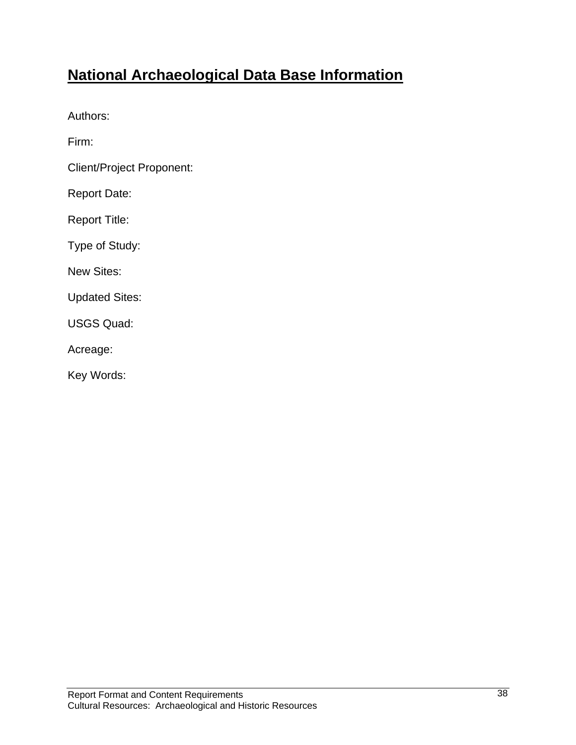# National Archaeological Data Base Information

Authors:

Firm:

Client/Project Proponent:

Report Date:

Report Title:

Type of Study:

New Sites:

Updated Sites:

USGS Quad:

Acreage:

Key Words: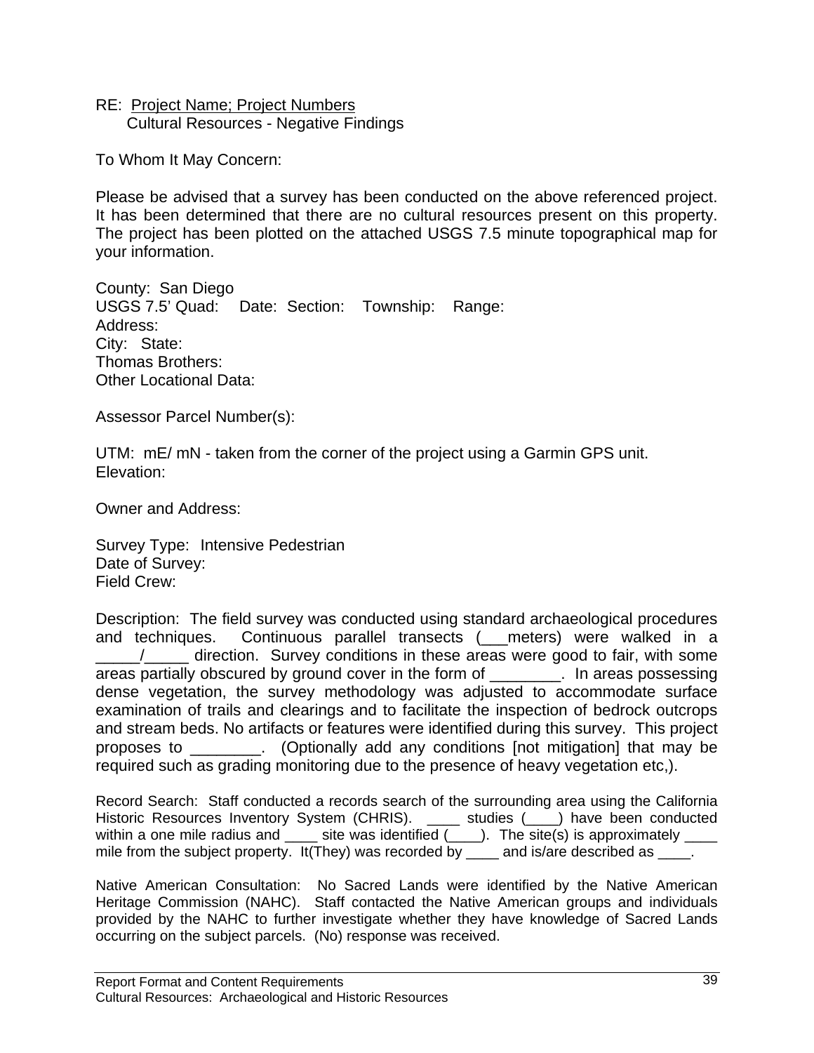RE: Project Name; Project Numbers
Cultural Resources - Negative Findings

To Whom It May Concern:

Please be advised that a survey has been conducted on the above referenced project. It has been determined that there are no cultural resources present on this property. The project has been plotted on the attached USGS 7.5 minute topographical map for your information.

County: San Diego
USGS 7.5' Quad: Date: Section: Township: Range:
Address:
City: State:
Thomas Brothers:
Other Locational Data:

Assessor Parcel Number(s):

UTM: mE/ mN - taken from the corner of the project using a Garmin GPS unit.
Elevation:

Owner and Address:

Survey Type: Intensive Pedestrian
Date of Survey:
Field Crew:

Description: The field survey was conducted using standard archaeological procedures and techniques. Continuous parallel transects (___meters) were walked in a _____/_____ direction. Survey conditions in these areas were good to fair, with some areas partially obscured by ground cover in the form of ________. In areas possessing dense vegetation, the survey methodology was adjusted to accommodate surface examination of trails and clearings and to facilitate the inspection of bedrock outcrops and stream beds. No artifacts or features were identified during this survey. This project proposes to ________. (Optionally add any conditions [not mitigation] that may be required such as grading monitoring due to the presence of heavy vegetation etc,).

Record Search: Staff conducted a records search of the surrounding area using the California Historic Resources Inventory System (CHRIS). ____ studies (____) have been conducted within a one mile radius and ____ site was identified (____). The site(s) is approximately ____ mile from the subject property. It(They) was recorded by ____ and is/are described as ____.

Native American Consultation: No Sacred Lands were identified by the Native American Heritage Commission (NAHC). Staff contacted the Native American groups and individuals provided by the NAHC to further investigate whether they have knowledge of Sacred Lands occurring on the subject parcels. (No) response was received.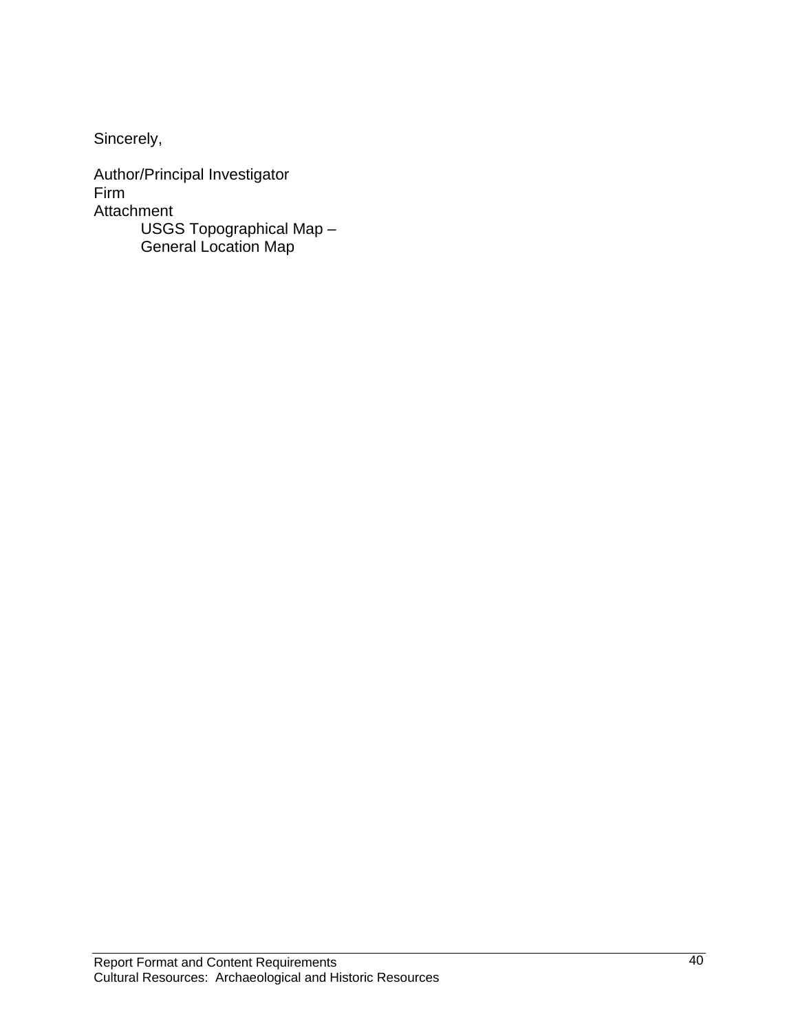Sincerely,

Author/Principal Investigator
Firm
Attachment

    USGS Topographical Map –
    General Location Map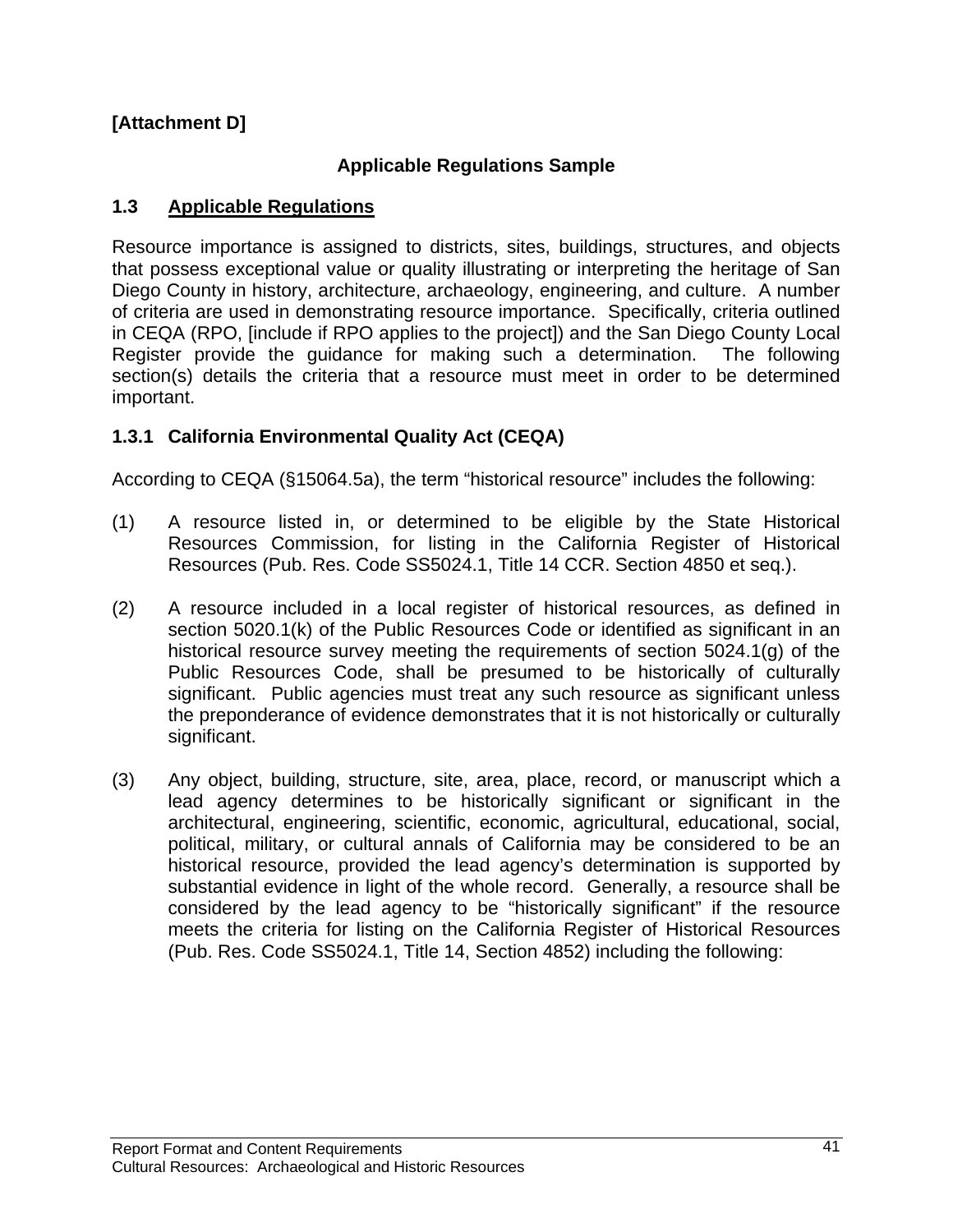**[Attachment D]**

**Applicable Regulations Sample**

### 1.3 Applicable Regulations

Resource importance is assigned to districts, sites, buildings, structures, and objects that possess exceptional value or quality illustrating or interpreting the heritage of San Diego County in history, architecture, archaeology, engineering, and culture. A number of criteria are used in demonstrating resource importance. Specifically, criteria outlined in CEQA (RPO, [include if RPO applies to the project]) and the San Diego County Local Register provide the guidance for making such a determination. The following section(s) details the criteria that a resource must meet in order to be determined important.

#### 1.3.1 California Environmental Quality Act (CEQA)

According to CEQA (§15064.5a), the term "historical resource" includes the following:

(1) A resource listed in, or determined to be eligible by the State Historical Resources Commission, for listing in the California Register of Historical Resources (Pub. Res. Code SS5024.1, Title 14 CCR. Section 4850 et seq.).

(2) A resource included in a local register of historical resources, as defined in section 5020.1(k) of the Public Resources Code or identified as significant in an historical resource survey meeting the requirements of section 5024.1(g) of the Public Resources Code, shall be presumed to be historically of culturally significant. Public agencies must treat any such resource as significant unless the preponderance of evidence demonstrates that it is not historically or culturally significant.

(3) Any object, building, structure, site, area, place, record, or manuscript which a lead agency determines to be historically significant or significant in the architectural, engineering, scientific, economic, agricultural, educational, social, political, military, or cultural annals of California may be considered to be an historical resource, provided the lead agency's determination is supported by substantial evidence in light of the whole record. Generally, a resource shall be considered by the lead agency to be "historically significant" if the resource meets the criteria for listing on the California Register of Historical Resources (Pub. Res. Code SS5024.1, Title 14, Section 4852) including the following: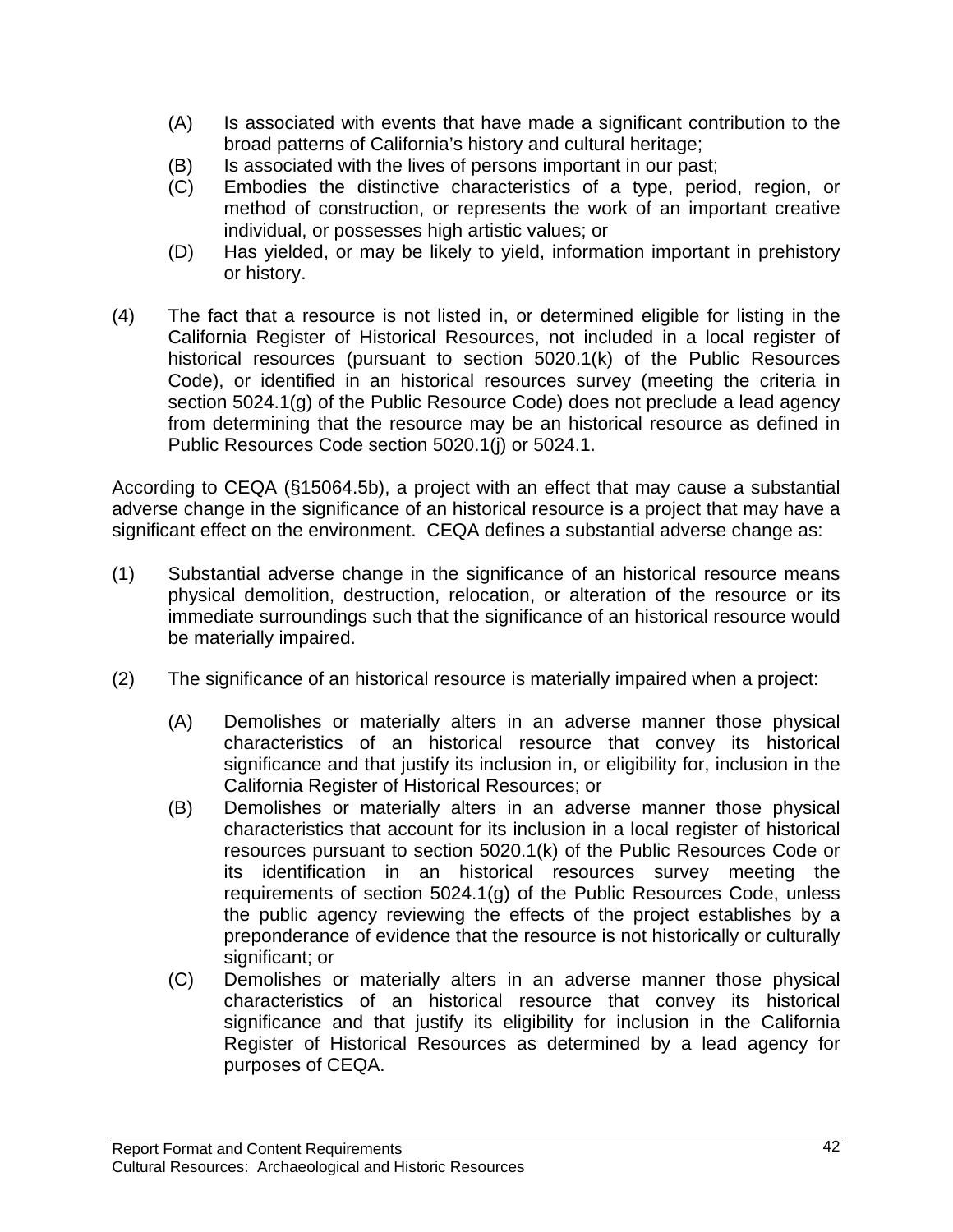(A) Is associated with events that have made a significant contribution to the broad patterns of California's history and cultural heritage;
(B) Is associated with the lives of persons important in our past;
(C) Embodies the distinctive characteristics of a type, period, region, or method of construction, or represents the work of an important creative individual, or possesses high artistic values; or
(D) Has yielded, or may be likely to yield, information important in prehistory or history.

(4) The fact that a resource is not listed in, or determined eligible for listing in the California Register of Historical Resources, not included in a local register of historical resources (pursuant to section 5020.1(k) of the Public Resources Code), or identified in an historical resources survey (meeting the criteria in section 5024.1(g) of the Public Resource Code) does not preclude a lead agency from determining that the resource may be an historical resource as defined in Public Resources Code section 5020.1(j) or 5024.1.

According to CEQA (§15064.5b), a project with an effect that may cause a substantial adverse change in the significance of an historical resource is a project that may have a significant effect on the environment. CEQA defines a substantial adverse change as:

(1) Substantial adverse change in the significance of an historical resource means physical demolition, destruction, relocation, or alteration of the resource or its immediate surroundings such that the significance of an historical resource would be materially impaired.

(2) The significance of an historical resource is materially impaired when a project:

(A) Demolishes or materially alters in an adverse manner those physical characteristics of an historical resource that convey its historical significance and that justify its inclusion in, or eligibility for, inclusion in the California Register of Historical Resources; or
(B) Demolishes or materially alters in an adverse manner those physical characteristics that account for its inclusion in a local register of historical resources pursuant to section 5020.1(k) of the Public Resources Code or its identification in an historical resources survey meeting the requirements of section 5024.1(g) of the Public Resources Code, unless the public agency reviewing the effects of the project establishes by a preponderance of evidence that the resource is not historically or culturally significant; or
(C) Demolishes or materially alters in an adverse manner those physical characteristics of an historical resource that convey its historical significance and that justify its eligibility for inclusion in the California Register of Historical Resources as determined by a lead agency for purposes of CEQA.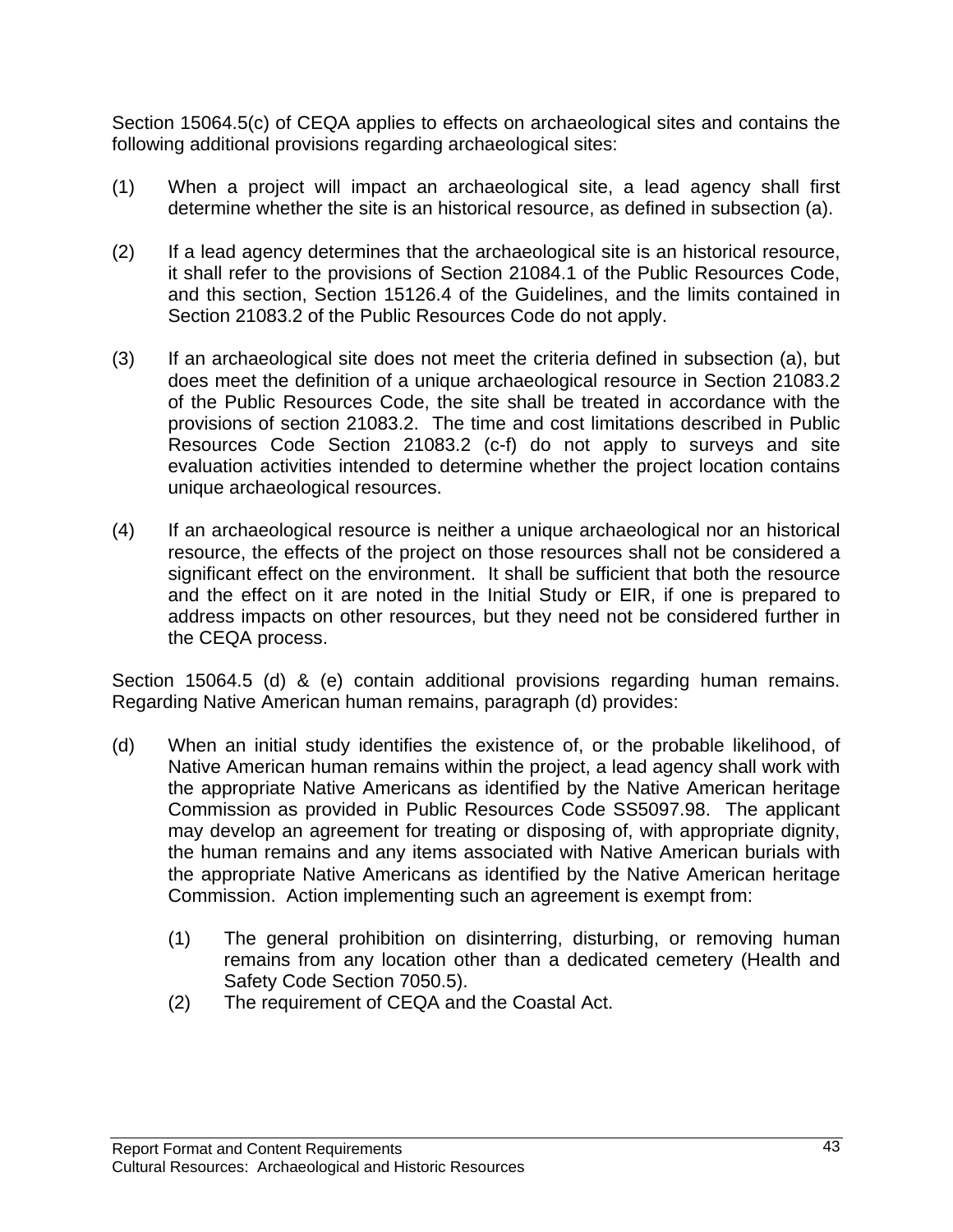Section 15064.5(c) of CEQA applies to effects on archaeological sites and contains the following additional provisions regarding archaeological sites:

(1) When a project will impact an archaeological site, a lead agency shall first determine whether the site is an historical resource, as defined in subsection (a).

(2) If a lead agency determines that the archaeological site is an historical resource, it shall refer to the provisions of Section 21084.1 of the Public Resources Code, and this section, Section 15126.4 of the Guidelines, and the limits contained in Section 21083.2 of the Public Resources Code do not apply.

(3) If an archaeological site does not meet the criteria defined in subsection (a), but does meet the definition of a unique archaeological resource in Section 21083.2 of the Public Resources Code, the site shall be treated in accordance with the provisions of section 21083.2. The time and cost limitations described in Public Resources Code Section 21083.2 (c-f) do not apply to surveys and site evaluation activities intended to determine whether the project location contains unique archaeological resources.

(4) If an archaeological resource is neither a unique archaeological nor an historical resource, the effects of the project on those resources shall not be considered a significant effect on the environment. It shall be sufficient that both the resource and the effect on it are noted in the Initial Study or EIR, if one is prepared to address impacts on other resources, but they need not be considered further in the CEQA process.

Section 15064.5 (d) & (e) contain additional provisions regarding human remains. Regarding Native American human remains, paragraph (d) provides:

(d) When an initial study identifies the existence of, or the probable likelihood, of Native American human remains within the project, a lead agency shall work with the appropriate Native Americans as identified by the Native American heritage Commission as provided in Public Resources Code SS5097.98. The applicant may develop an agreement for treating or disposing of, with appropriate dignity, the human remains and any items associated with Native American burials with the appropriate Native Americans as identified by the Native American heritage Commission. Action implementing such an agreement is exempt from:

    (1) The general prohibition on disinterring, disturbing, or removing human remains from any location other than a dedicated cemetery (Health and Safety Code Section 7050.5).
    (2) The requirement of CEQA and the Coastal Act.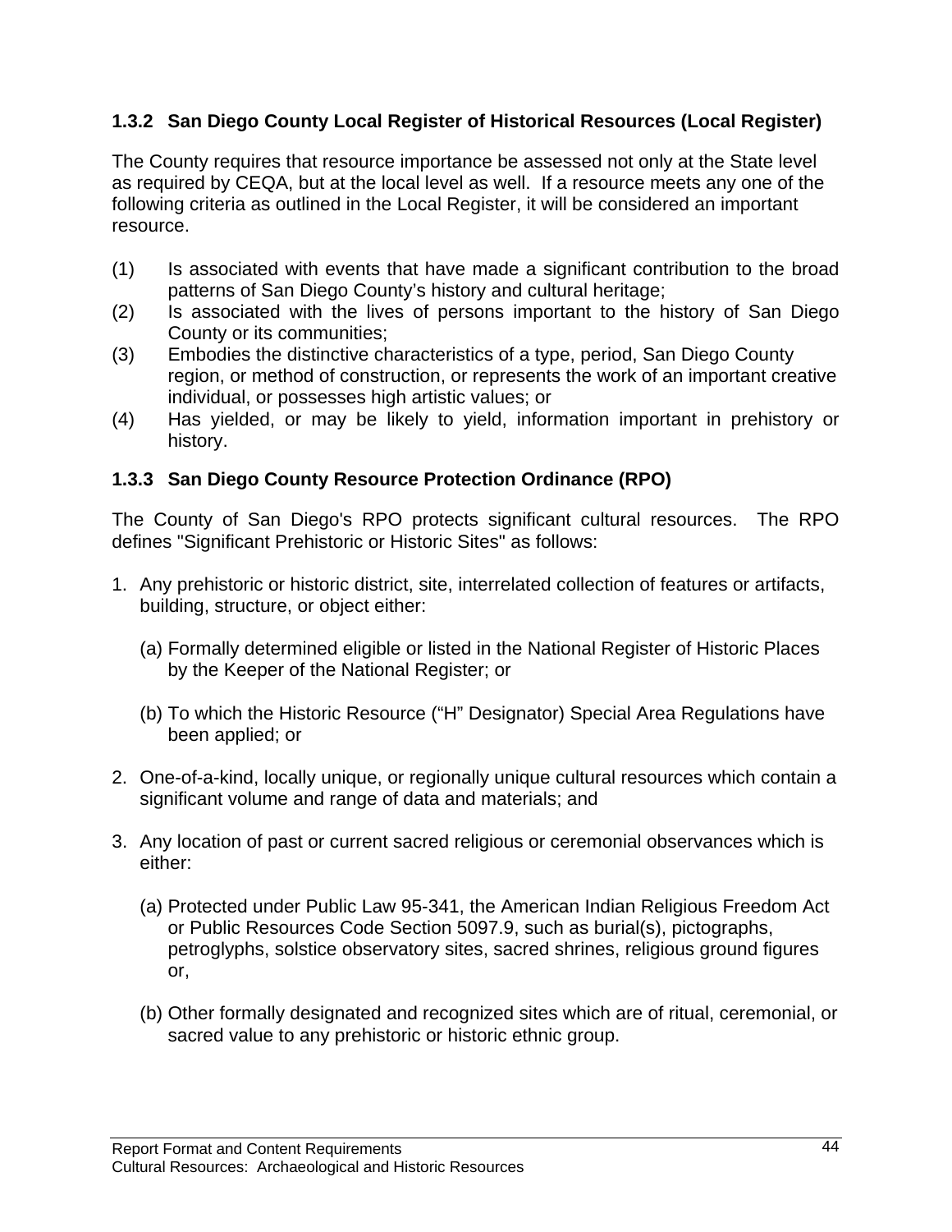### 1.3.2 San Diego County Local Register of Historical Resources (Local Register)

The County requires that resource importance be assessed not only at the State level as required by CEQA, but at the local level as well. If a resource meets any one of the following criteria as outlined in the Local Register, it will be considered an important resource.

(1) Is associated with events that have made a significant contribution to the broad patterns of San Diego County's history and cultural heritage;
(2) Is associated with the lives of persons important to the history of San Diego County or its communities;
(3) Embodies the distinctive characteristics of a type, period, San Diego County region, or method of construction, or represents the work of an important creative individual, or possesses high artistic values; or
(4) Has yielded, or may be likely to yield, information important in prehistory or history.

### 1.3.3 San Diego County Resource Protection Ordinance (RPO)

The County of San Diego's RPO protects significant cultural resources. The RPO defines "Significant Prehistoric or Historic Sites" as follows:

1. Any prehistoric or historic district, site, interrelated collection of features or artifacts, building, structure, or object either:

   (a) Formally determined eligible or listed in the National Register of Historic Places by the Keeper of the National Register; or

   (b) To which the Historic Resource ("H" Designator) Special Area Regulations have been applied; or

2. One-of-a-kind, locally unique, or regionally unique cultural resources which contain a significant volume and range of data and materials; and

3. Any location of past or current sacred religious or ceremonial observances which is either:

   (a) Protected under Public Law 95-341, the American Indian Religious Freedom Act or Public Resources Code Section 5097.9, such as burial(s), pictographs, petroglyphs, solstice observatory sites, sacred shrines, religious ground figures or,

   (b) Other formally designated and recognized sites which are of ritual, ceremonial, or sacred value to any prehistoric or historic ethnic group.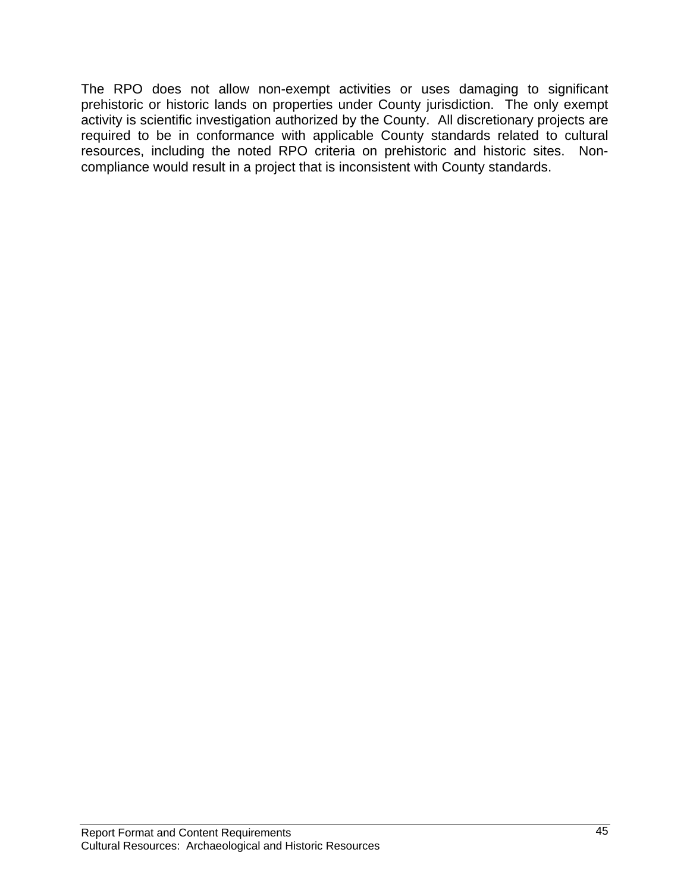The RPO does not allow non-exempt activities or uses damaging to significant prehistoric or historic lands on properties under County jurisdiction. The only exempt activity is scientific investigation authorized by the County. All discretionary projects are required to be in conformance with applicable County standards related to cultural resources, including the noted RPO criteria on prehistoric and historic sites. Non-compliance would result in a project that is inconsistent with County standards.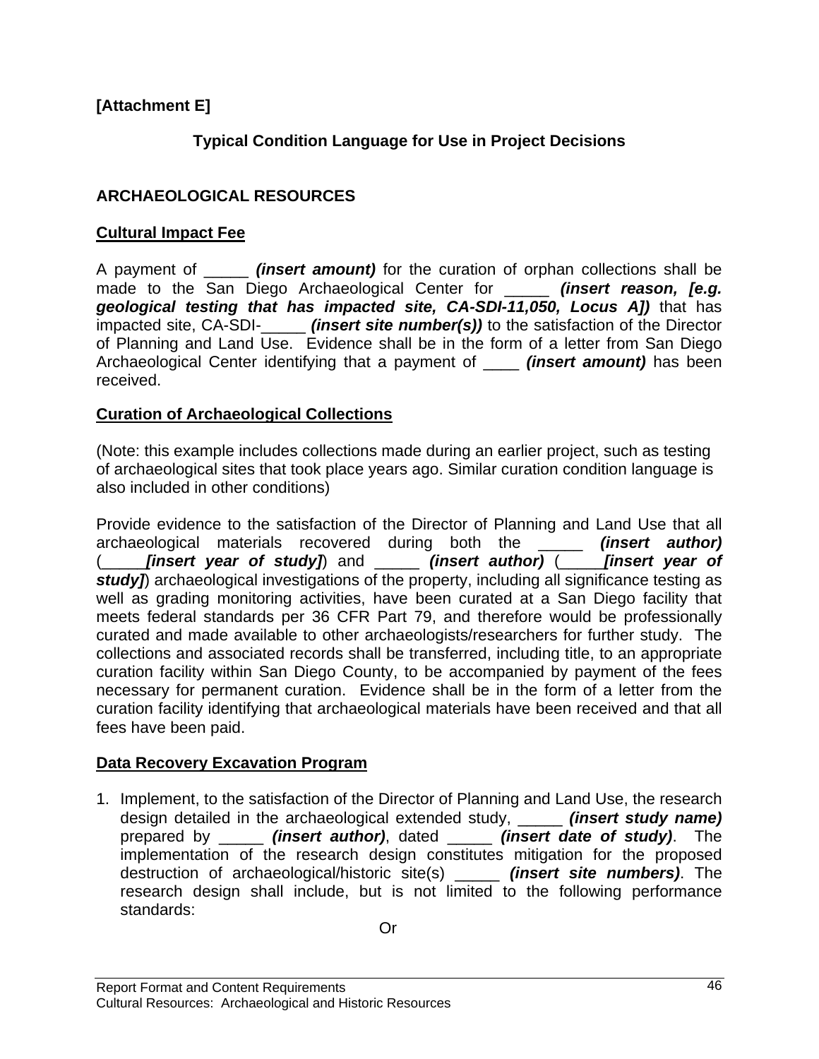**[Attachment E]**

## Typical Condition Language for Use in Project Decisions

### ARCHAEOLOGICAL RESOURCES

**Cultural Impact Fee**

A payment of _____ ***(insert amount)*** for the curation of orphan collections shall be made to the San Diego Archaeological Center for _____ ***(insert reason, [e.g. geological testing that has impacted site, CA-SDI-11,050, Locus A])*** that has impacted site, CA-SDI-_____ ***(insert site number(s))*** to the satisfaction of the Director of Planning and Land Use. Evidence shall be in the form of a letter from San Diego Archaeological Center identifying that a payment of ____ ***(insert amount)*** has been received.

**Curation of Archaeological Collections**

(Note: this example includes collections made during an earlier project, such as testing of archaeological sites that took place years ago. Similar curation condition language is also included in other conditions)

Provide evidence to the satisfaction of the Director of Planning and Land Use that all archaeological materials recovered during both the _____ ***(insert author)*** (_____***[insert year of study]***) and _____ ***(insert author)*** (_____***[insert year of study]***) archaeological investigations of the property, including all significance testing as well as grading monitoring activities, have been curated at a San Diego facility that meets federal standards per 36 CFR Part 79, and therefore would be professionally curated and made available to other archaeologists/researchers for further study. The collections and associated records shall be transferred, including title, to an appropriate curation facility within San Diego County, to be accompanied by payment of the fees necessary for permanent curation. Evidence shall be in the form of a letter from the curation facility identifying that archaeological materials have been received and that all fees have been paid.

**Data Recovery Excavation Program**

1. Implement, to the satisfaction of the Director of Planning and Land Use, the research design detailed in the archaeological extended study, _____ ***(insert study name)*** prepared by _____ ***(insert author)***, dated _____ ***(insert date of study)***. The implementation of the research design constitutes mitigation for the proposed destruction of archaeological/historic site(s) _____ ***(insert site numbers)***. The research design shall include, but is not limited to the following performance standards:

Or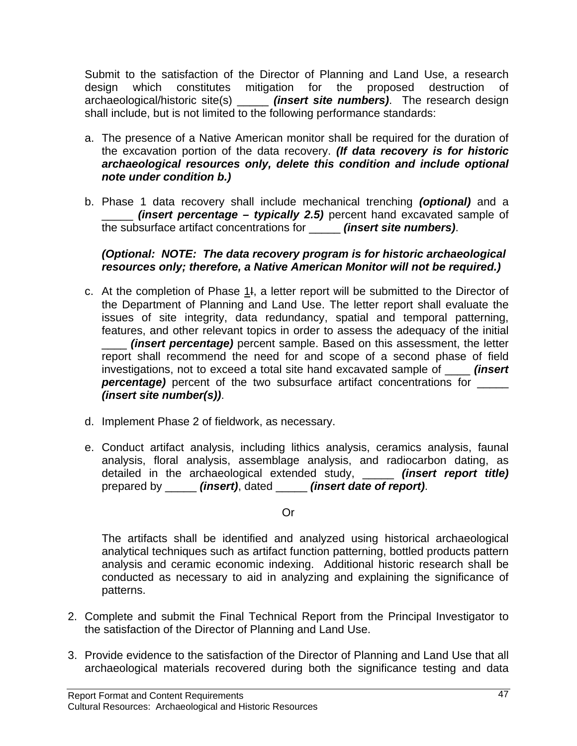Submit to the satisfaction of the Director of Planning and Land Use, a research design which constitutes mitigation for the proposed destruction of archaeological/historic site(s) _____ ***(insert site numbers)***. The research design shall include, but is not limited to the following performance standards:

a. The presence of a Native American monitor shall be required for the duration of the excavation portion of the data recovery. ***(If data recovery is for historic archaeological resources only, delete this condition and include optional note under condition b.)***

b. Phase 1 data recovery shall include mechanical trenching ***(optional)*** and a _____ ***(insert percentage – typically 2.5)*** percent hand excavated sample of the subsurface artifact concentrations for _____ ***(insert site numbers)***.

   ***(Optional: NOTE: The data recovery program is for historic archaeological resources only; therefore, a Native American Monitor will not be required.)***

c. At the completion of Phase 1I, a letter report will be submitted to the Director of the Department of Planning and Land Use. The letter report shall evaluate the issues of site integrity, data redundancy, spatial and temporal patterning, features, and other relevant topics in order to assess the adequacy of the initial ____ ***(insert percentage)*** percent sample. Based on this assessment, the letter report shall recommend the need for and scope of a second phase of field investigations, not to exceed a total site hand excavated sample of ____ ***(insert percentage)*** percent of the two subsurface artifact concentrations for _____ ***(insert site number(s))***.

d. Implement Phase 2 of fieldwork, as necessary.

e. Conduct artifact analysis, including lithics analysis, ceramics analysis, faunal analysis, floral analysis, assemblage analysis, and radiocarbon dating, as detailed in the archaeological extended study, _____ ***(insert report title)*** prepared by _____ ***(insert)***, dated _____ ***(insert date of report)***.

   Or

   The artifacts shall be identified and analyzed using historical archaeological analytical techniques such as artifact function patterning, bottled products pattern analysis and ceramic economic indexing. Additional historic research shall be conducted as necessary to aid in analyzing and explaining the significance of patterns.

2. Complete and submit the Final Technical Report from the Principal Investigator to the satisfaction of the Director of Planning and Land Use.

3. Provide evidence to the satisfaction of the Director of Planning and Land Use that all archaeological materials recovered during both the significance testing and data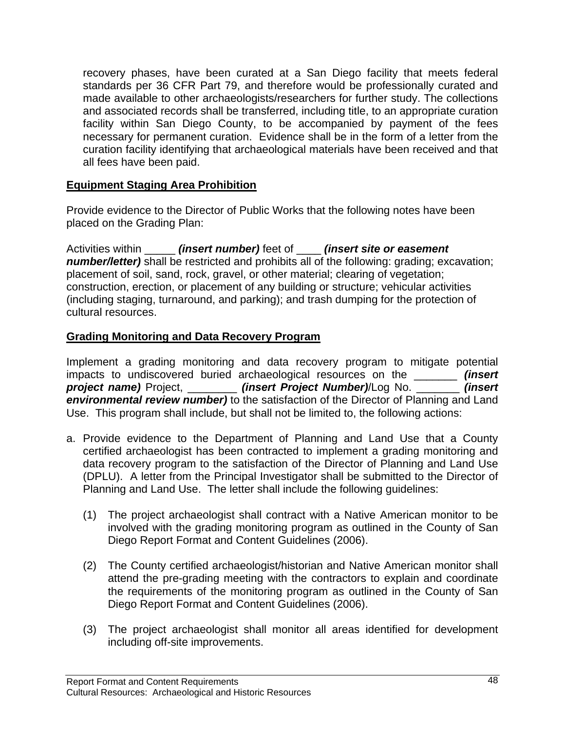recovery phases, have been curated at a San Diego facility that meets federal standards per 36 CFR Part 79, and therefore would be professionally curated and made available to other archaeologists/researchers for further study. The collections and associated records shall be transferred, including title, to an appropriate curation facility within San Diego County, to be accompanied by payment of the fees necessary for permanent curation. Evidence shall be in the form of a letter from the curation facility identifying that archaeological materials have been received and that all fees have been paid.

**Equipment Staging Area Prohibition**

Provide evidence to the Director of Public Works that the following notes have been placed on the Grading Plan:

Activities within _____ ***(insert number)*** feet of ____ ***(insert site or easement number/letter)*** shall be restricted and prohibits all of the following: grading; excavation; placement of soil, sand, rock, gravel, or other material; clearing of vegetation; construction, erection, or placement of any building or structure; vehicular activities (including staging, turnaround, and parking); and trash dumping for the protection of cultural resources.

**Grading Monitoring and Data Recovery Program**

Implement a grading monitoring and data recovery program to mitigate potential impacts to undiscovered buried archaeological resources on the _______ ***(insert project name)*** Project, ________ ***(insert Project Number)***/Log No. _______ ***(insert environmental review number)*** to the satisfaction of the Director of Planning and Land Use. This program shall include, but shall not be limited to, the following actions:

a. Provide evidence to the Department of Planning and Land Use that a County certified archaeologist has been contracted to implement a grading monitoring and data recovery program to the satisfaction of the Director of Planning and Land Use (DPLU). A letter from the Principal Investigator shall be submitted to the Director of Planning and Land Use. The letter shall include the following guidelines:

   (1) The project archaeologist shall contract with a Native American monitor to be involved with the grading monitoring program as outlined in the County of San Diego Report Format and Content Guidelines (2006).

   (2) The County certified archaeologist/historian and Native American monitor shall attend the pre-grading meeting with the contractors to explain and coordinate the requirements of the monitoring program as outlined in the County of San Diego Report Format and Content Guidelines (2006).

   (3) The project archaeologist shall monitor all areas identified for development including off-site improvements.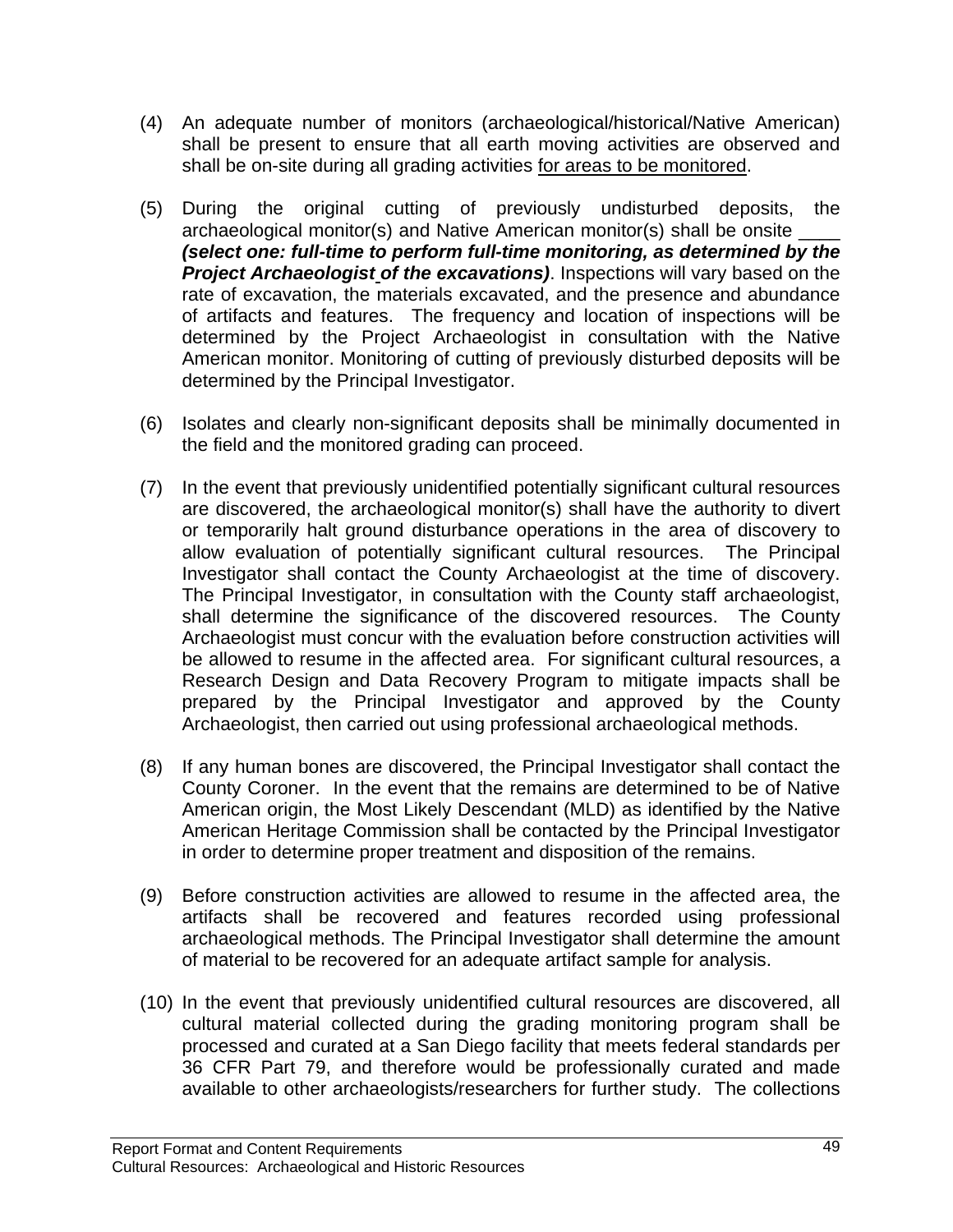(4) An adequate number of monitors (archaeological/historical/Native American) shall be present to ensure that all earth moving activities are observed and shall be on-site during all grading activities <u>for areas to be monitored</u>.

(5) During the original cutting of previously undisturbed deposits, the archaeological monitor(s) and Native American monitor(s) shall be onsite ____ ***(select one: full-time to perform full-time monitoring, as determined by the Project Archaeologist of the excavations)***. Inspections will vary based on the rate of excavation, the materials excavated, and the presence and abundance of artifacts and features. The frequency and location of inspections will be determined by the Project Archaeologist in consultation with the Native American monitor. Monitoring of cutting of previously disturbed deposits will be determined by the Principal Investigator.

(6) Isolates and clearly non-significant deposits shall be minimally documented in the field and the monitored grading can proceed.

(7) In the event that previously unidentified potentially significant cultural resources are discovered, the archaeological monitor(s) shall have the authority to divert or temporarily halt ground disturbance operations in the area of discovery to allow evaluation of potentially significant cultural resources. The Principal Investigator shall contact the County Archaeologist at the time of discovery. The Principal Investigator, in consultation with the County staff archaeologist, shall determine the significance of the discovered resources. The County Archaeologist must concur with the evaluation before construction activities will be allowed to resume in the affected area. For significant cultural resources, a Research Design and Data Recovery Program to mitigate impacts shall be prepared by the Principal Investigator and approved by the County Archaeologist, then carried out using professional archaeological methods.

(8) If any human bones are discovered, the Principal Investigator shall contact the County Coroner. In the event that the remains are determined to be of Native American origin, the Most Likely Descendant (MLD) as identified by the Native American Heritage Commission shall be contacted by the Principal Investigator in order to determine proper treatment and disposition of the remains.

(9) Before construction activities are allowed to resume in the affected area, the artifacts shall be recovered and features recorded using professional archaeological methods. The Principal Investigator shall determine the amount of material to be recovered for an adequate artifact sample for analysis.

(10) In the event that previously unidentified cultural resources are discovered, all cultural material collected during the grading monitoring program shall be processed and curated at a San Diego facility that meets federal standards per 36 CFR Part 79, and therefore would be professionally curated and made available to other archaeologists/researchers for further study. The collections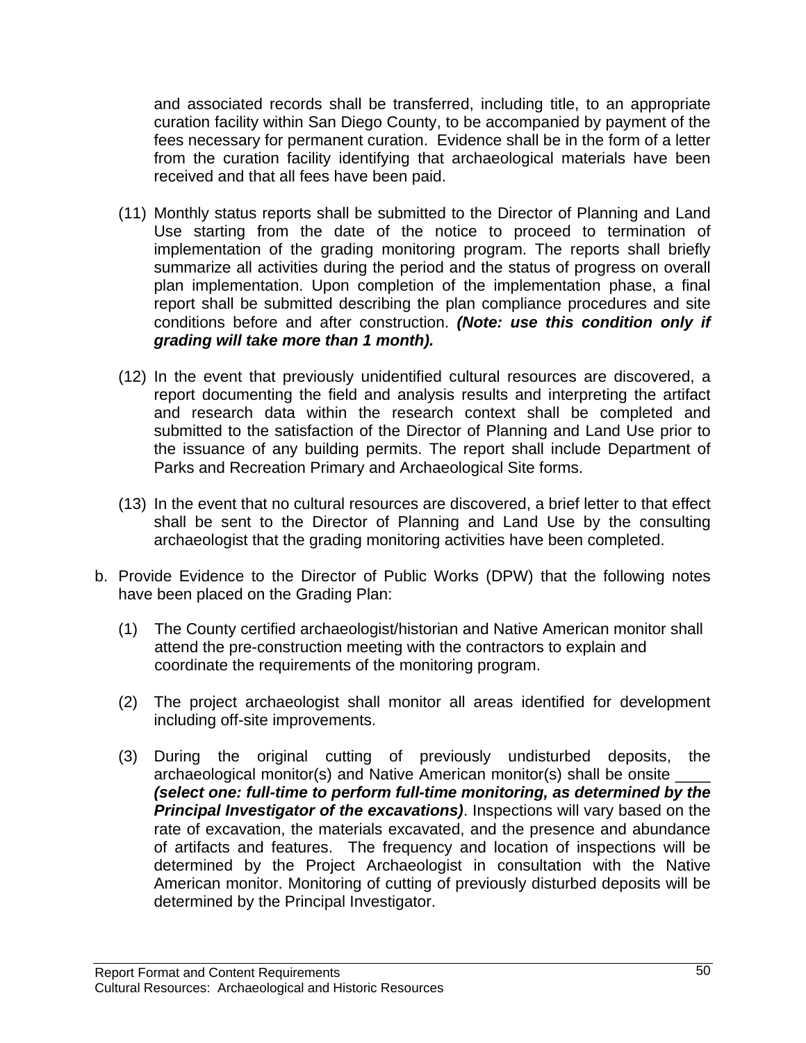and associated records shall be transferred, including title, to an appropriate curation facility within San Diego County, to be accompanied by payment of the fees necessary for permanent curation. Evidence shall be in the form of a letter from the curation facility identifying that archaeological materials have been received and that all fees have been paid.

(11) Monthly status reports shall be submitted to the Director of Planning and Land Use starting from the date of the notice to proceed to termination of implementation of the grading monitoring program. The reports shall briefly summarize all activities during the period and the status of progress on overall plan implementation. Upon completion of the implementation phase, a final report shall be submitted describing the plan compliance procedures and site conditions before and after construction. ***(Note: use this condition only if grading will take more than 1 month).***

(12) In the event that previously unidentified cultural resources are discovered, a report documenting the field and analysis results and interpreting the artifact and research data within the research context shall be completed and submitted to the satisfaction of the Director of Planning and Land Use prior to the issuance of any building permits. The report shall include Department of Parks and Recreation Primary and Archaeological Site forms.

(13) In the event that no cultural resources are discovered, a brief letter to that effect shall be sent to the Director of Planning and Land Use by the consulting archaeologist that the grading monitoring activities have been completed.

b. Provide Evidence to the Director of Public Works (DPW) that the following notes have been placed on the Grading Plan:

(1) The County certified archaeologist/historian and Native American monitor shall attend the pre-construction meeting with the contractors to explain and coordinate the requirements of the monitoring program.

(2) The project archaeologist shall monitor all areas identified for development including off-site improvements.

(3) During the original cutting of previously undisturbed deposits, the archaeological monitor(s) and Native American monitor(s) shall be onsite ____ ***(select one: full-time to perform full-time monitoring, as determined by the Principal Investigator of the excavations)***. Inspections will vary based on the rate of excavation, the materials excavated, and the presence and abundance of artifacts and features. The frequency and location of inspections will be determined by the Project Archaeologist in consultation with the Native American monitor. Monitoring of cutting of previously disturbed deposits will be determined by the Principal Investigator.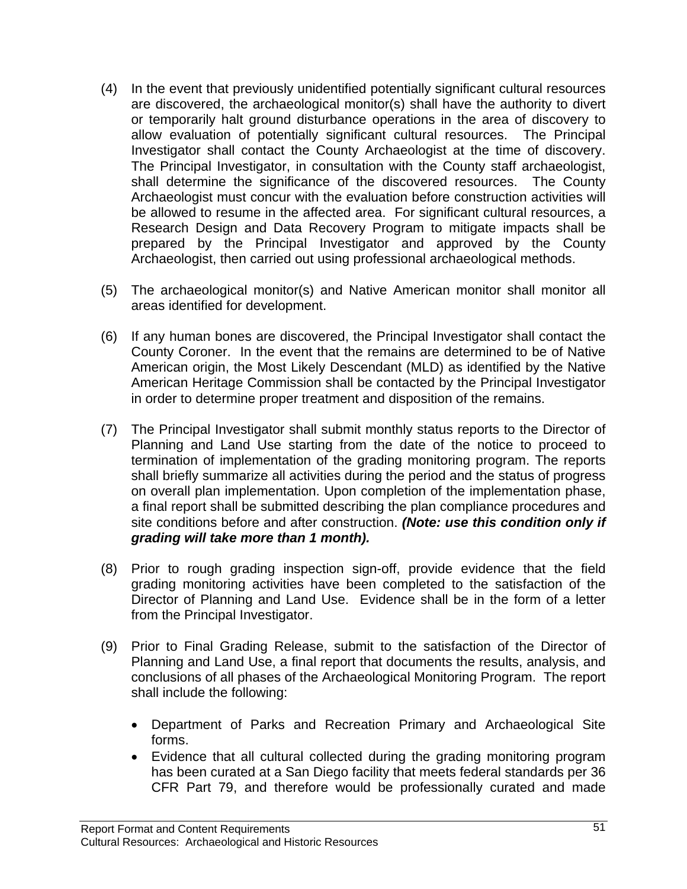(4) In the event that previously unidentified potentially significant cultural resources are discovered, the archaeological monitor(s) shall have the authority to divert or temporarily halt ground disturbance operations in the area of discovery to allow evaluation of potentially significant cultural resources. The Principal Investigator shall contact the County Archaeologist at the time of discovery. The Principal Investigator, in consultation with the County staff archaeologist, shall determine the significance of the discovered resources. The County Archaeologist must concur with the evaluation before construction activities will be allowed to resume in the affected area. For significant cultural resources, a Research Design and Data Recovery Program to mitigate impacts shall be prepared by the Principal Investigator and approved by the County Archaeologist, then carried out using professional archaeological methods.

(5) The archaeological monitor(s) and Native American monitor shall monitor all areas identified for development.

(6) If any human bones are discovered, the Principal Investigator shall contact the County Coroner. In the event that the remains are determined to be of Native American origin, the Most Likely Descendant (MLD) as identified by the Native American Heritage Commission shall be contacted by the Principal Investigator in order to determine proper treatment and disposition of the remains.

(7) The Principal Investigator shall submit monthly status reports to the Director of Planning and Land Use starting from the date of the notice to proceed to termination of implementation of the grading monitoring program. The reports shall briefly summarize all activities during the period and the status of progress on overall plan implementation. Upon completion of the implementation phase, a final report shall be submitted describing the plan compliance procedures and site conditions before and after construction. ***(Note: use this condition only if grading will take more than 1 month).***

(8) Prior to rough grading inspection sign-off, provide evidence that the field grading monitoring activities have been completed to the satisfaction of the Director of Planning and Land Use. Evidence shall be in the form of a letter from the Principal Investigator.

(9) Prior to Final Grading Release, submit to the satisfaction of the Director of Planning and Land Use, a final report that documents the results, analysis, and conclusions of all phases of the Archaeological Monitoring Program. The report shall include the following:

- Department of Parks and Recreation Primary and Archaeological Site forms.
- Evidence that all cultural collected during the grading monitoring program has been curated at a San Diego facility that meets federal standards per 36 CFR Part 79, and therefore would be professionally curated and made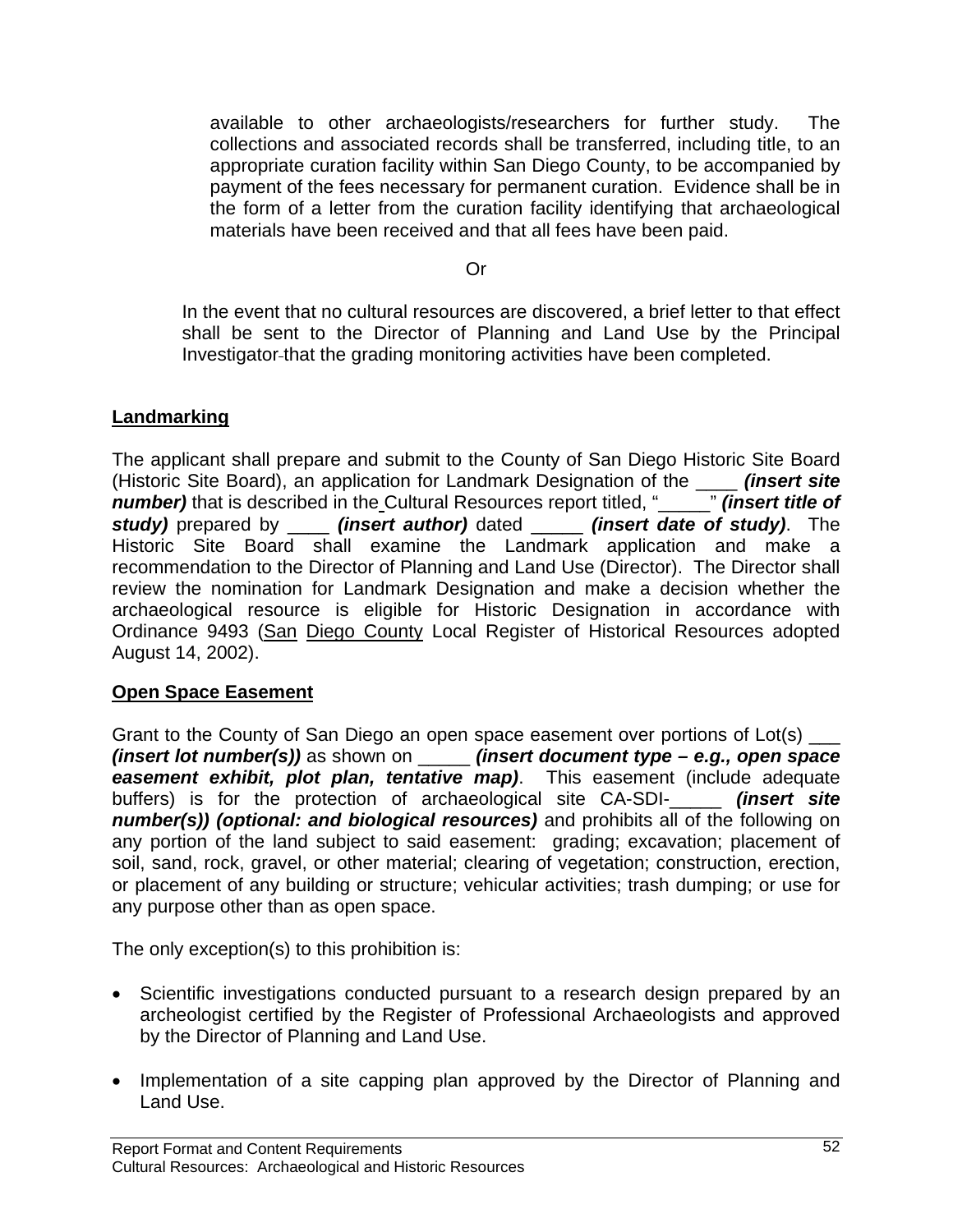available to other archaeologists/researchers for further study. The collections and associated records shall be transferred, including title, to an appropriate curation facility within San Diego County, to be accompanied by payment of the fees necessary for permanent curation. Evidence shall be in the form of a letter from the curation facility identifying that archaeological materials have been received and that all fees have been paid.

Or

In the event that no cultural resources are discovered, a brief letter to that effect shall be sent to the Director of Planning and Land Use by the Principal Investigator that the grading monitoring activities have been completed.

**Landmarking**

The applicant shall prepare and submit to the County of San Diego Historic Site Board (Historic Site Board), an application for Landmark Designation of the ____ ***(insert site number)*** that is described in the Cultural Resources report titled, "_____" ***(insert title of study)*** prepared by ____ ***(insert author)*** dated _____ ***(insert date of study)***. The Historic Site Board shall examine the Landmark application and make a recommendation to the Director of Planning and Land Use (Director). The Director shall review the nomination for Landmark Designation and make a decision whether the archaeological resource is eligible for Historic Designation in accordance with Ordinance 9493 (San Diego County Local Register of Historical Resources adopted August 14, 2002).

**Open Space Easement**

Grant to the County of San Diego an open space easement over portions of Lot(s) ___ ***(insert lot number(s))*** as shown on _____ ***(insert document type – e.g., open space easement exhibit, plot plan, tentative map)***. This easement (include adequate buffers) is for the protection of archaeological site CA-SDI-_____ ***(insert site number(s)) (optional: and biological resources)*** and prohibits all of the following on any portion of the land subject to said easement: grading; excavation; placement of soil, sand, rock, gravel, or other material; clearing of vegetation; construction, erection, or placement of any building or structure; vehicular activities; trash dumping; or use for any purpose other than as open space.

The only exception(s) to this prohibition is:

- Scientific investigations conducted pursuant to a research design prepared by an archeologist certified by the Register of Professional Archaeologists and approved by the Director of Planning and Land Use.

- Implementation of a site capping plan approved by the Director of Planning and Land Use.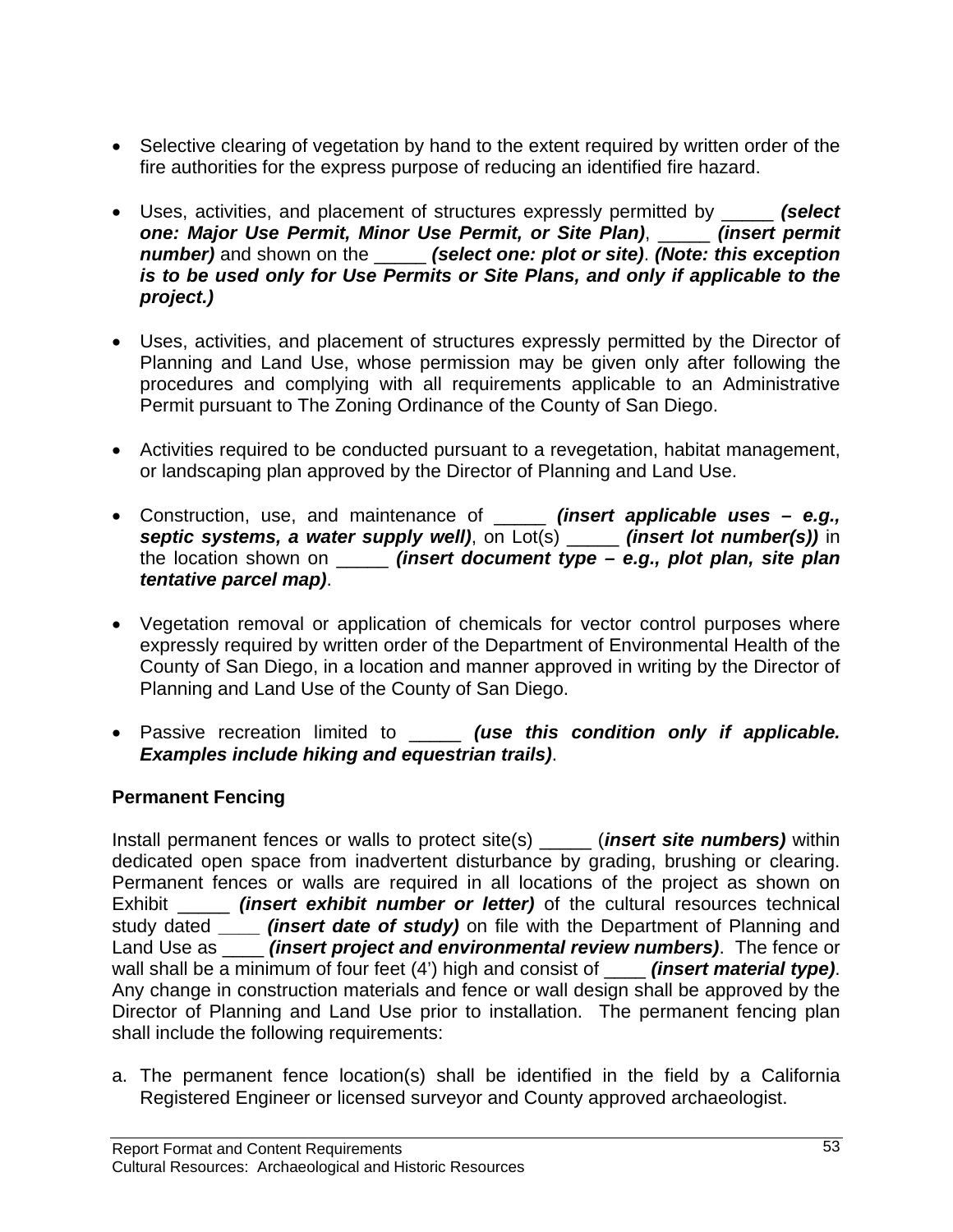- Selective clearing of vegetation by hand to the extent required by written order of the fire authorities for the express purpose of reducing an identified fire hazard.

- Uses, activities, and placement of structures expressly permitted by _____ ***(select one: Major Use Permit, Minor Use Permit, or Site Plan)***, _____ ***(insert permit number)*** and shown on the _____ ***(select one: plot or site)***. ***(Note: this exception is to be used only for Use Permits or Site Plans, and only if applicable to the project.)***

- Uses, activities, and placement of structures expressly permitted by the Director of Planning and Land Use, whose permission may be given only after following the procedures and complying with all requirements applicable to an Administrative Permit pursuant to The Zoning Ordinance of the County of San Diego.

- Activities required to be conducted pursuant to a revegetation, habitat management, or landscaping plan approved by the Director of Planning and Land Use.

- Construction, use, and maintenance of _____ ***(insert applicable uses – e.g., septic systems, a water supply well)***, on Lot(s) _____ ***(insert lot number(s))*** in the location shown on _____ ***(insert document type – e.g., plot plan, site plan tentative parcel map)***.

- Vegetation removal or application of chemicals for vector control purposes where expressly required by written order of the Department of Environmental Health of the County of San Diego, in a location and manner approved in writing by the Director of Planning and Land Use of the County of San Diego.

- Passive recreation limited to _____ ***(use this condition only if applicable. Examples include hiking and equestrian trails)***.

**Permanent Fencing**

Install permanent fences or walls to protect site(s) _____ (***insert site numbers)*** within dedicated open space from inadvertent disturbance by grading, brushing or clearing. Permanent fences or walls are required in all locations of the project as shown on Exhibit _____ ***(insert exhibit number or letter)*** of the cultural resources technical study dated ____ ***(insert date of study)*** on file with the Department of Planning and Land Use as ____ ***(insert project and environmental review numbers)***. The fence or wall shall be a minimum of four feet (4') high and consist of ____ ***(insert material type)***. Any change in construction materials and fence or wall design shall be approved by the Director of Planning and Land Use prior to installation. The permanent fencing plan shall include the following requirements:

a. The permanent fence location(s) shall be identified in the field by a California Registered Engineer or licensed surveyor and County approved archaeologist.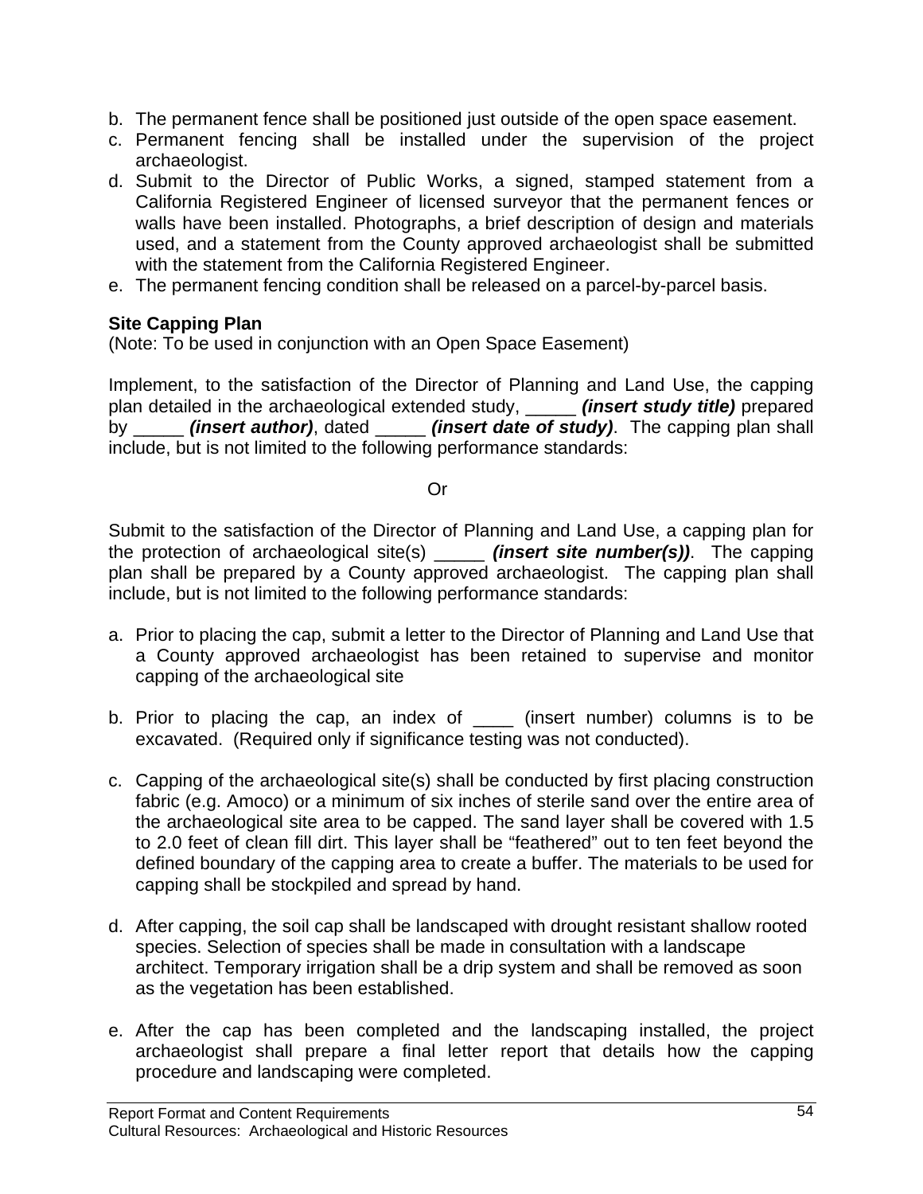b. The permanent fence shall be positioned just outside of the open space easement.
c. Permanent fencing shall be installed under the supervision of the project archaeologist.
d. Submit to the Director of Public Works, a signed, stamped statement from a California Registered Engineer of licensed surveyor that the permanent fences or walls have been installed. Photographs, a brief description of design and materials used, and a statement from the County approved archaeologist shall be submitted with the statement from the California Registered Engineer.
e. The permanent fencing condition shall be released on a parcel-by-parcel basis.

**Site Capping Plan**
(Note: To be used in conjunction with an Open Space Easement)

Implement, to the satisfaction of the Director of Planning and Land Use, the capping plan detailed in the archaeological extended study, _____ ***(insert study title)*** prepared by _____ ***(insert author)***, dated _____ ***(insert date of study)***. The capping plan shall include, but is not limited to the following performance standards:

Or

Submit to the satisfaction of the Director of Planning and Land Use, a capping plan for the protection of archaeological site(s) _____ ***(insert site number(s))***. The capping plan shall be prepared by a County approved archaeologist. The capping plan shall include, but is not limited to the following performance standards:

a. Prior to placing the cap, submit a letter to the Director of Planning and Land Use that a County approved archaeologist has been retained to supervise and monitor capping of the archaeological site

b. Prior to placing the cap, an index of ____ (insert number) columns is to be excavated. (Required only if significance testing was not conducted).

c. Capping of the archaeological site(s) shall be conducted by first placing construction fabric (e.g. Amoco) or a minimum of six inches of sterile sand over the entire area of the archaeological site area to be capped. The sand layer shall be covered with 1.5 to 2.0 feet of clean fill dirt. This layer shall be "feathered" out to ten feet beyond the defined boundary of the capping area to create a buffer. The materials to be used for capping shall be stockpiled and spread by hand.

d. After capping, the soil cap shall be landscaped with drought resistant shallow rooted species. Selection of species shall be made in consultation with a landscape architect. Temporary irrigation shall be a drip system and shall be removed as soon as the vegetation has been established.

e. After the cap has been completed and the landscaping installed, the project archaeologist shall prepare a final letter report that details how the capping procedure and landscaping were completed.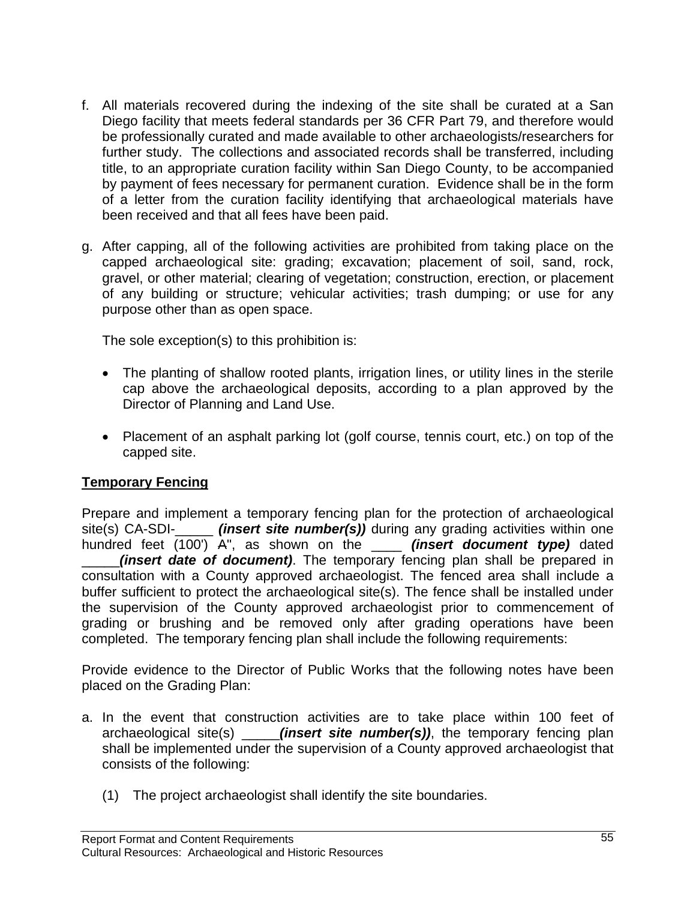f. All materials recovered during the indexing of the site shall be curated at a San Diego facility that meets federal standards per 36 CFR Part 79, and therefore would be professionally curated and made available to other archaeologists/researchers for further study. The collections and associated records shall be transferred, including title, to an appropriate curation facility within San Diego County, to be accompanied by payment of fees necessary for permanent curation. Evidence shall be in the form of a letter from the curation facility identifying that archaeological materials have been received and that all fees have been paid.

g. After capping, all of the following activities are prohibited from taking place on the capped archaeological site: grading; excavation; placement of soil, sand, rock, gravel, or other material; clearing of vegetation; construction, erection, or placement of any building or structure; vehicular activities; trash dumping; or use for any purpose other than as open space.

   The sole exception(s) to this prohibition is:

   - The planting of shallow rooted plants, irrigation lines, or utility lines in the sterile cap above the archaeological deposits, according to a plan approved by the Director of Planning and Land Use.

   - Placement of an asphalt parking lot (golf course, tennis court, etc.) on top of the capped site.

**Temporary Fencing**

Prepare and implement a temporary fencing plan for the protection of archaeological site(s) CA-SDI-_____ ***(insert site number(s))*** during any grading activities within one hundred feet (100') A", as shown on the ____ ***(insert document type)*** dated _____***(insert date of document)***. The temporary fencing plan shall be prepared in consultation with a County approved archaeologist. The fenced area shall include a buffer sufficient to protect the archaeological site(s). The fence shall be installed under the supervision of the County approved archaeologist prior to commencement of grading or brushing and be removed only after grading operations have been completed. The temporary fencing plan shall include the following requirements:

Provide evidence to the Director of Public Works that the following notes have been placed on the Grading Plan:

a. In the event that construction activities are to take place within 100 feet of archaeological site(s) _____***(insert site number(s))***, the temporary fencing plan shall be implemented under the supervision of a County approved archaeologist that consists of the following:

   (1) The project archaeologist shall identify the site boundaries.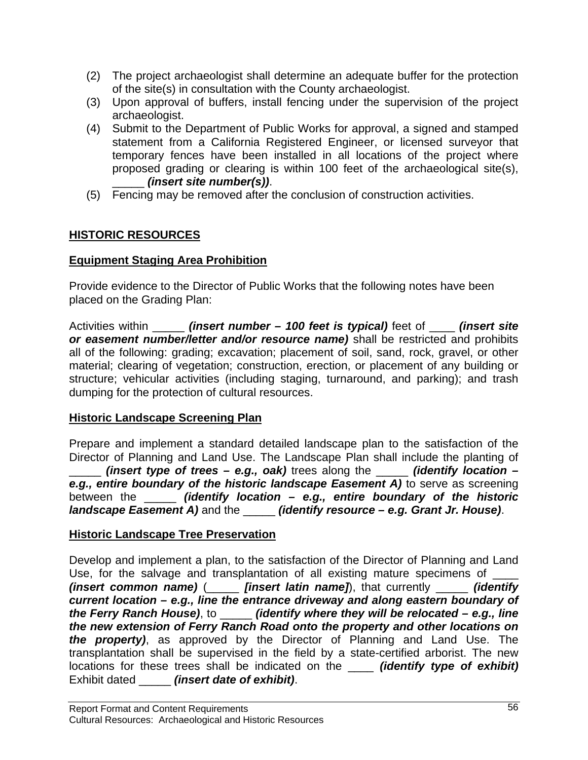(2) The project archaeologist shall determine an adequate buffer for the protection of the site(s) in consultation with the County archaeologist.
(3) Upon approval of buffers, install fencing under the supervision of the project archaeologist.
(4) Submit to the Department of Public Works for approval, a signed and stamped statement from a California Registered Engineer, or licensed surveyor that temporary fences have been installed in all locations of the project where proposed grading or clearing is within 100 feet of the archaeological site(s), _____ ***(insert site number(s))***.
(5) Fencing may be removed after the conclusion of construction activities.

## HISTORIC RESOURCES

### Equipment Staging Area Prohibition

Provide evidence to the Director of Public Works that the following notes have been placed on the Grading Plan:

Activities within _____ ***(insert number – 100 feet is typical)*** feet of ____ ***(insert site or easement number/letter and/or resource name)*** shall be restricted and prohibits all of the following: grading; excavation; placement of soil, sand, rock, gravel, or other material; clearing of vegetation; construction, erection, or placement of any building or structure; vehicular activities (including staging, turnaround, and parking); and trash dumping for the protection of cultural resources.

### Historic Landscape Screening Plan

Prepare and implement a standard detailed landscape plan to the satisfaction of the Director of Planning and Land Use. The Landscape Plan shall include the planting of _____ ***(insert type of trees – e.g., oak)*** trees along the _____ ***(identify location – e.g., entire boundary of the historic landscape Easement A)*** to serve as screening between the _____ ***(identify location – e.g., entire boundary of the historic landscape Easement A)*** and the _____ ***(identify resource – e.g. Grant Jr. House)***.

### Historic Landscape Tree Preservation

Develop and implement a plan, to the satisfaction of the Director of Planning and Land Use, for the salvage and transplantation of all existing mature specimens of ____ ***(insert common name)*** (_____ ***[insert latin name]***), that currently _____ ***(identify current location – e.g., line the entrance driveway and along eastern boundary of the Ferry Ranch House)***, to _____ ***(identify where they will be relocated – e.g., line the new extension of Ferry Ranch Road onto the property and other locations on the property)***, as approved by the Director of Planning and Land Use. The transplantation shall be supervised in the field by a state-certified arborist. The new locations for these trees shall be indicated on the ____ ***(identify type of exhibit)*** Exhibit dated _____ ***(insert date of exhibit)***.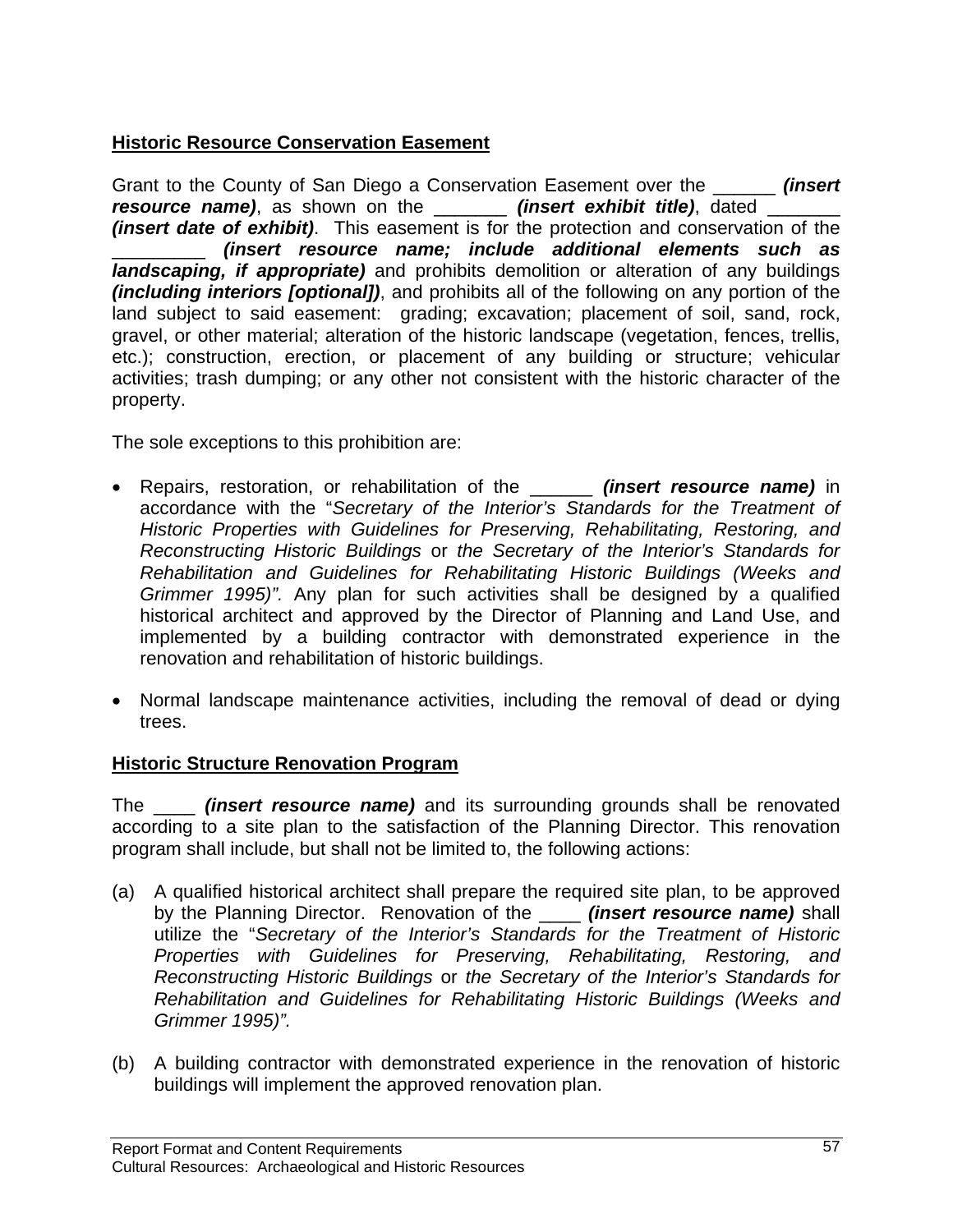**Historic Resource Conservation Easement**

Grant to the County of San Diego a Conservation Easement over the ______ ***(insert resource name)***, as shown on the _______ ***(insert exhibit title)***, dated _______ ***(insert date of exhibit)***. This easement is for the protection and conservation of the _________ ***(insert resource name; include additional elements such as landscaping, if appropriate)*** and prohibits demolition or alteration of any buildings ***(including interiors [optional])***, and prohibits all of the following on any portion of the land subject to said easement: grading; excavation; placement of soil, sand, rock, gravel, or other material; alteration of the historic landscape (vegetation, fences, trellis, etc.); construction, erection, or placement of any building or structure; vehicular activities; trash dumping; or any other not consistent with the historic character of the property.

The sole exceptions to this prohibition are:

- Repairs, restoration, or rehabilitation of the ______ ***(insert resource name)*** in accordance with the "*Secretary of the Interior's Standards for the Treatment of Historic Properties with Guidelines for Preserving, Rehabilitating, Restoring, and Reconstructing Historic Buildings* or *the Secretary of the Interior's Standards for Rehabilitation and Guidelines for Rehabilitating Historic Buildings (Weeks and Grimmer 1995)".* Any plan for such activities shall be designed by a qualified historical architect and approved by the Director of Planning and Land Use, and implemented by a building contractor with demonstrated experience in the renovation and rehabilitation of historic buildings.

- Normal landscape maintenance activities, including the removal of dead or dying trees.

**Historic Structure Renovation Program**

The ____ ***(insert resource name)*** and its surrounding grounds shall be renovated according to a site plan to the satisfaction of the Planning Director. This renovation program shall include, but shall not be limited to, the following actions:

(a) A qualified historical architect shall prepare the required site plan, to be approved by the Planning Director. Renovation of the ____ ***(insert resource name)*** shall utilize the "*Secretary of the Interior's Standards for the Treatment of Historic Properties with Guidelines for Preserving, Rehabilitating, Restoring, and Reconstructing Historic Buildings* or *the Secretary of the Interior's Standards for Rehabilitation and Guidelines for Rehabilitating Historic Buildings (Weeks and Grimmer 1995)".*

(b) A building contractor with demonstrated experience in the renovation of historic buildings will implement the approved renovation plan.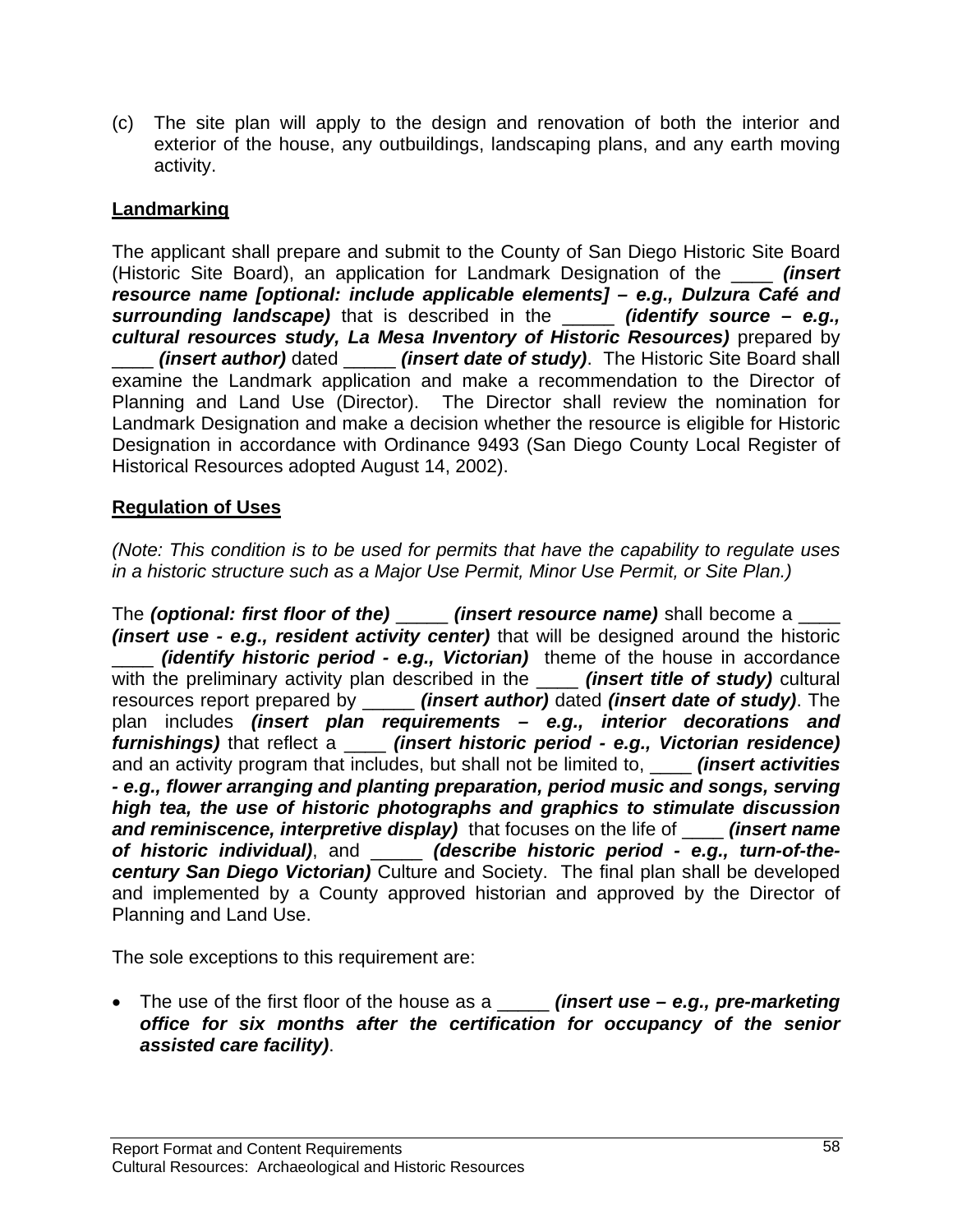(c) The site plan will apply to the design and renovation of both the interior and exterior of the house, any outbuildings, landscaping plans, and any earth moving activity.

**Landmarking**

The applicant shall prepare and submit to the County of San Diego Historic Site Board (Historic Site Board), an application for Landmark Designation of the ____ ***(insert resource name [optional: include applicable elements] – e.g., Dulzura Café and surrounding landscape)*** that is described in the _____ ***(identify source – e.g., cultural resources study, La Mesa Inventory of Historic Resources)*** prepared by ____ ***(insert author)*** dated _____ ***(insert date of study)***. The Historic Site Board shall examine the Landmark application and make a recommendation to the Director of Planning and Land Use (Director). The Director shall review the nomination for Landmark Designation and make a decision whether the resource is eligible for Historic Designation in accordance with Ordinance 9493 (San Diego County Local Register of Historical Resources adopted August 14, 2002).

**Regulation of Uses**

*(Note: This condition is to be used for permits that have the capability to regulate uses in a historic structure such as a Major Use Permit, Minor Use Permit, or Site Plan.)*

The ***(optional: first floor of the)*** _____ ***(insert resource name)*** shall become a ____ ***(insert use - e.g., resident activity center)*** that will be designed around the historic ____ ***(identify historic period - e.g., Victorian)*** theme of the house in accordance with the preliminary activity plan described in the ____ ***(insert title of study)*** cultural resources report prepared by _____ ***(insert author)*** dated ***(insert date of study)***. The plan includes ***(insert plan requirements – e.g., interior decorations and furnishings)*** that reflect a ____ ***(insert historic period - e.g., Victorian residence)*** and an activity program that includes, but shall not be limited to, ____ ***(insert activities - e.g., flower arranging and planting preparation, period music and songs, serving high tea, the use of historic photographs and graphics to stimulate discussion and reminiscence, interpretive display)*** that focuses on the life of ____ ***(insert name of historic individual)***, and _____ ***(describe historic period - e.g., turn-of-the-century San Diego Victorian)*** Culture and Society. The final plan shall be developed and implemented by a County approved historian and approved by the Director of Planning and Land Use.

The sole exceptions to this requirement are:

- The use of the first floor of the house as a _____ ***(insert use – e.g., pre-marketing office for six months after the certification for occupancy of the senior assisted care facility)***.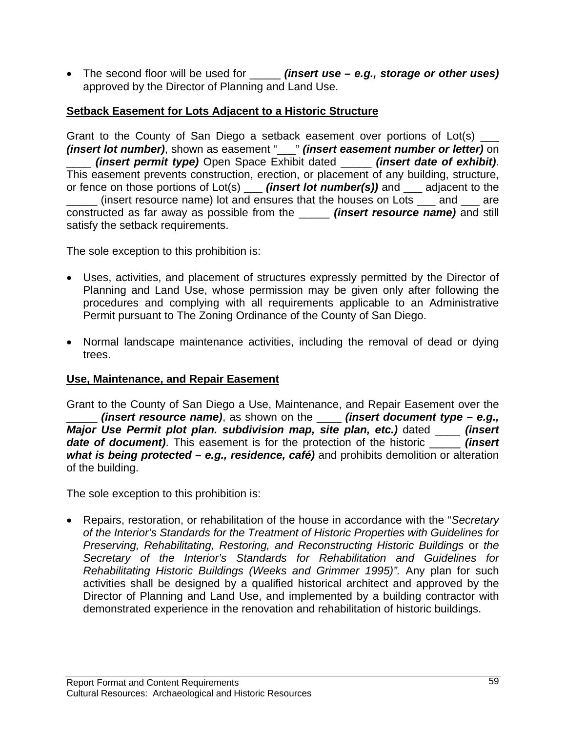- The second floor will be used for _____ ***(insert use – e.g., storage or other uses)*** approved by the Director of Planning and Land Use.

**Setback Easement for Lots Adjacent to a Historic Structure**

Grant to the County of San Diego a setback easement over portions of Lot(s) ___ ***(insert lot number)***, shown as easement "___" ***(insert easement number or letter)*** on ____ ***(insert permit type)*** Open Space Exhibit dated _____ ***(insert date of exhibit)***. This easement prevents construction, erection, or placement of any building, structure, or fence on those portions of Lot(s) ___ ***(insert lot number(s))*** and ___ adjacent to the _____ (insert resource name) lot and ensures that the houses on Lots ___ and ___ are constructed as far away as possible from the _____ ***(insert resource name)*** and still satisfy the setback requirements.

The sole exception to this prohibition is:

- Uses, activities, and placement of structures expressly permitted by the Director of Planning and Land Use, whose permission may be given only after following the procedures and complying with all requirements applicable to an Administrative Permit pursuant to The Zoning Ordinance of the County of San Diego.
- Normal landscape maintenance activities, including the removal of dead or dying trees.

**Use, Maintenance, and Repair Easement**

Grant to the County of San Diego a Use, Maintenance, and Repair Easement over the _____ ***(insert resource name)***, as shown on the ____ ***(insert document type – e.g., Major Use Permit plot plan. subdivision map, site plan, etc.)*** dated ____ ***(insert date of document)***. This easement is for the protection of the historic _____ ***(insert what is being protected – e.g., residence, café)*** and prohibits demolition or alteration of the building.

The sole exception to this prohibition is:

- Repairs, restoration, or rehabilitation of the house in accordance with the "*Secretary of the Interior's Standards for the Treatment of Historic Properties with Guidelines for Preserving, Rehabilitating, Restoring, and Reconstructing Historic Buildings* or *the Secretary of the Interior's Standards for Rehabilitation and Guidelines for Rehabilitating Historic Buildings (Weeks and Grimmer 1995)".* Any plan for such activities shall be designed by a qualified historical architect and approved by the Director of Planning and Land Use, and implemented by a building contractor with demonstrated experience in the renovation and rehabilitation of historic buildings.